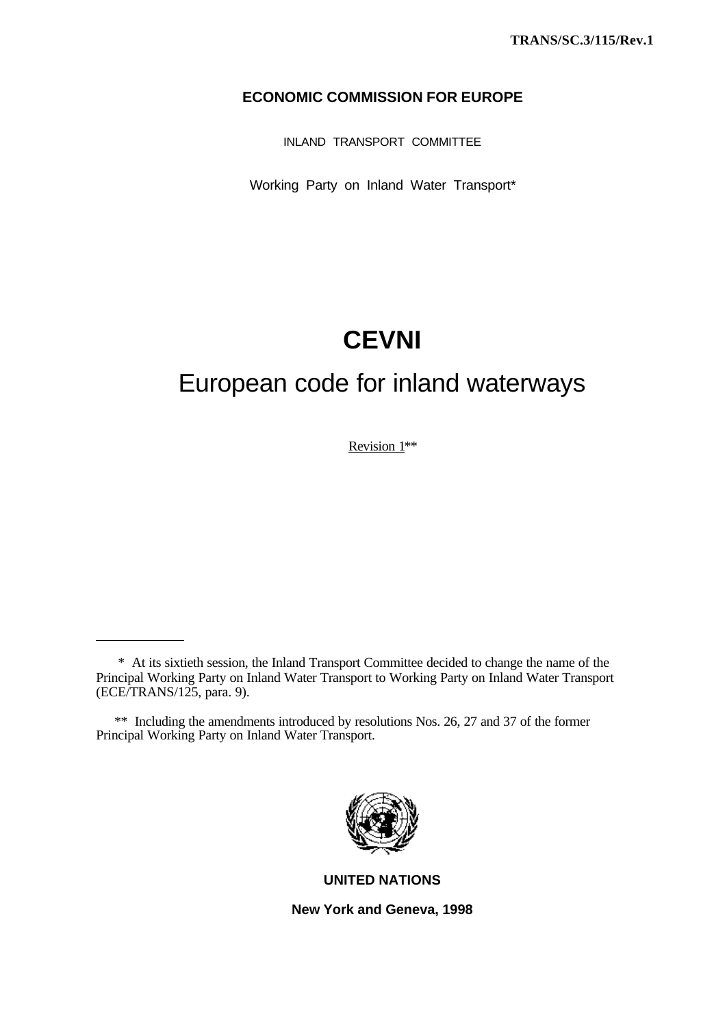TRANS/SC.3/115/Rev.1

**ECONOMIC COMMISSION FOR EUROPE**

INLAND TRANSPORT COMMITTEE

Working Party on Inland Water Transport*

# CEVNI

## European code for inland waterways

Revision 1**

---

\* At its sixtieth session, the Inland Transport Committee decided to change the name of the Principal Working Party on Inland Water Transport to Working Party on Inland Water Transport (ECE/TRANS/125, para. 9).

\*\* Including the amendments introduced by resolutions Nos. 26, 27 and 37 of the former Principal Working Party on Inland Water Transport.

**UNITED NATIONS**

**New York and Geneva, 1998**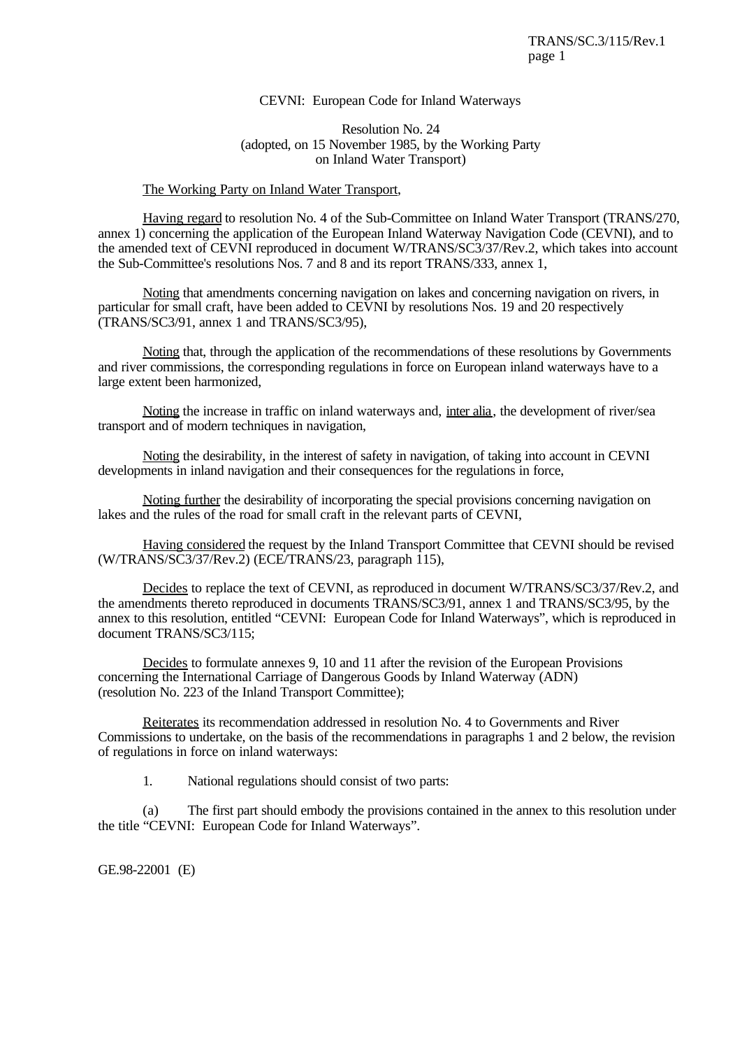CEVNI: European Code for Inland Waterways

Resolution No. 24
(adopted, on 15 November 1985, by the Working Party
on Inland Water Transport)

The Working Party on Inland Water Transport,

Having regard to resolution No. 4 of the Sub-Committee on Inland Water Transport (TRANS/270, annex 1) concerning the application of the European Inland Waterway Navigation Code (CEVNI), and to the amended text of CEVNI reproduced in document W/TRANS/SC3/37/Rev.2, which takes into account the Sub-Committee's resolutions Nos. 7 and 8 and its report TRANS/333, annex 1,

Noting that amendments concerning navigation on lakes and concerning navigation on rivers, in particular for small craft, have been added to CEVNI by resolutions Nos. 19 and 20 respectively (TRANS/SC3/91, annex 1 and TRANS/SC3/95),

Noting that, through the application of the recommendations of these resolutions by Governments and river commissions, the corresponding regulations in force on European inland waterways have to a large extent been harmonized,

Noting the increase in traffic on inland waterways and, inter alia, the development of river/sea transport and of modern techniques in navigation,

Noting the desirability, in the interest of safety in navigation, of taking into account in CEVNI developments in inland navigation and their consequences for the regulations in force,

Noting further the desirability of incorporating the special provisions concerning navigation on lakes and the rules of the road for small craft in the relevant parts of CEVNI,

Having considered the request by the Inland Transport Committee that CEVNI should be revised (W/TRANS/SC3/37/Rev.2) (ECE/TRANS/23, paragraph 115),

Decides to replace the text of CEVNI, as reproduced in document W/TRANS/SC3/37/Rev.2, and the amendments thereto reproduced in documents TRANS/SC3/91, annex 1 and TRANS/SC3/95, by the annex to this resolution, entitled "CEVNI: European Code for Inland Waterways", which is reproduced in document TRANS/SC3/115;

Decides to formulate annexes 9, 10 and 11 after the revision of the European Provisions concerning the International Carriage of Dangerous Goods by Inland Waterway (ADN) (resolution No. 223 of the Inland Transport Committee);

Reiterates its recommendation addressed in resolution No. 4 to Governments and River Commissions to undertake, on the basis of the recommendations in paragraphs 1 and 2 below, the revision of regulations in force on inland waterways:

1. National regulations should consist of two parts:

(a) The first part should embody the provisions contained in the annex to this resolution under the title "CEVNI: European Code for Inland Waterways".

GE.98-22001 (E)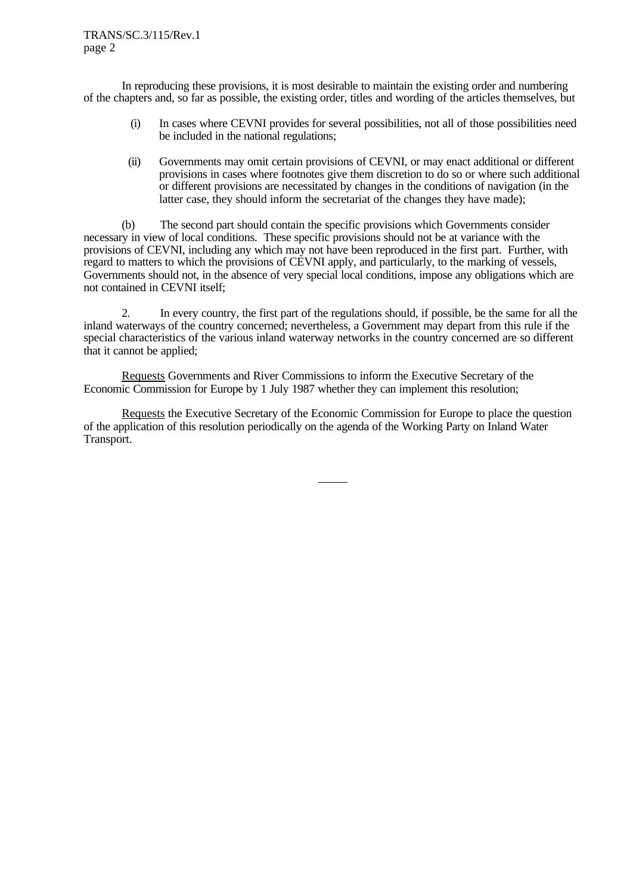In reproducing these provisions, it is most desirable to maintain the existing order and numbering of the chapters and, so far as possible, the existing order, titles and wording of the articles themselves, but

(i) In cases where CEVNI provides for several possibilities, not all of those possibilities need be included in the national regulations;

(ii) Governments may omit certain provisions of CEVNI, or may enact additional or different provisions in cases where footnotes give them discretion to do so or where such additional or different provisions are necessitated by changes in the conditions of navigation (in the latter case, they should inform the secretariat of the changes they have made);

(b) The second part should contain the specific provisions which Governments consider necessary in view of local conditions. These specific provisions should not be at variance with the provisions of CEVNI, including any which may not have been reproduced in the first part. Further, with regard to matters to which the provisions of CEVNI apply, and particularly, to the marking of vessels, Governments should not, in the absence of very special local conditions, impose any obligations which are not contained in CEVNI itself;

2. In every country, the first part of the regulations should, if possible, be the same for all the inland waterways of the country concerned; nevertheless, a Government may depart from this rule if the special characteristics of the various inland waterway networks in the country concerned are so different that it cannot be applied;

Requests Governments and River Commissions to inform the Executive Secretary of the Economic Commission for Europe by 1 July 1987 whether they can implement this resolution;

Requests the Executive Secretary of the Economic Commission for Europe to place the question of the application of this resolution periodically on the agenda of the Working Party on Inland Water Transport.

-----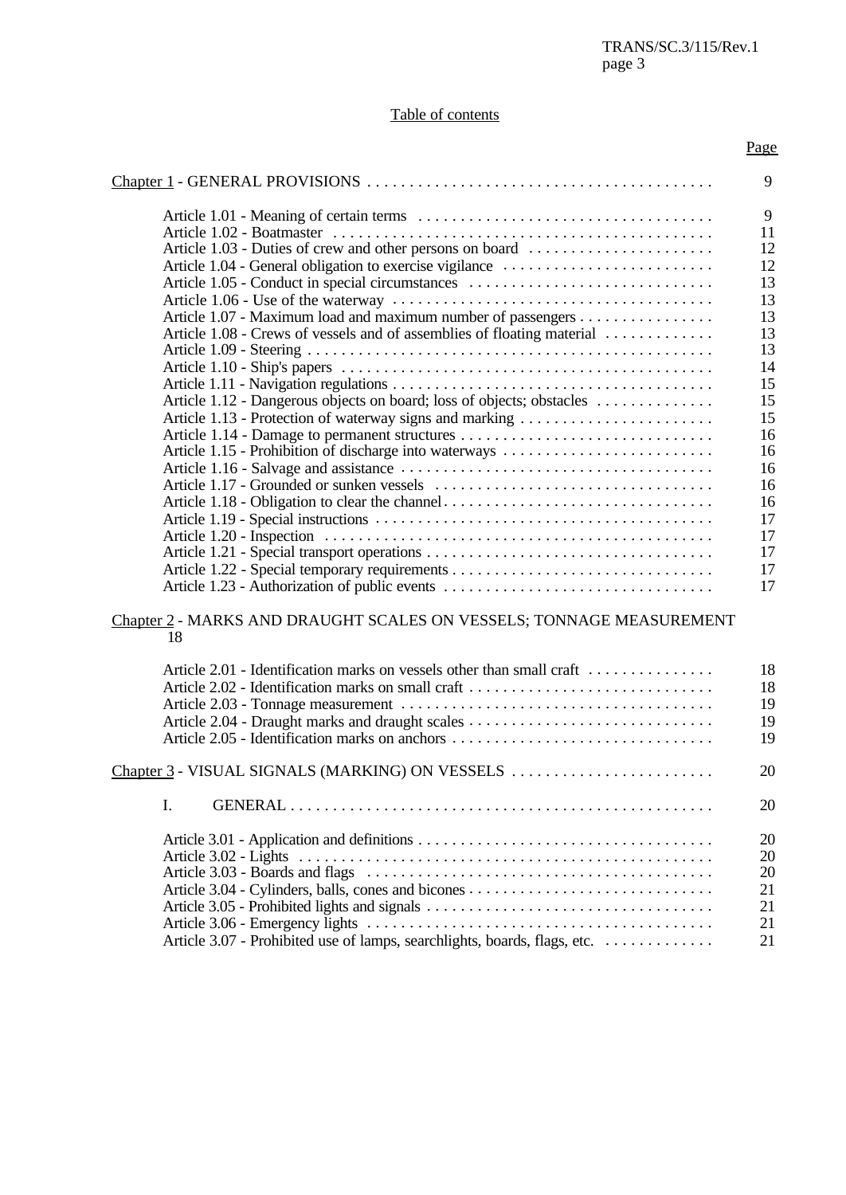Table of contents

| | Page |
|---|---|
| Chapter 1 - GENERAL PROVISIONS | 9 |
| Article 1.01 - Meaning of certain terms | 9 |
| Article 1.02 - Boatmaster | 11 |
| Article 1.03 - Duties of crew and other persons on board | 12 |
| Article 1.04 - General obligation to exercise vigilance | 12 |
| Article 1.05 - Conduct in special circumstances | 13 |
| Article 1.06 - Use of the waterway | 13 |
| Article 1.07 - Maximum load and maximum number of passengers | 13 |
| Article 1.08 - Crews of vessels and of assemblies of floating material | 13 |
| Article 1.09 - Steering | 13 |
| Article 1.10 - Ship's papers | 14 |
| Article 1.11 - Navigation regulations | 15 |
| Article 1.12 - Dangerous objects on board; loss of objects; obstacles | 15 |
| Article 1.13 - Protection of waterway signs and marking | 15 |
| Article 1.14 - Damage to permanent structures | 16 |
| Article 1.15 - Prohibition of discharge into waterways | 16 |
| Article 1.16 - Salvage and assistance | 16 |
| Article 1.17 - Grounded or sunken vessels | 16 |
| Article 1.18 - Obligation to clear the channel | 16 |
| Article 1.19 - Special instructions | 17 |
| Article 1.20 - Inspection | 17 |
| Article 1.21 - Special transport operations | 17 |
| Article 1.22 - Special temporary requirements | 17 |
| Article 1.23 - Authorization of public events | 17 |
| Chapter 2 - MARKS AND DRAUGHT SCALES ON VESSELS; TONNAGE MEASUREMENT | 18 |
| Article 2.01 - Identification marks on vessels other than small craft | 18 |
| Article 2.02 - Identification marks on small craft | 18 |
| Article 2.03 - Tonnage measurement | 19 |
| Article 2.04 - Draught marks and draught scales | 19 |
| Article 2.05 - Identification marks on anchors | 19 |
| Chapter 3 - VISUAL SIGNALS (MARKING) ON VESSELS | 20 |
| I. GENERAL | 20 |
| Article 3.01 - Application and definitions | 20 |
| Article 3.02 - Lights | 20 |
| Article 3.03 - Boards and flags | 20 |
| Article 3.04 - Cylinders, balls, cones and bicones | 21 |
| Article 3.05 - Prohibited lights and signals | 21 |
| Article 3.06 - Emergency lights | 21 |
| Article 3.07 - Prohibited use of lamps, searchlights, boards, flags, etc. | 21 |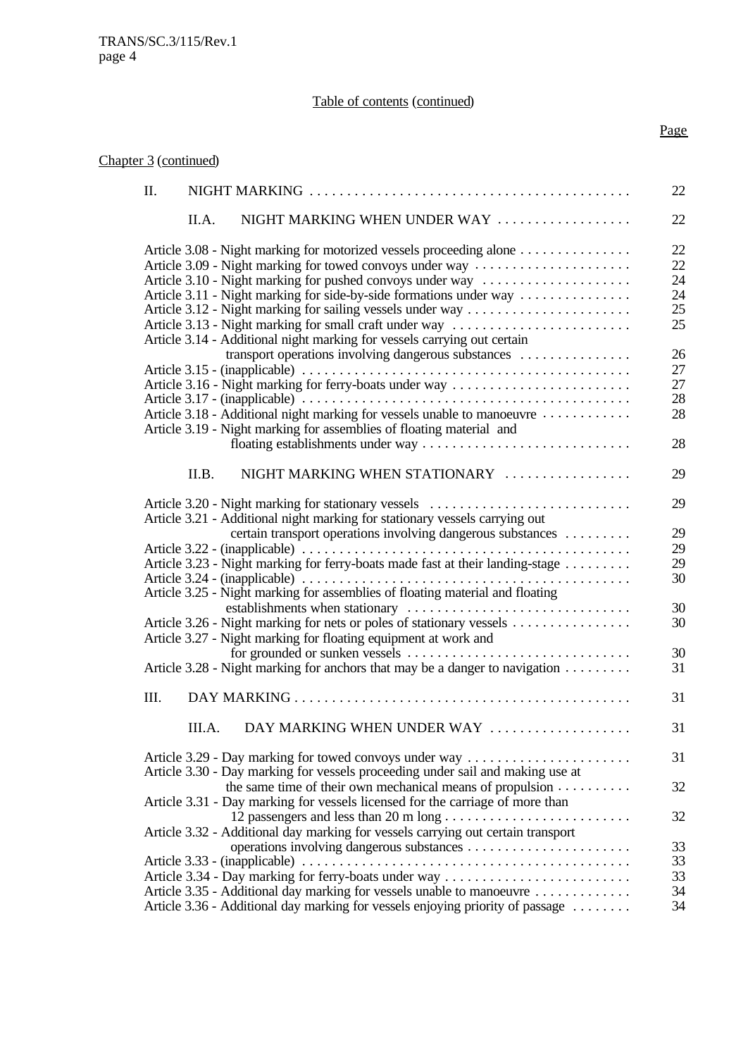Table of contents (continued)

Page

Chapter 3 (continued)

| | |
|---|---|
| II. NIGHT MARKING | 22 |
| II.A. NIGHT MARKING WHEN UNDER WAY | 22 |
| Article 3.08 - Night marking for motorized vessels proceeding alone | 22 |
| Article 3.09 - Night marking for towed convoys under way | 22 |
| Article 3.10 - Night marking for pushed convoys under way | 24 |
| Article 3.11 - Night marking for side-by-side formations under way | 24 |
| Article 3.12 - Night marking for sailing vessels under way | 25 |
| Article 3.13 - Night marking for small craft under way | 25 |
| Article 3.14 - Additional night marking for vessels carrying out certain transport operations involving dangerous substances | 26 |
| Article 3.15 - (inapplicable) | 27 |
| Article 3.16 - Night marking for ferry-boats under way | 27 |
| Article 3.17 - (inapplicable) | 28 |
| Article 3.18 - Additional night marking for vessels unable to manoeuvre | 28 |
| Article 3.19 - Night marking for assemblies of floating material and floating establishments under way | 28 |
| II.B. NIGHT MARKING WHEN STATIONARY | 29 |
| Article 3.20 - Night marking for stationary vessels | 29 |
| Article 3.21 - Additional night marking for stationary vessels carrying out certain transport operations involving dangerous substances | 29 |
| Article 3.22 - (inapplicable) | 29 |
| Article 3.23 - Night marking for ferry-boats made fast at their landing-stage | 29 |
| Article 3.24 - (inapplicable) | 30 |
| Article 3.25 - Night marking for assemblies of floating material and floating establishments when stationary | 30 |
| Article 3.26 - Night marking for nets or poles of stationary vessels | 30 |
| Article 3.27 - Night marking for floating equipment at work and for grounded or sunken vessels | 30 |
| Article 3.28 - Night marking for anchors that may be a danger to navigation | 31 |
| III. DAY MARKING | 31 |
| III.A. DAY MARKING WHEN UNDER WAY | 31 |
| Article 3.29 - Day marking for towed convoys under way | 31 |
| Article 3.30 - Day marking for vessels proceeding under sail and making use at the same time of their own mechanical means of propulsion | 32 |
| Article 3.31 - Day marking for vessels licensed for the carriage of more than 12 passengers and less than 20 m long | 32 |
| Article 3.32 - Additional day marking for vessels carrying out certain transport operations involving dangerous substances | 33 |
| Article 3.33 - (inapplicable) | 33 |
| Article 3.34 - Day marking for ferry-boats under way | 33 |
| Article 3.35 - Additional day marking for vessels unable to manoeuvre | 34 |
| Article 3.36 - Additional day marking for vessels enjoying priority of passage | 34 |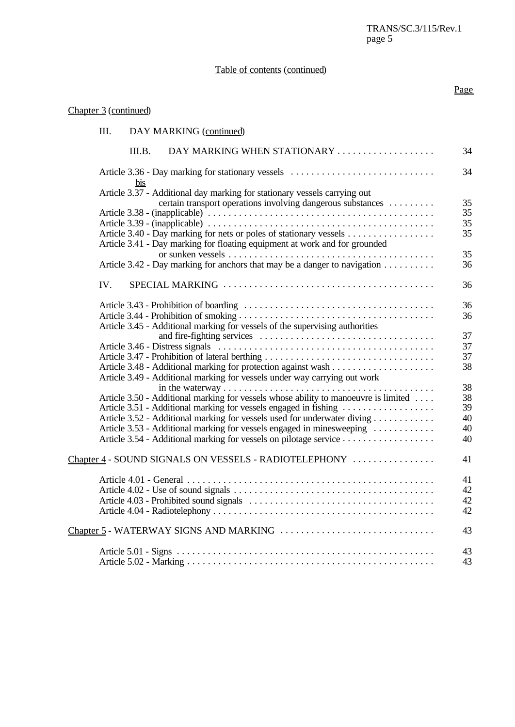Table of contents (continued)

Page

Chapter 3 (continued)

III. DAY MARKING (continued)

| | |
|---|---|
| III.B. DAY MARKING WHEN STATIONARY | 34 |
| Article 3.36 - Day marking for stationary vessels | 34 |
| Article 3.37 bis - Additional day marking for stationary vessels carrying out certain transport operations involving dangerous substances | 35 |
| Article 3.38 - (inapplicable) | 35 |
| Article 3.39 - (inapplicable) | 35 |
| Article 3.40 - Day marking for nets or poles of stationary vessels | 35 |
| Article 3.41 - Day marking for floating equipment at work and for grounded or sunken vessels | 35 |
| Article 3.42 - Day marking for anchors that may be a danger to navigation | 36 |
| IV. SPECIAL MARKING | 36 |
| Article 3.43 - Prohibition of boarding | 36 |
| Article 3.44 - Prohibition of smoking | 36 |
| Article 3.45 - Additional marking for vessels of the supervising authorities and fire-fighting services | 37 |
| Article 3.46 - Distress signals | 37 |
| Article 3.47 - Prohibition of lateral berthing | 37 |
| Article 3.48 - Additional marking for protection against wash | 38 |
| Article 3.49 - Additional marking for vessels under way carrying out work in the waterway | 38 |
| Article 3.50 - Additional marking for vessels whose ability to manoeuvre is limited | 38 |
| Article 3.51 - Additional marking for vessels engaged in fishing | 39 |
| Article 3.52 - Additional marking for vessels used for underwater diving | 40 |
| Article 3.53 - Additional marking for vessels engaged in minesweeping | 40 |
| Article 3.54 - Additional marking for vessels on pilotage service | 40 |
| Chapter 4 - SOUND SIGNALS ON VESSELS - RADIOTELEPHONY | 41 |
| Article 4.01 - General | 41 |
| Article 4.02 - Use of sound signals | 42 |
| Article 4.03 - Prohibited sound signals | 42 |
| Article 4.04 - Radiotelephony | 42 |
| Chapter 5 - WATERWAY SIGNS AND MARKING | 43 |
| Article 5.01 - Signs | 43 |
| Article 5.02 - Marking | 43 |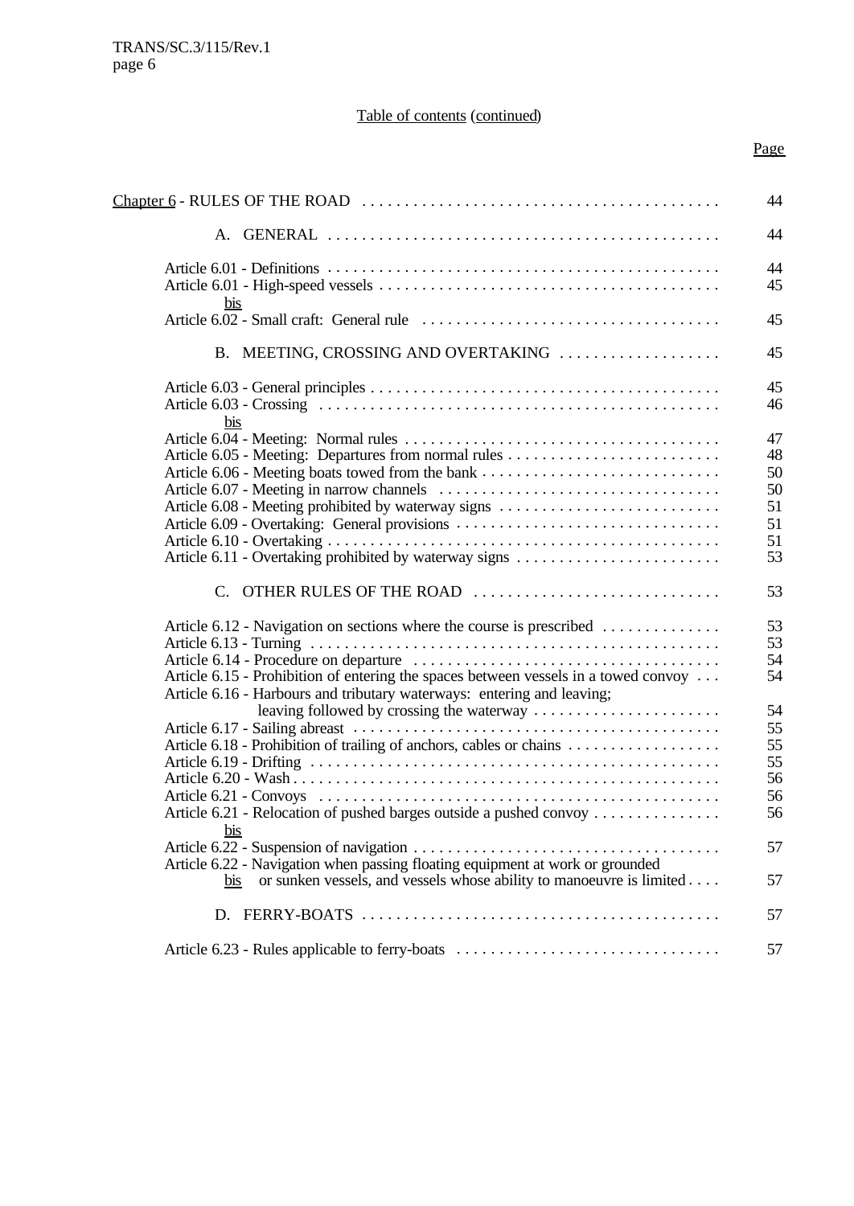Table of contents (continued)

| | Page |
|---|---|
| Chapter 6 - RULES OF THE ROAD | 44 |
| A. GENERAL | 44 |
| Article 6.01 - Definitions | 44 |
| Article 6.01 bis - High-speed vessels | 45 |
| Article 6.02 - Small craft: General rule | 45 |
| B. MEETING, CROSSING AND OVERTAKING | 45 |
| Article 6.03 - General principles | 45 |
| Article 6.03 bis - Crossing | 46 |
| Article 6.04 - Meeting: Normal rules | 47 |
| Article 6.05 - Meeting: Departures from normal rules | 48 |
| Article 6.06 - Meeting boats towed from the bank | 50 |
| Article 6.07 - Meeting in narrow channels | 50 |
| Article 6.08 - Meeting prohibited by waterway signs | 51 |
| Article 6.09 - Overtaking: General provisions | 51 |
| Article 6.10 - Overtaking | 51 |
| Article 6.11 - Overtaking prohibited by waterway signs | 53 |
| C. OTHER RULES OF THE ROAD | 53 |
| Article 6.12 - Navigation on sections where the course is prescribed | 53 |
| Article 6.13 - Turning | 53 |
| Article 6.14 - Procedure on departure | 54 |
| Article 6.15 - Prohibition of entering the spaces between vessels in a towed convoy | 54 |
| Article 6.16 - Harbours and tributary waterways: entering and leaving; leaving followed by crossing the waterway | 54 |
| Article 6.17 - Sailing abreast | 55 |
| Article 6.18 - Prohibition of trailing of anchors, cables or chains | 55 |
| Article 6.19 - Drifting | 55 |
| Article 6.20 - Wash | 56 |
| Article 6.21 - Convoys | 56 |
| Article 6.21 bis - Relocation of pushed barges outside a pushed convoy | 56 |
| Article 6.22 - Suspension of navigation | 57 |
| Article 6.22 bis - Navigation when passing floating equipment at work or grounded or sunken vessels, and vessels whose ability to manoeuvre is limited | 57 |
| D. FERRY-BOATS | 57 |
| Article 6.23 - Rules applicable to ferry-boats | 57 |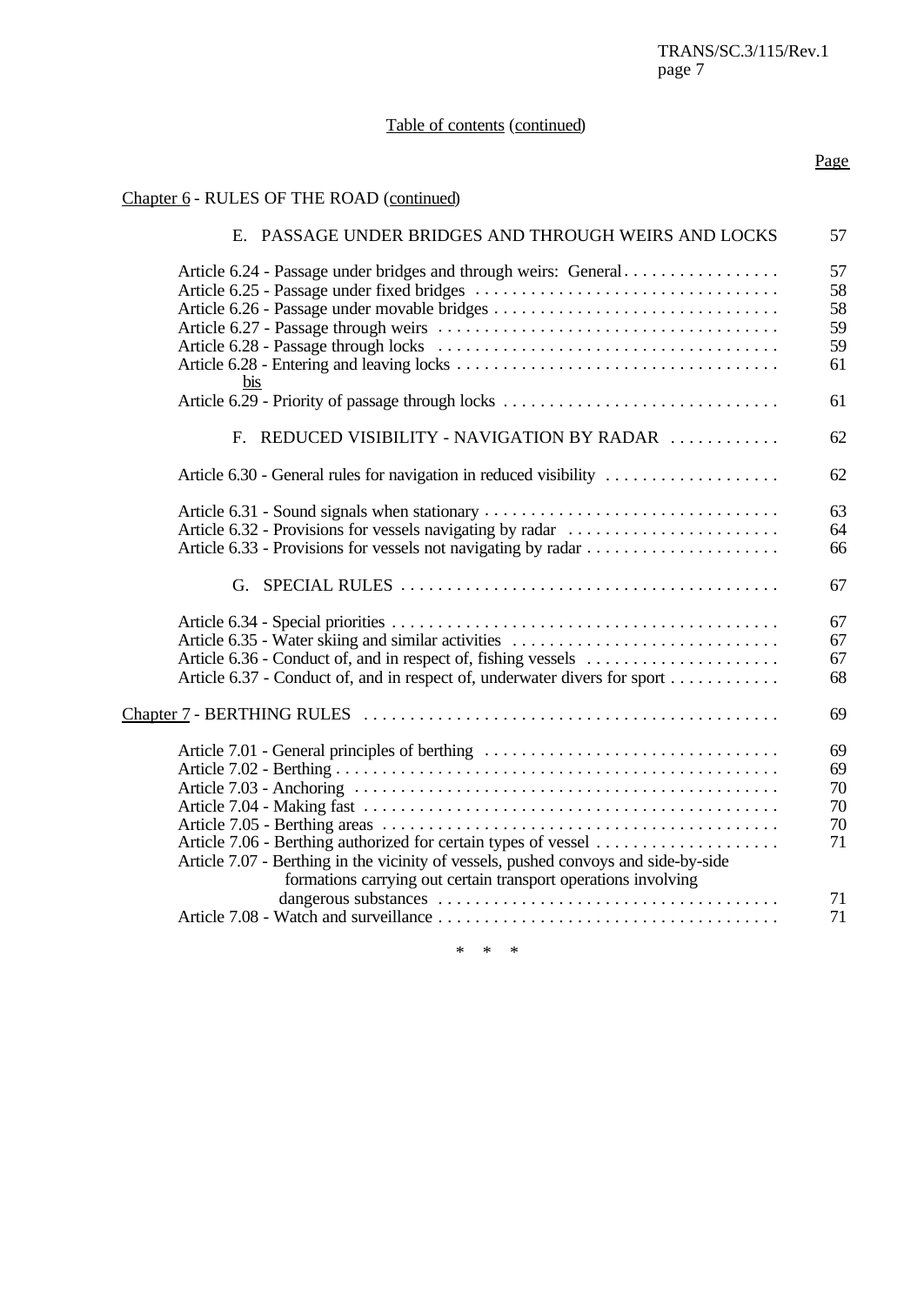Table of contents (continued)

Page

Chapter 6 - RULES OF THE ROAD (continued)

| | |
|---|---|
| E. PASSAGE UNDER BRIDGES AND THROUGH WEIRS AND LOCKS | 57 |
| Article 6.24 - Passage under bridges and through weirs: General | 57 |
| Article 6.25 - Passage under fixed bridges | 58 |
| Article 6.26 - Passage under movable bridges | 58 |
| Article 6.27 - Passage through weirs | 59 |
| Article 6.28 - Passage through locks | 59 |
| Article 6.28 bis - Entering and leaving locks | 61 |
| Article 6.29 - Priority of passage through locks | 61 |
| F. REDUCED VISIBILITY - NAVIGATION BY RADAR | 62 |
| Article 6.30 - General rules for navigation in reduced visibility | 62 |
| Article 6.31 - Sound signals when stationary | 63 |
| Article 6.32 - Provisions for vessels navigating by radar | 64 |
| Article 6.33 - Provisions for vessels not navigating by radar | 66 |
| G. SPECIAL RULES | 67 |
| Article 6.34 - Special priorities | 67 |
| Article 6.35 - Water skiing and similar activities | 67 |
| Article 6.36 - Conduct of, and in respect of, fishing vessels | 67 |
| Article 6.37 - Conduct of, and in respect of, underwater divers for sport | 68 |
| Chapter 7 - BERTHING RULES | 69 |
| Article 7.01 - General principles of berthing | 69 |
| Article 7.02 - Berthing | 69 |
| Article 7.03 - Anchoring | 70 |
| Article 7.04 - Making fast | 70 |
| Article 7.05 - Berthing areas | 70 |
| Article 7.06 - Berthing authorized for certain types of vessel | 71 |
| Article 7.07 - Berthing in the vicinity of vessels, pushed convoys and side-by-side formations carrying out certain transport operations involving dangerous substances | 71 |
| Article 7.08 - Watch and surveillance | 71 |

\* \* \*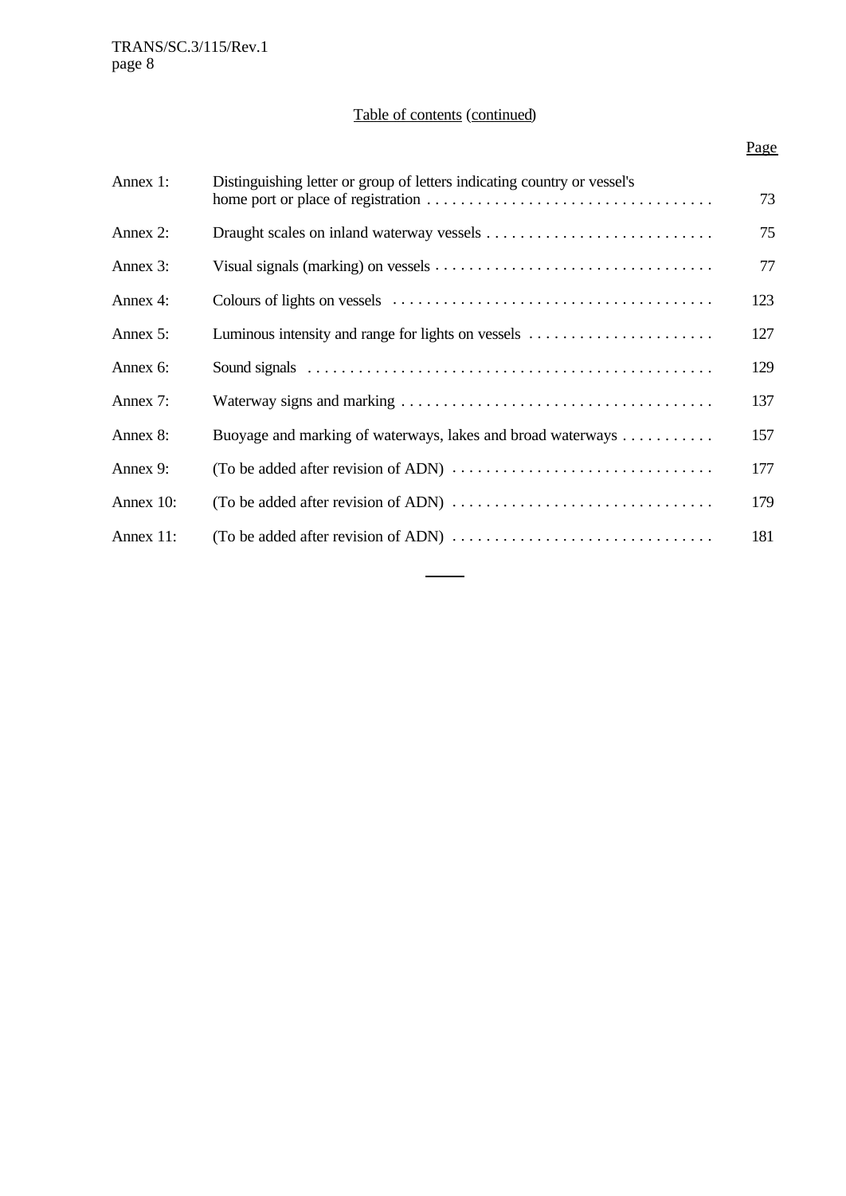Table of contents (continued)

| | | Page |
|---|---|---|
| Annex 1: | Distinguishing letter or group of letters indicating country or vessel's home port or place of registration | 73 |
| Annex 2: | Draught scales on inland waterway vessels | 75 |
| Annex 3: | Visual signals (marking) on vessels | 77 |
| Annex 4: | Colours of lights on vessels | 123 |
| Annex 5: | Luminous intensity and range for lights on vessels | 127 |
| Annex 6: | Sound signals | 129 |
| Annex 7: | Waterway signs and marking | 137 |
| Annex 8: | Buoyage and marking of waterways, lakes and broad waterways | 157 |
| Annex 9: | (To be added after revision of ADN) | 177 |
| Annex 10: | (To be added after revision of ADN) | 179 |
| Annex 11: | (To be added after revision of ADN) | 181 |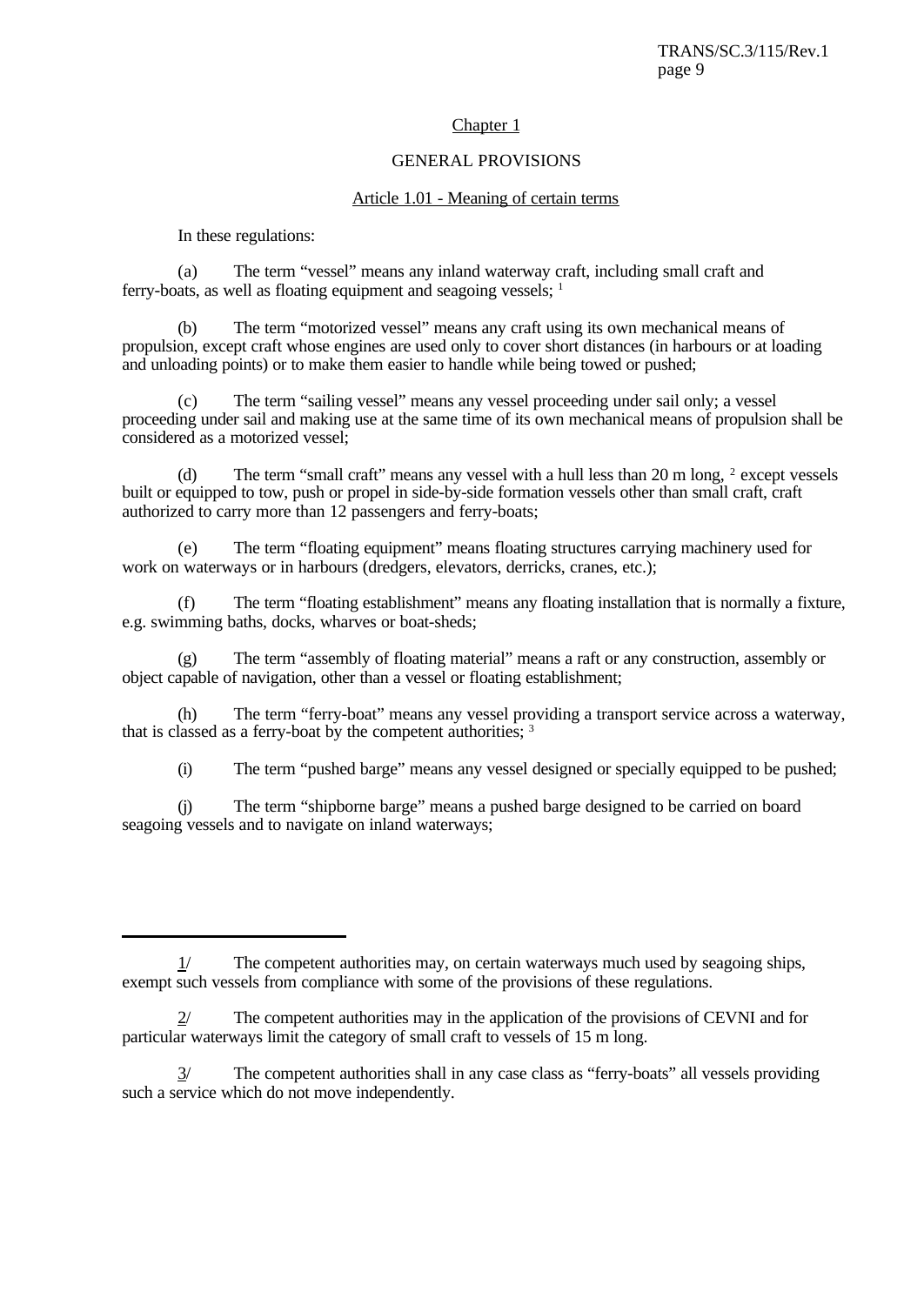Chapter 1

GENERAL PROVISIONS

Article 1.01 - Meaning of certain terms

In these regulations:

(a) The term “vessel” means any inland waterway craft, including small craft and ferry-boats, as well as floating equipment and seagoing vessels; [1]

(b) The term “motorized vessel” means any craft using its own mechanical means of propulsion, except craft whose engines are used only to cover short distances (in harbours or at loading and unloading points) or to make them easier to handle while being towed or pushed;

(c) The term “sailing vessel” means any vessel proceeding under sail only; a vessel proceeding under sail and making use at the same time of its own mechanical means of propulsion shall be considered as a motorized vessel;

(d) The term “small craft” means any vessel with a hull less than 20 m long, [2] except vessels built or equipped to tow, push or propel in side-by-side formation vessels other than small craft, craft authorized to carry more than 12 passengers and ferry-boats;

(e) The term “floating equipment” means floating structures carrying machinery used for work on waterways or in harbours (dredgers, elevators, derricks, cranes, etc.);

(f) The term “floating establishment” means any floating installation that is normally a fixture, e.g. swimming baths, docks, wharves or boat-sheds;

(g) The term “assembly of floating material” means a raft or any construction, assembly or object capable of navigation, other than a vessel or floating establishment;

(h) The term “ferry-boat” means any vessel providing a transport service across a waterway, that is classed as a ferry-boat by the competent authorities; [3]

(i) The term “pushed barge” means any vessel designed or specially equipped to be pushed;

(j) The term “shipborne barge” means a pushed barge designed to be carried on board seagoing vessels and to navigate on inland waterways;

---

1/ The competent authorities may, on certain waterways much used by seagoing ships, exempt such vessels from compliance with some of the provisions of these regulations.

2/ The competent authorities may in the application of the provisions of CEVNI and for particular waterways limit the category of small craft to vessels of 15 m long.

3/ The competent authorities shall in any case class as “ferry-boats” all vessels providing such a service which do not move independently.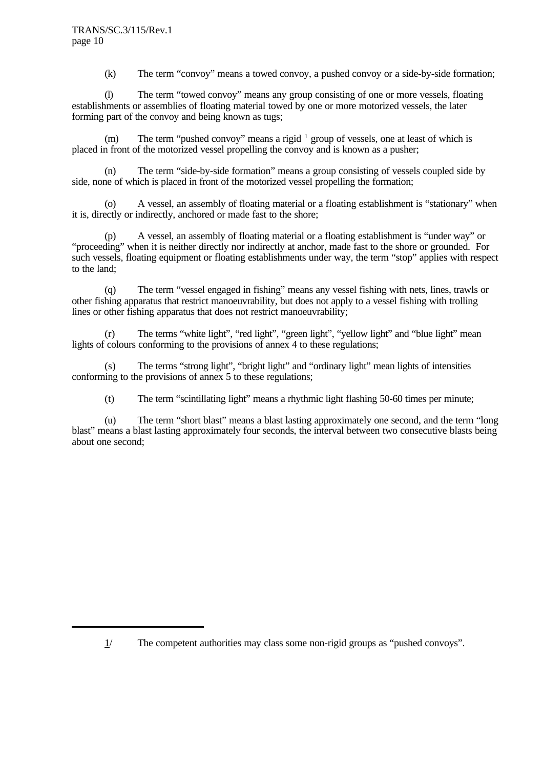(k) The term “convoy” means a towed convoy, a pushed convoy or a side-by-side formation;

(l) The term “towed convoy” means any group consisting of one or more vessels, floating establishments or assemblies of floating material towed by one or more motorized vessels, the later forming part of the convoy and being known as tugs;

(m) The term “pushed convoy” means a rigid [1] group of vessels, one at least of which is placed in front of the motorized vessel propelling the convoy and is known as a pusher;

(n) The term “side-by-side formation” means a group consisting of vessels coupled side by side, none of which is placed in front of the motorized vessel propelling the formation;

(o) A vessel, an assembly of floating material or a floating establishment is “stationary” when it is, directly or indirectly, anchored or made fast to the shore;

(p) A vessel, an assembly of floating material or a floating establishment is “under way” or “proceeding” when it is neither directly nor indirectly at anchor, made fast to the shore or grounded. For such vessels, floating equipment or floating establishments under way, the term “stop” applies with respect to the land;

(q) The term “vessel engaged in fishing” means any vessel fishing with nets, lines, trawls or other fishing apparatus that restrict manoeuvrability, but does not apply to a vessel fishing with trolling lines or other fishing apparatus that does not restrict manoeuvrability;

(r) The terms “white light”, “red light”, “green light”, “yellow light” and “blue light” mean lights of colours conforming to the provisions of annex 4 to these regulations;

(s) The terms “strong light”, “bright light” and “ordinary light” mean lights of intensities conforming to the provisions of annex 5 to these regulations;

(t) The term “scintillating light” means a rhythmic light flashing 50-60 times per minute;

(u) The term “short blast” means a blast lasting approximately one second, and the term “long blast” means a blast lasting approximately four seconds, the interval between two consecutive blasts being about one second;

---

1/ The competent authorities may class some non-rigid groups as “pushed convoys”.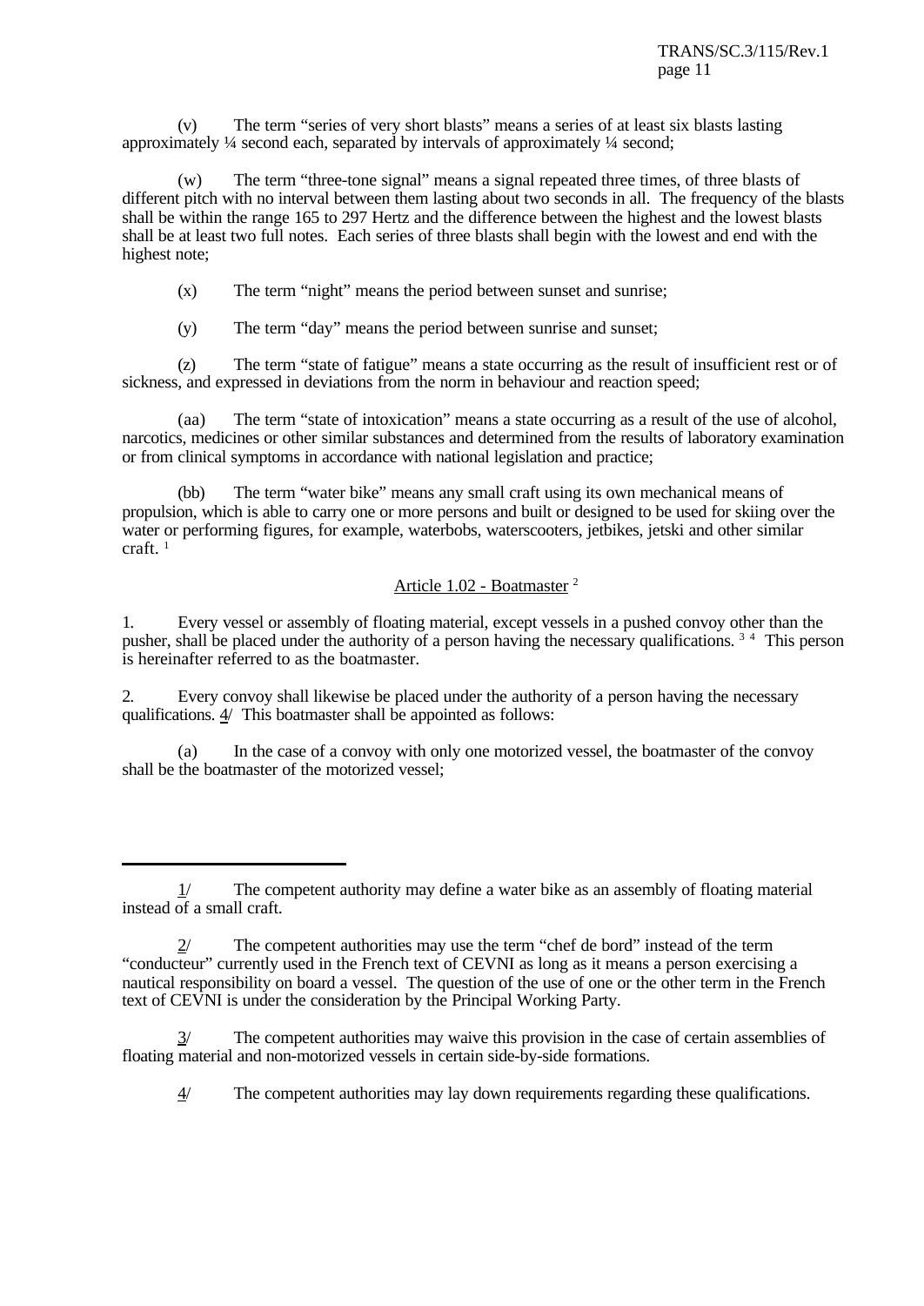(v) The term “series of very short blasts” means a series of at least six blasts lasting approximately ¼ second each, separated by intervals of approximately ¼ second;

(w) The term “three-tone signal” means a signal repeated three times, of three blasts of different pitch with no interval between them lasting about two seconds in all. The frequency of the blasts shall be within the range 165 to 297 Hertz and the difference between the highest and the lowest blasts shall be at least two full notes. Each series of three blasts shall begin with the lowest and end with the highest note;

(x) The term “night” means the period between sunset and sunrise;

(y) The term “day” means the period between sunrise and sunset;

(z) The term “state of fatigue” means a state occurring as the result of insufficient rest or of sickness, and expressed in deviations from the norm in behaviour and reaction speed;

(aa) The term “state of intoxication” means a state occurring as a result of the use of alcohol, narcotics, medicines or other similar substances and determined from the results of laboratory examination or from clinical symptoms in accordance with national legislation and practice;

(bb) The term “water bike” means any small craft using its own mechanical means of propulsion, which is able to carry one or more persons and built or designed to be used for skiing over the water or performing figures, for example, waterbobs, waterscooters, jetbikes, jetski and other similar craft. [1]

## Article 1.02 - Boatmaster [2]

1. Every vessel or assembly of floating material, except vessels in a pushed convoy other than the pusher, shall be placed under the authority of a person having the necessary qualifications. [3] [4] This person is hereinafter referred to as the boatmaster.

2. Every convoy shall likewise be placed under the authority of a person having the necessary qualifications. 4/ This boatmaster shall be appointed as follows:

(a) In the case of a convoy with only one motorized vessel, the boatmaster of the convoy shall be the boatmaster of the motorized vessel;

---

1/ The competent authority may define a water bike as an assembly of floating material instead of a small craft.

2/ The competent authorities may use the term “chef de bord” instead of the term “conducteur” currently used in the French text of CEVNI as long as it means a person exercising a nautical responsibility on board a vessel. The question of the use of one or the other term in the French text of CEVNI is under the consideration by the Principal Working Party.

3/ The competent authorities may waive this provision in the case of certain assemblies of floating material and non-motorized vessels in certain side-by-side formations.

4/ The competent authorities may lay down requirements regarding these qualifications.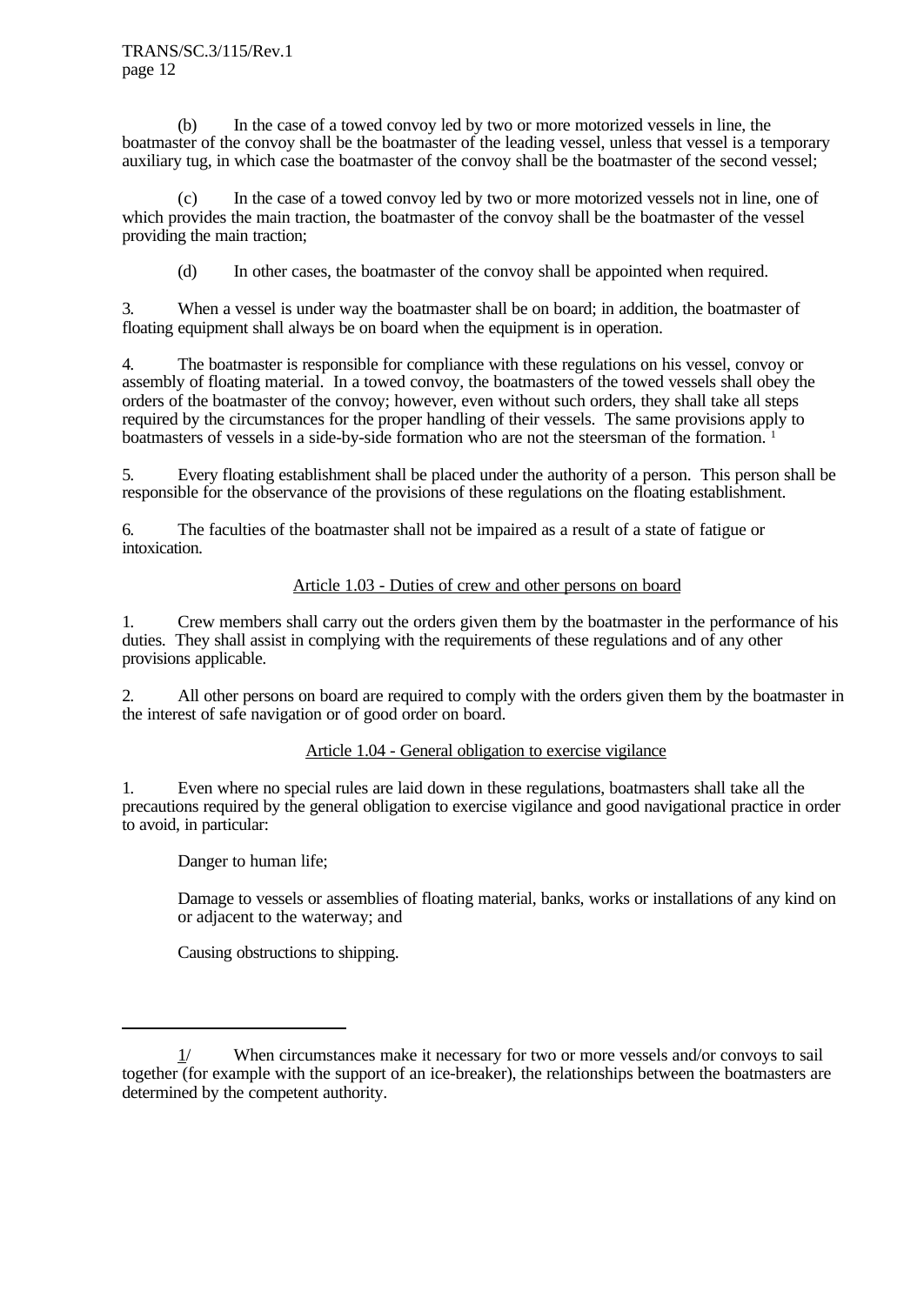(b) In the case of a towed convoy led by two or more motorized vessels in line, the boatmaster of the convoy shall be the boatmaster of the leading vessel, unless that vessel is a temporary auxiliary tug, in which case the boatmaster of the convoy shall be the boatmaster of the second vessel;

(c) In the case of a towed convoy led by two or more motorized vessels not in line, one of which provides the main traction, the boatmaster of the convoy shall be the boatmaster of the vessel providing the main traction;

(d) In other cases, the boatmaster of the convoy shall be appointed when required.

3. When a vessel is under way the boatmaster shall be on board; in addition, the boatmaster of floating equipment shall always be on board when the equipment is in operation.

4. The boatmaster is responsible for compliance with these regulations on his vessel, convoy or assembly of floating material. In a towed convoy, the boatmasters of the towed vessels shall obey the orders of the boatmaster of the convoy; however, even without such orders, they shall take all steps required by the circumstances for the proper handling of their vessels. The same provisions apply to boatmasters of vessels in a side-by-side formation who are not the steersman of the formation. [1]

5. Every floating establishment shall be placed under the authority of a person. This person shall be responsible for the observance of the provisions of these regulations on the floating establishment.

6. The faculties of the boatmaster shall not be impaired as a result of a state of fatigue or intoxication.

## Article 1.03 - Duties of crew and other persons on board

1. Crew members shall carry out the orders given them by the boatmaster in the performance of his duties. They shall assist in complying with the requirements of these regulations and of any other provisions applicable.

2. All other persons on board are required to comply with the orders given them by the boatmaster in the interest of safe navigation or of good order on board.

## Article 1.04 - General obligation to exercise vigilance

1. Even where no special rules are laid down in these regulations, boatmasters shall take all the precautions required by the general obligation to exercise vigilance and good navigational practice in order to avoid, in particular:

Danger to human life;

Damage to vessels or assemblies of floating material, banks, works or installations of any kind on or adjacent to the waterway; and

Causing obstructions to shipping.

---

1/ When circumstances make it necessary for two or more vessels and/or convoys to sail together (for example with the support of an ice-breaker), the relationships between the boatmasters are determined by the competent authority.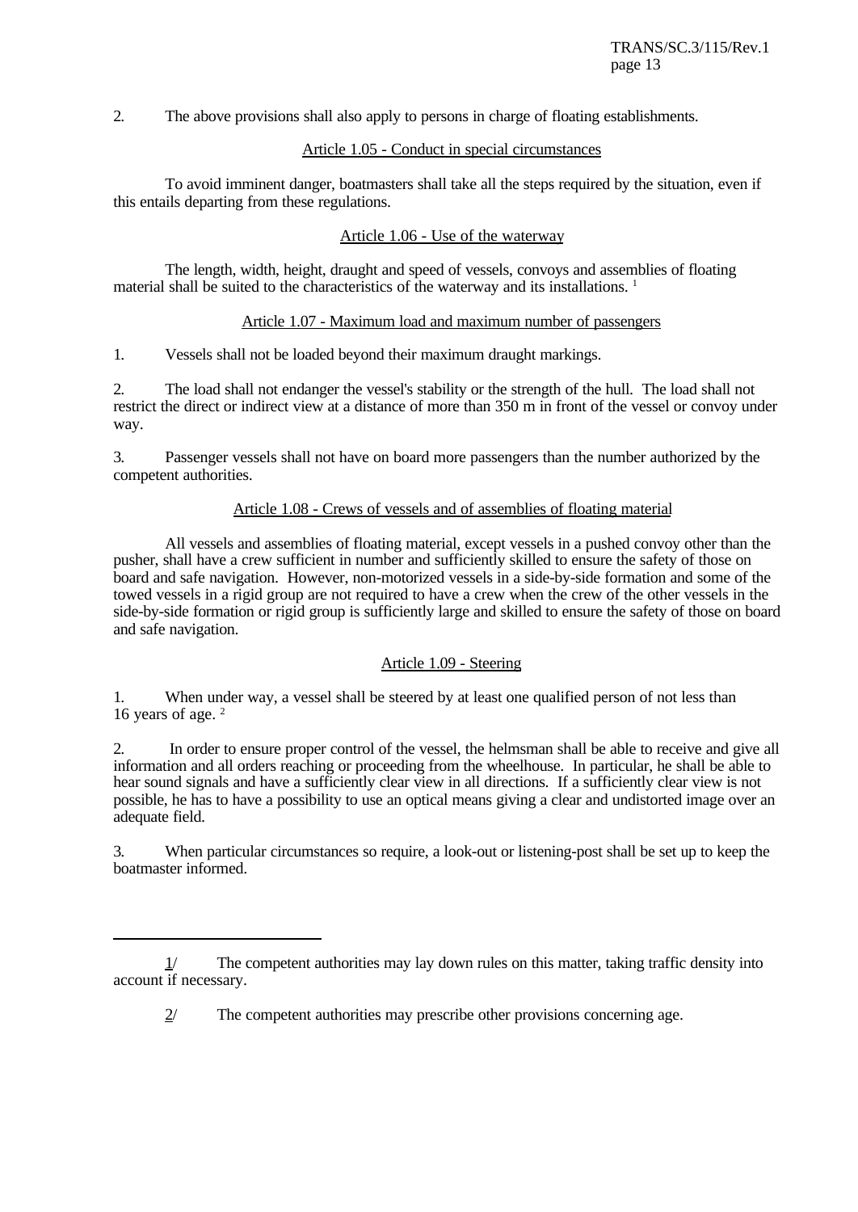2. The above provisions shall also apply to persons in charge of floating establishments.

### Article 1.05 - Conduct in special circumstances

To avoid imminent danger, boatmasters shall take all the steps required by the situation, even if this entails departing from these regulations.

### Article 1.06 - Use of the waterway

The length, width, height, draught and speed of vessels, convoys and assemblies of floating material shall be suited to the characteristics of the waterway and its installations. [1]

### Article 1.07 - Maximum load and maximum number of passengers

1. Vessels shall not be loaded beyond their maximum draught markings.

2. The load shall not endanger the vessel's stability or the strength of the hull. The load shall not restrict the direct or indirect view at a distance of more than 350 m in front of the vessel or convoy under way.

3. Passenger vessels shall not have on board more passengers than the number authorized by the competent authorities.

### Article 1.08 - Crews of vessels and of assemblies of floating material

All vessels and assemblies of floating material, except vessels in a pushed convoy other than the pusher, shall have a crew sufficient in number and sufficiently skilled to ensure the safety of those on board and safe navigation. However, non-motorized vessels in a side-by-side formation and some of the towed vessels in a rigid group are not required to have a crew when the crew of the other vessels in the side-by-side formation or rigid group is sufficiently large and skilled to ensure the safety of those on board and safe navigation.

### Article 1.09 - Steering

1. When under way, a vessel shall be steered by at least one qualified person of not less than 16 years of age. [2]

2. In order to ensure proper control of the vessel, the helmsman shall be able to receive and give all information and all orders reaching or proceeding from the wheelhouse. In particular, he shall be able to hear sound signals and have a sufficiently clear view in all directions. If a sufficiently clear view is not possible, he has to have a possibility to use an optical means giving a clear and undistorted image over an adequate field.

3. When particular circumstances so require, a look-out or listening-post shall be set up to keep the boatmaster informed.

---

1/ The competent authorities may lay down rules on this matter, taking traffic density into account if necessary.

2/ The competent authorities may prescribe other provisions concerning age.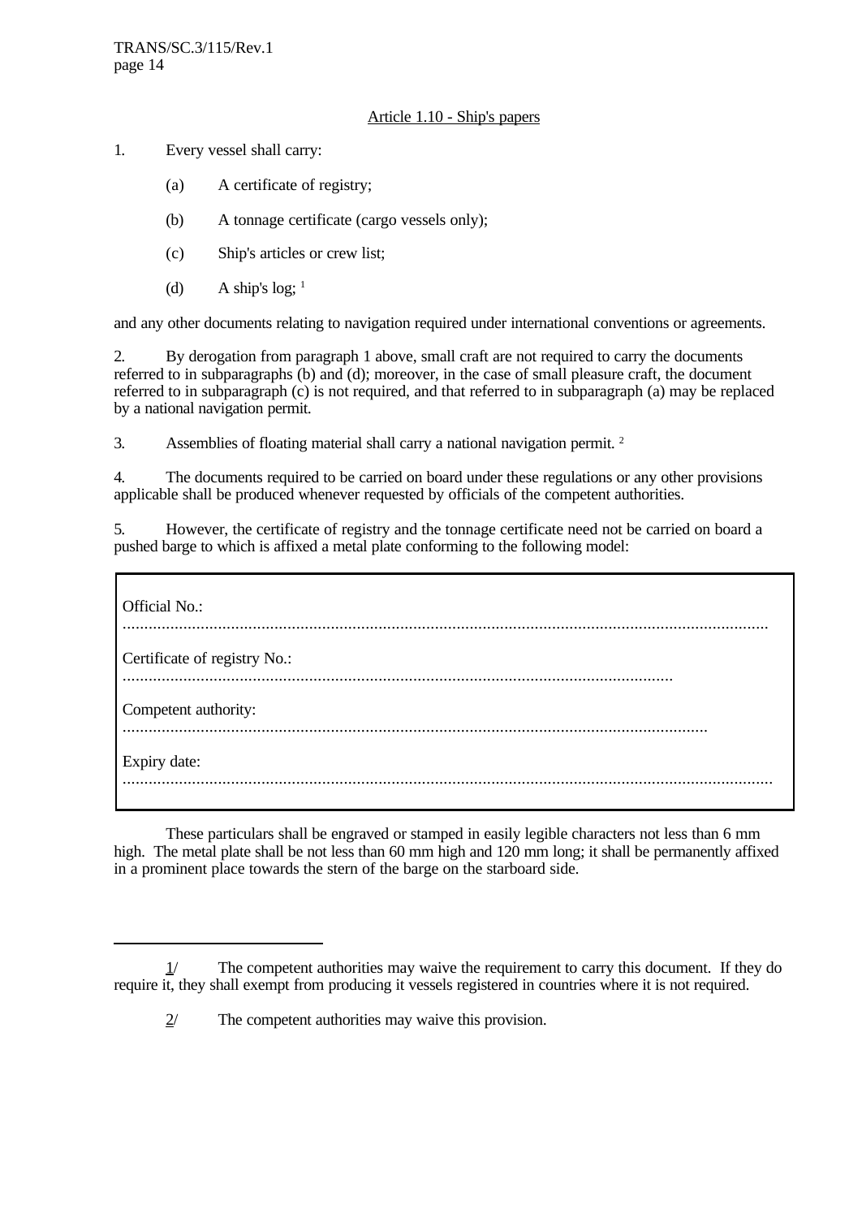## Article 1.10 - Ship's papers

1. Every vessel shall carry:

   (a) A certificate of registry;

   (b) A tonnage certificate (cargo vessels only);

   (c) Ship's articles or crew list;

   (d) A ship's log; [1]

and any other documents relating to navigation required under international conventions or agreements.

2. By derogation from paragraph 1 above, small craft are not required to carry the documents referred to in subparagraphs (b) and (d); moreover, in the case of small pleasure craft, the document referred to in subparagraph (c) is not required, and that referred to in subparagraph (a) may be replaced by a national navigation permit.

3. Assemblies of floating material shall carry a national navigation permit. [2]

4. The documents required to be carried on board under these regulations or any other provisions applicable shall be produced whenever requested by officials of the competent authorities.

5. However, the certificate of registry and the tonnage certificate need not be carried on board a pushed barge to which is affixed a metal plate conforming to the following model:

| |
|---|
| Official No.: ........................................................................................................................................ |
| Certificate of registry No.: ................................................................................................................. |
| Competent authority: ......................................................................................................................... |
| Expiry date: ........................................................................................................................................ |

These particulars shall be engraved or stamped in easily legible characters not less than 6 mm high. The metal plate shall be not less than 60 mm high and 120 mm long; it shall be permanently affixed in a prominent place towards the stern of the barge on the starboard side.

---

1/ The competent authorities may waive the requirement to carry this document. If they do require it, they shall exempt from producing it vessels registered in countries where it is not required.

2/ The competent authorities may waive this provision.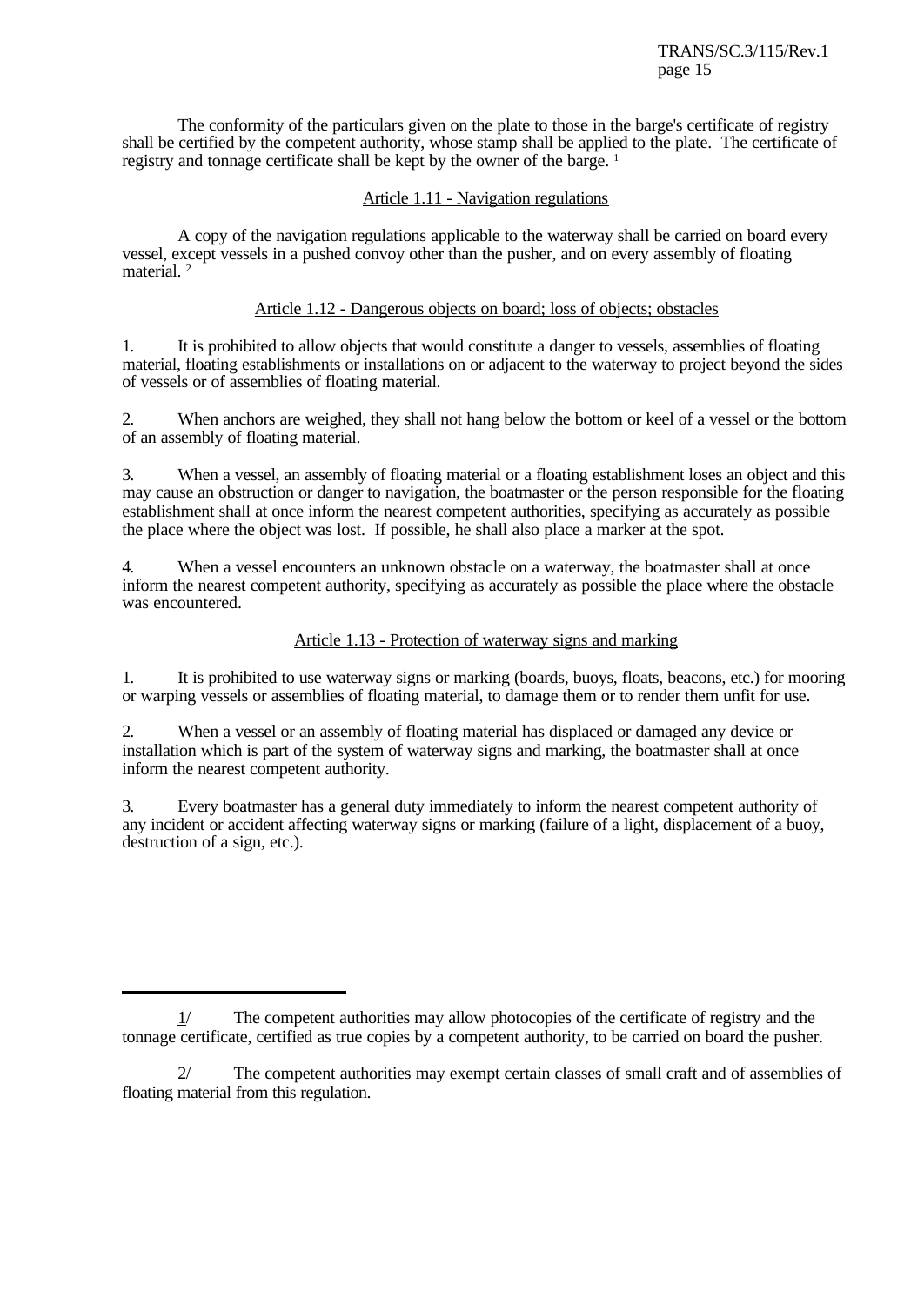The conformity of the particulars given on the plate to those in the barge's certificate of registry shall be certified by the competent authority, whose stamp shall be applied to the plate. The certificate of registry and tonnage certificate shall be kept by the owner of the barge. [1]

## Article 1.11 - Navigation regulations

A copy of the navigation regulations applicable to the waterway shall be carried on board every vessel, except vessels in a pushed convoy other than the pusher, and on every assembly of floating material. [2]

## Article 1.12 - Dangerous objects on board; loss of objects; obstacles

1. It is prohibited to allow objects that would constitute a danger to vessels, assemblies of floating material, floating establishments or installations on or adjacent to the waterway to project beyond the sides of vessels or of assemblies of floating material.

2. When anchors are weighed, they shall not hang below the bottom or keel of a vessel or the bottom of an assembly of floating material.

3. When a vessel, an assembly of floating material or a floating establishment loses an object and this may cause an obstruction or danger to navigation, the boatmaster or the person responsible for the floating establishment shall at once inform the nearest competent authorities, specifying as accurately as possible the place where the object was lost. If possible, he shall also place a marker at the spot.

4. When a vessel encounters an unknown obstacle on a waterway, the boatmaster shall at once inform the nearest competent authority, specifying as accurately as possible the place where the obstacle was encountered.

## Article 1.13 - Protection of waterway signs and marking

1. It is prohibited to use waterway signs or marking (boards, buoys, floats, beacons, etc.) for mooring or warping vessels or assemblies of floating material, to damage them or to render them unfit for use.

2. When a vessel or an assembly of floating material has displaced or damaged any device or installation which is part of the system of waterway signs and marking, the boatmaster shall at once inform the nearest competent authority.

3. Every boatmaster has a general duty immediately to inform the nearest competent authority of any incident or accident affecting waterway signs or marking (failure of a light, displacement of a buoy, destruction of a sign, etc.).

---

1/ The competent authorities may allow photocopies of the certificate of registry and the tonnage certificate, certified as true copies by a competent authority, to be carried on board the pusher.

2/ The competent authorities may exempt certain classes of small craft and of assemblies of floating material from this regulation.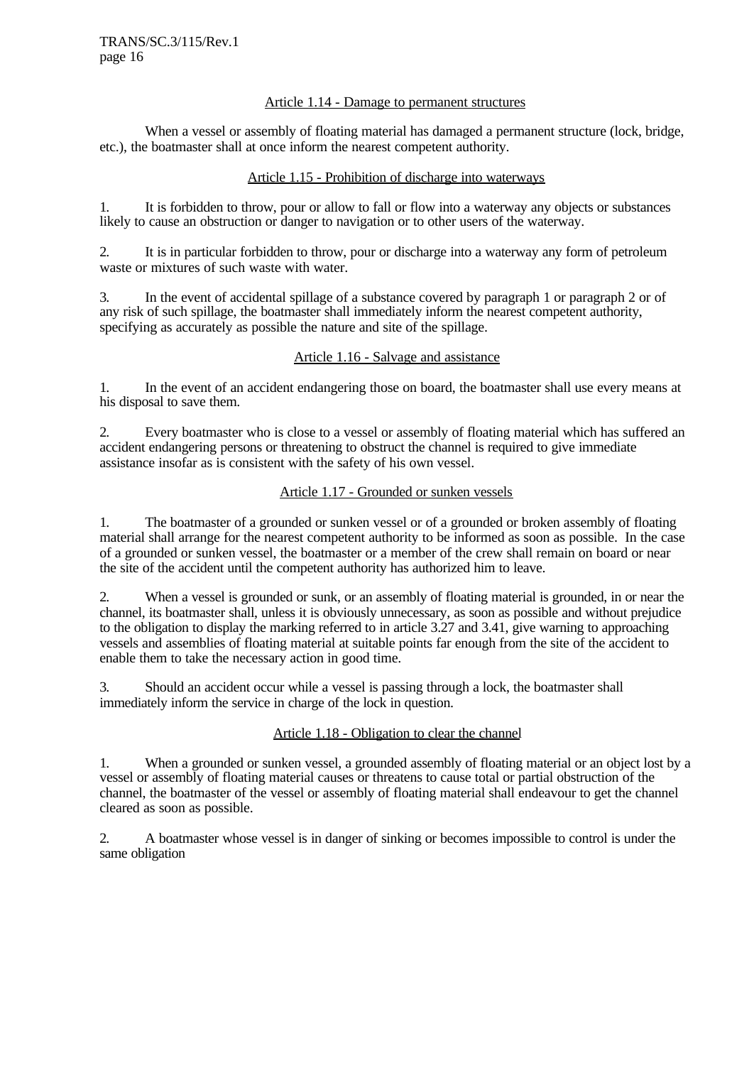### Article 1.14 - Damage to permanent structures

When a vessel or assembly of floating material has damaged a permanent structure (lock, bridge, etc.), the boatmaster shall at once inform the nearest competent authority.

### Article 1.15 - Prohibition of discharge into waterways

1. It is forbidden to throw, pour or allow to fall or flow into a waterway any objects or substances likely to cause an obstruction or danger to navigation or to other users of the waterway.

2. It is in particular forbidden to throw, pour or discharge into a waterway any form of petroleum waste or mixtures of such waste with water.

3. In the event of accidental spillage of a substance covered by paragraph 1 or paragraph 2 or of any risk of such spillage, the boatmaster shall immediately inform the nearest competent authority, specifying as accurately as possible the nature and site of the spillage.

### Article 1.16 - Salvage and assistance

1. In the event of an accident endangering those on board, the boatmaster shall use every means at his disposal to save them.

2. Every boatmaster who is close to a vessel or assembly of floating material which has suffered an accident endangering persons or threatening to obstruct the channel is required to give immediate assistance insofar as is consistent with the safety of his own vessel.

### Article 1.17 - Grounded or sunken vessels

1. The boatmaster of a grounded or sunken vessel or of a grounded or broken assembly of floating material shall arrange for the nearest competent authority to be informed as soon as possible. In the case of a grounded or sunken vessel, the boatmaster or a member of the crew shall remain on board or near the site of the accident until the competent authority has authorized him to leave.

2. When a vessel is grounded or sunk, or an assembly of floating material is grounded, in or near the channel, its boatmaster shall, unless it is obviously unnecessary, as soon as possible and without prejudice to the obligation to display the marking referred to in article 3.27 and 3.41, give warning to approaching vessels and assemblies of floating material at suitable points far enough from the site of the accident to enable them to take the necessary action in good time.

3. Should an accident occur while a vessel is passing through a lock, the boatmaster shall immediately inform the service in charge of the lock in question.

### Article 1.18 - Obligation to clear the channel

1. When a grounded or sunken vessel, a grounded assembly of floating material or an object lost by a vessel or assembly of floating material causes or threatens to cause total or partial obstruction of the channel, the boatmaster of the vessel or assembly of floating material shall endeavour to get the channel cleared as soon as possible.

2. A boatmaster whose vessel is in danger of sinking or becomes impossible to control is under the same obligation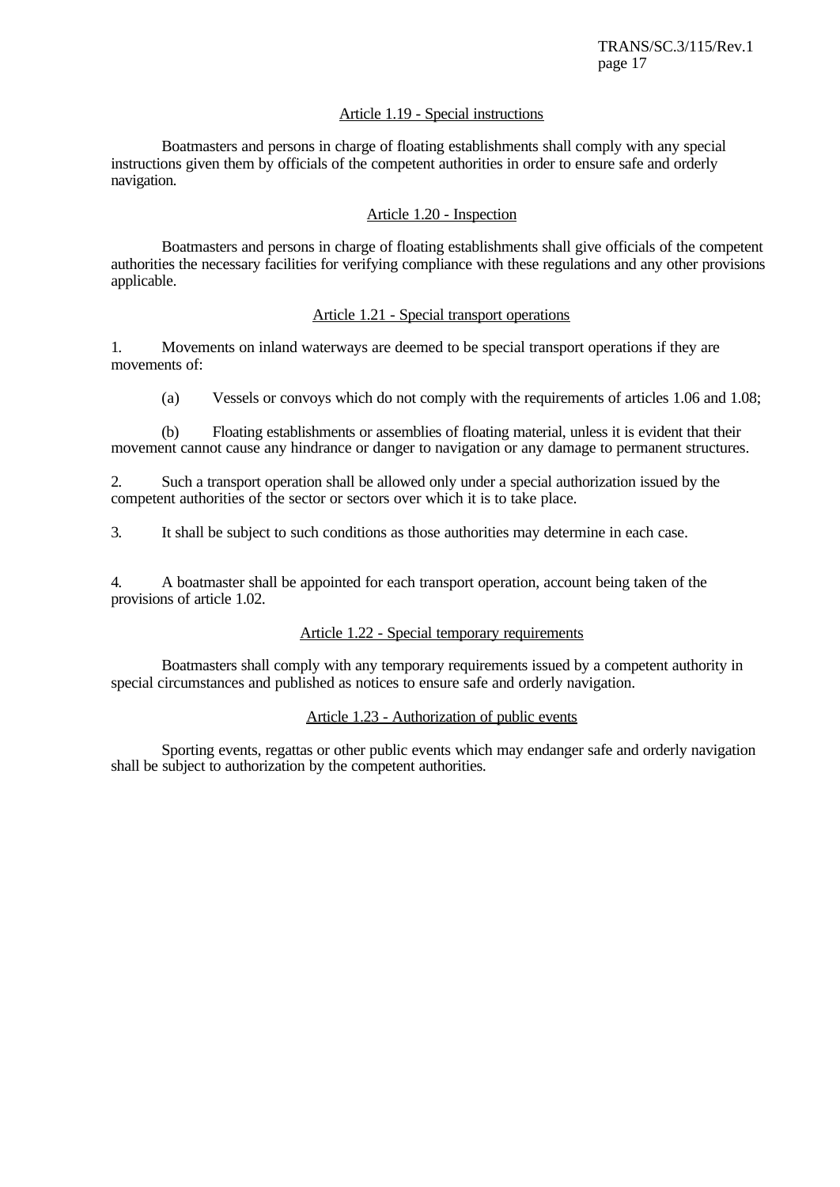### Article 1.19 - Special instructions

Boatmasters and persons in charge of floating establishments shall comply with any special instructions given them by officials of the competent authorities in order to ensure safe and orderly navigation.

### Article 1.20 - Inspection

Boatmasters and persons in charge of floating establishments shall give officials of the competent authorities the necessary facilities for verifying compliance with these regulations and any other provisions applicable.

### Article 1.21 - Special transport operations

1. Movements on inland waterways are deemed to be special transport operations if they are movements of:

   (a) Vessels or convoys which do not comply with the requirements of articles 1.06 and 1.08;

   (b) Floating establishments or assemblies of floating material, unless it is evident that their movement cannot cause any hindrance or danger to navigation or any damage to permanent structures.

2. Such a transport operation shall be allowed only under a special authorization issued by the competent authorities of the sector or sectors over which it is to take place.

3. It shall be subject to such conditions as those authorities may determine in each case.

4. A boatmaster shall be appointed for each transport operation, account being taken of the provisions of article 1.02.

### Article 1.22 - Special temporary requirements

Boatmasters shall comply with any temporary requirements issued by a competent authority in special circumstances and published as notices to ensure safe and orderly navigation.

### Article 1.23 - Authorization of public events

Sporting events, regattas or other public events which may endanger safe and orderly navigation shall be subject to authorization by the competent authorities.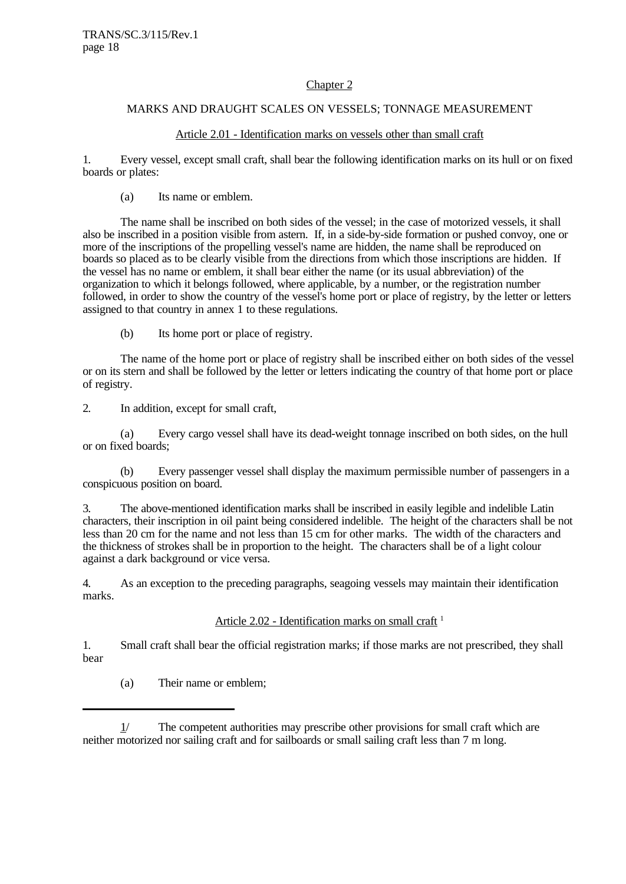## Chapter 2

## MARKS AND DRAUGHT SCALES ON VESSELS; TONNAGE MEASUREMENT

### Article 2.01 - Identification marks on vessels other than small craft

1. Every vessel, except small craft, shall bear the following identification marks on its hull or on fixed boards or plates:

(a) Its name or emblem.

The name shall be inscribed on both sides of the vessel; in the case of motorized vessels, it shall also be inscribed in a position visible from astern. If, in a side-by-side formation or pushed convoy, one or more of the inscriptions of the propelling vessel's name are hidden, the name shall be reproduced on boards so placed as to be clearly visible from the directions from which those inscriptions are hidden. If the vessel has no name or emblem, it shall bear either the name (or its usual abbreviation) of the organization to which it belongs followed, where applicable, by a number, or the registration number followed, in order to show the country of the vessel's home port or place of registry, by the letter or letters assigned to that country in annex 1 to these regulations.

(b) Its home port or place of registry.

The name of the home port or place of registry shall be inscribed either on both sides of the vessel or on its stern and shall be followed by the letter or letters indicating the country of that home port or place of registry.

2. In addition, except for small craft,

(a) Every cargo vessel shall have its dead-weight tonnage inscribed on both sides, on the hull or on fixed boards;

(b) Every passenger vessel shall display the maximum permissible number of passengers in a conspicuous position on board.

3. The above-mentioned identification marks shall be inscribed in easily legible and indelible Latin characters, their inscription in oil paint being considered indelible. The height of the characters shall be not less than 20 cm for the name and not less than 15 cm for other marks. The width of the characters and the thickness of strokes shall be in proportion to the height. The characters shall be of a light colour against a dark background or vice versa.

4. As an exception to the preceding paragraphs, seagoing vessels may maintain their identification marks.

### Article 2.02 - Identification marks on small craft [1]

1. Small craft shall bear the official registration marks; if those marks are not prescribed, they shall bear

(a) Their name or emblem;

---

1/ The competent authorities may prescribe other provisions for small craft which are neither motorized nor sailing craft and for sailboards or small sailing craft less than 7 m long.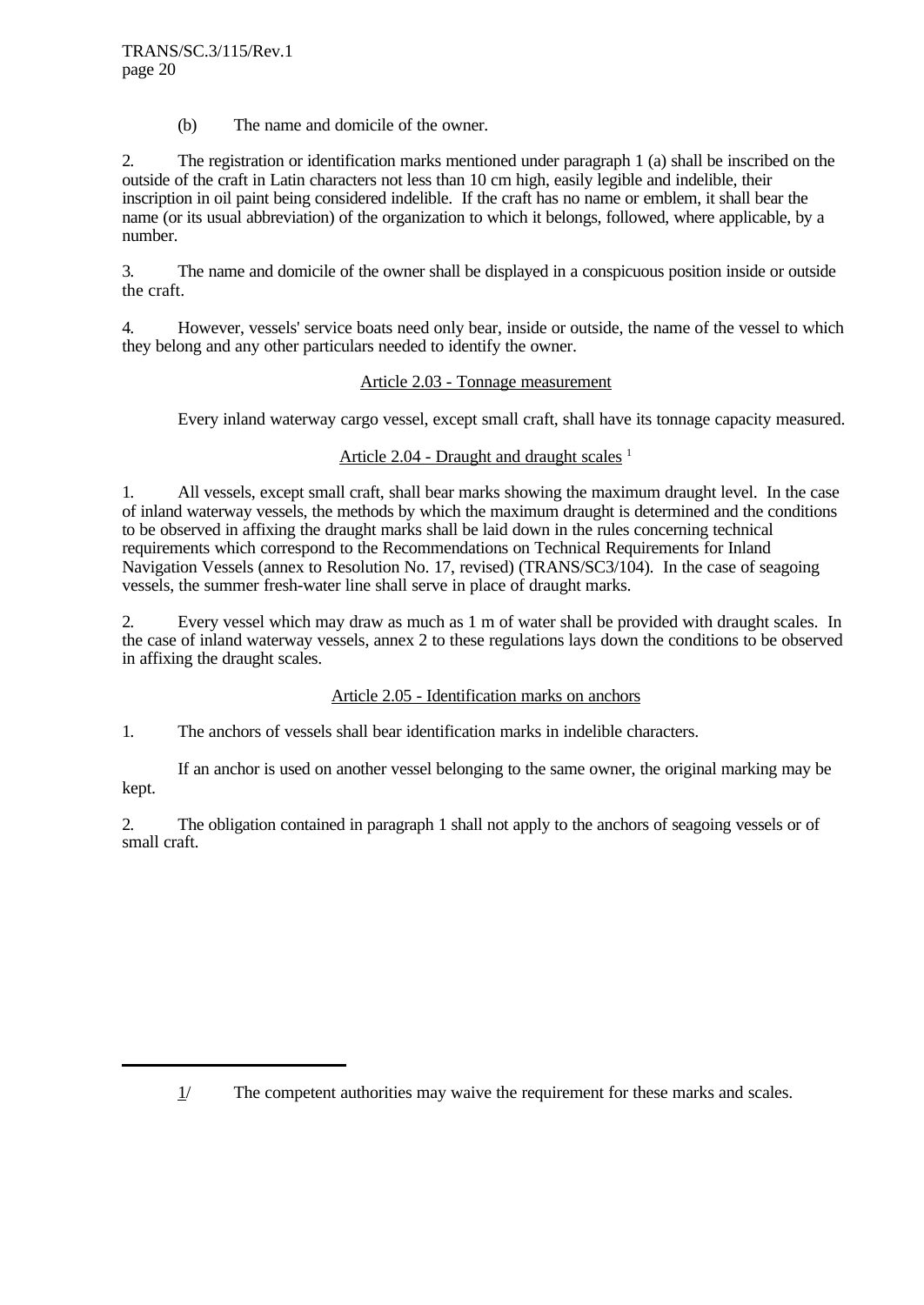(b) The name and domicile of the owner.

2. The registration or identification marks mentioned under paragraph 1 (a) shall be inscribed on the outside of the craft in Latin characters not less than 10 cm high, easily legible and indelible, their inscription in oil paint being considered indelible. If the craft has no name or emblem, it shall bear the name (or its usual abbreviation) of the organization to which it belongs, followed, where applicable, by a number.

3. The name and domicile of the owner shall be displayed in a conspicuous position inside or outside the craft.

4. However, vessels' service boats need only bear, inside or outside, the name of the vessel to which they belong and any other particulars needed to identify the owner.

### Article 2.03 - Tonnage measurement

Every inland waterway cargo vessel, except small craft, shall have its tonnage capacity measured.

### Article 2.04 - Draught and draught scales [1]

1. All vessels, except small craft, shall bear marks showing the maximum draught level. In the case of inland waterway vessels, the methods by which the maximum draught is determined and the conditions to be observed in affixing the draught marks shall be laid down in the rules concerning technical requirements which correspond to the Recommendations on Technical Requirements for Inland Navigation Vessels (annex to Resolution No. 17, revised) (TRANS/SC3/104). In the case of seagoing vessels, the summer fresh-water line shall serve in place of draught marks.

2. Every vessel which may draw as much as 1 m of water shall be provided with draught scales. In the case of inland waterway vessels, annex 2 to these regulations lays down the conditions to be observed in affixing the draught scales.

### Article 2.05 - Identification marks on anchors

1. The anchors of vessels shall bear identification marks in indelible characters.

If an anchor is used on another vessel belonging to the same owner, the original marking may be kept.

2. The obligation contained in paragraph 1 shall not apply to the anchors of seagoing vessels or of small craft.

---

1/ The competent authorities may waive the requirement for these marks and scales.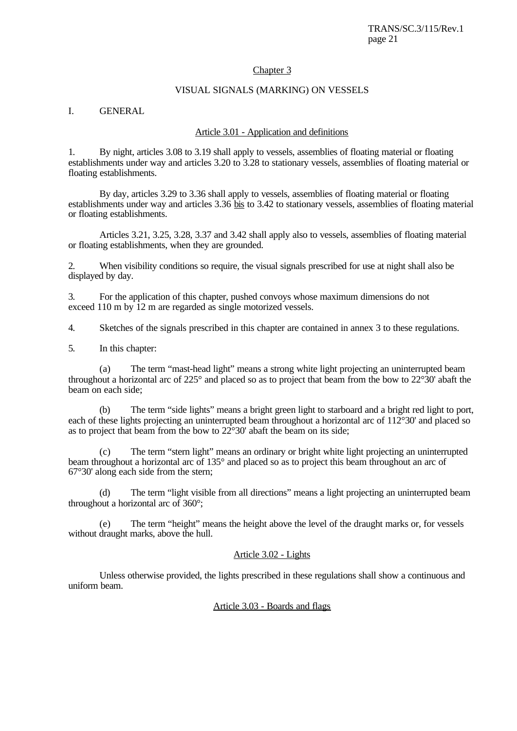## Chapter 3

## VISUAL SIGNALS (MARKING) ON VESSELS

### I. GENERAL

#### Article 3.01 - Application and definitions

1. By night, articles 3.08 to 3.19 shall apply to vessels, assemblies of floating material or floating establishments under way and articles 3.20 to 3.28 to stationary vessels, assemblies of floating material or floating establishments.

By day, articles 3.29 to 3.36 shall apply to vessels, assemblies of floating material or floating establishments under way and articles 3.36 bis to 3.42 to stationary vessels, assemblies of floating material or floating establishments.

Articles 3.21, 3.25, 3.28, 3.37 and 3.42 shall apply also to vessels, assemblies of floating material or floating establishments, when they are grounded.

2. When visibility conditions so require, the visual signals prescribed for use at night shall also be displayed by day.

3. For the application of this chapter, pushed convoys whose maximum dimensions do not exceed 110 m by 12 m are regarded as single motorized vessels.

4. Sketches of the signals prescribed in this chapter are contained in annex 3 to these regulations.

5. In this chapter:

(a) The term “mast-head light” means a strong white light projecting an uninterrupted beam throughout a horizontal arc of 225° and placed so as to project that beam from the bow to 22°30' abaft the beam on each side;

(b) The term “side lights” means a bright green light to starboard and a bright red light to port, each of these lights projecting an uninterrupted beam throughout a horizontal arc of 112°30' and placed so as to project that beam from the bow to 22°30' abaft the beam on its side;

(c) The term “stern light” means an ordinary or bright white light projecting an uninterrupted beam throughout a horizontal arc of 135° and placed so as to project this beam throughout an arc of 67°30' along each side from the stern;

(d) The term “light visible from all directions” means a light projecting an uninterrupted beam throughout a horizontal arc of 360°;

(e) The term “height” means the height above the level of the draught marks or, for vessels without draught marks, above the hull.

#### Article 3.02 - Lights

Unless otherwise provided, the lights prescribed in these regulations shall show a continuous and uniform beam.

#### Article 3.03 - Boards and flags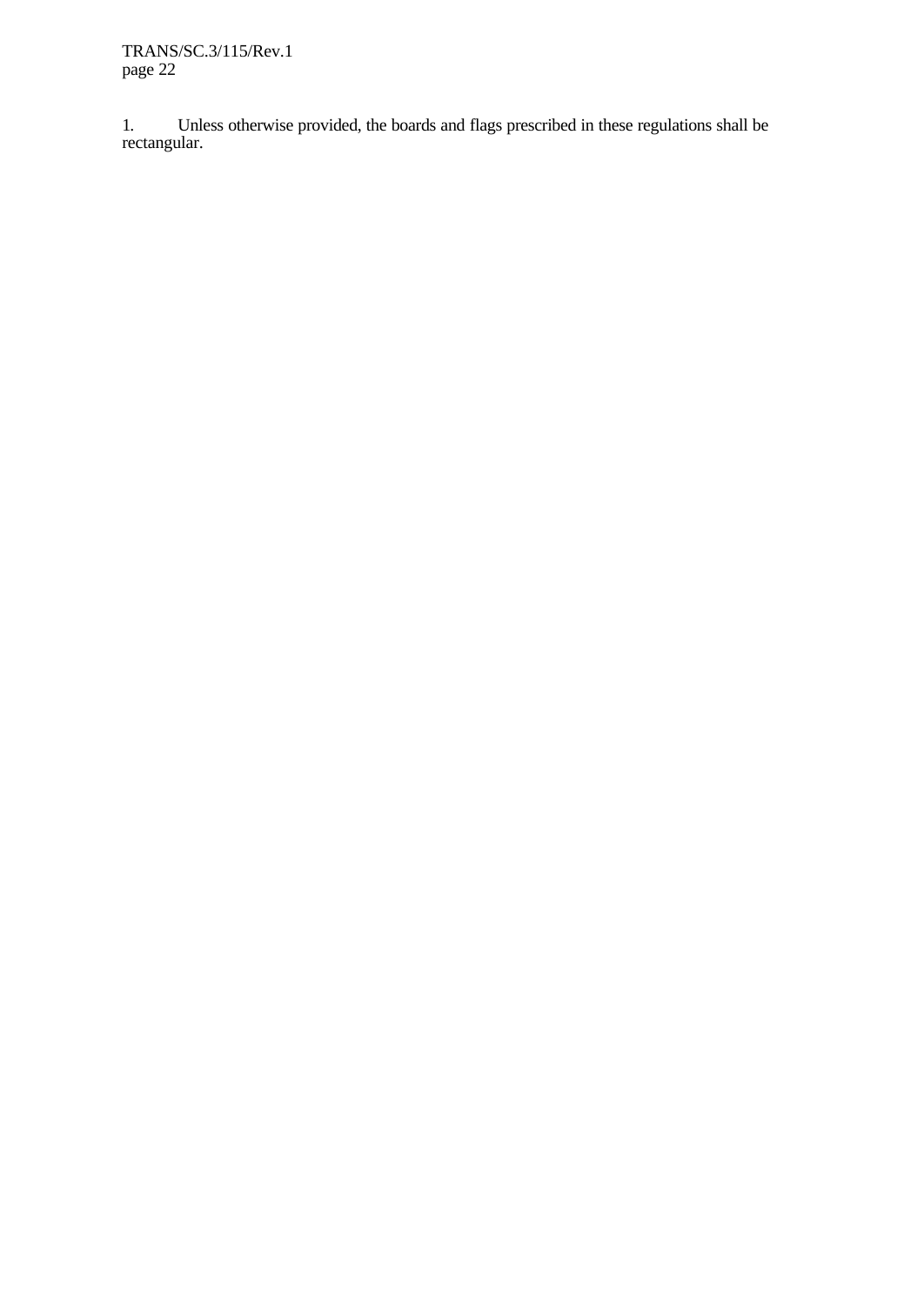1. Unless otherwise provided, the boards and flags prescribed in these regulations shall be rectangular.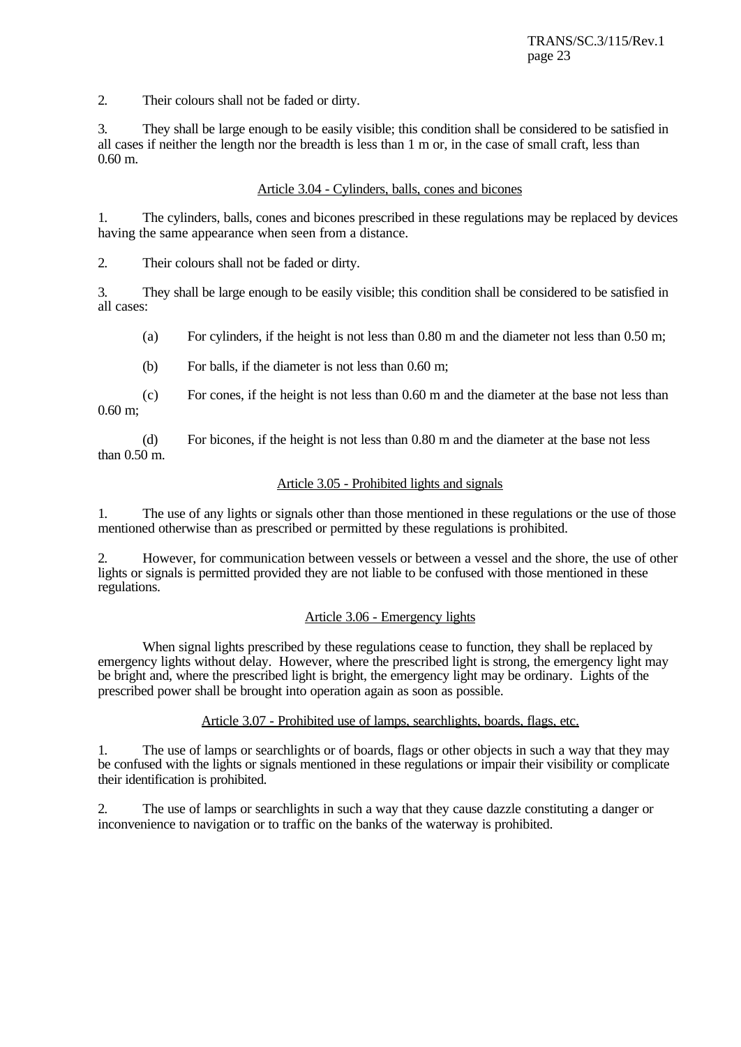2. Their colours shall not be faded or dirty.

3. They shall be large enough to be easily visible; this condition shall be considered to be satisfied in all cases if neither the length nor the breadth is less than 1 m or, in the case of small craft, less than 0.60 m.

### Article 3.04 - Cylinders, balls, cones and bicones

1. The cylinders, balls, cones and bicones prescribed in these regulations may be replaced by devices having the same appearance when seen from a distance.

2. Their colours shall not be faded or dirty.

3. They shall be large enough to be easily visible; this condition shall be considered to be satisfied in all cases:

   (a) For cylinders, if the height is not less than 0.80 m and the diameter not less than 0.50 m;

   (b) For balls, if the diameter is not less than 0.60 m;

   (c) For cones, if the height is not less than 0.60 m and the diameter at the base not less than 0.60 m;

   (d) For bicones, if the height is not less than 0.80 m and the diameter at the base not less than 0.50 m.

### Article 3.05 - Prohibited lights and signals

1. The use of any lights or signals other than those mentioned in these regulations or the use of those mentioned otherwise than as prescribed or permitted by these regulations is prohibited.

2. However, for communication between vessels or between a vessel and the shore, the use of other lights or signals is permitted provided they are not liable to be confused with those mentioned in these regulations.

### Article 3.06 - Emergency lights

When signal lights prescribed by these regulations cease to function, they shall be replaced by emergency lights without delay. However, where the prescribed light is strong, the emergency light may be bright and, where the prescribed light is bright, the emergency light may be ordinary. Lights of the prescribed power shall be brought into operation again as soon as possible.

### Article 3.07 - Prohibited use of lamps, searchlights, boards, flags, etc.

1. The use of lamps or searchlights or of boards, flags or other objects in such a way that they may be confused with the lights or signals mentioned in these regulations or impair their visibility or complicate their identification is prohibited.

2. The use of lamps or searchlights in such a way that they cause dazzle constituting a danger or inconvenience to navigation or to traffic on the banks of the waterway is prohibited.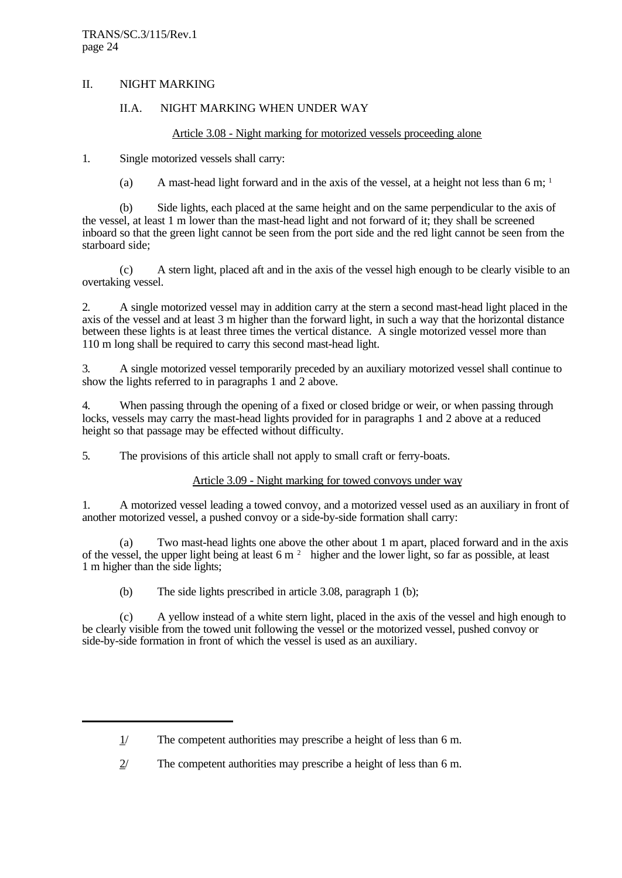## II. NIGHT MARKING

### II.A. NIGHT MARKING WHEN UNDER WAY

#### Article 3.08 - Night marking for motorized vessels proceeding alone

1. Single motorized vessels shall carry:

   (a) A mast-head light forward and in the axis of the vessel, at a height not less than 6 m; [1]

   (b) Side lights, each placed at the same height and on the same perpendicular to the axis of the vessel, at least 1 m lower than the mast-head light and not forward of it; they shall be screened inboard so that the green light cannot be seen from the port side and the red light cannot be seen from the starboard side;

   (c) A stern light, placed aft and in the axis of the vessel high enough to be clearly visible to an overtaking vessel.

2. A single motorized vessel may in addition carry at the stern a second mast-head light placed in the axis of the vessel and at least 3 m higher than the forward light, in such a way that the horizontal distance between these lights is at least three times the vertical distance. A single motorized vessel more than 110 m long shall be required to carry this second mast-head light.

3. A single motorized vessel temporarily preceded by an auxiliary motorized vessel shall continue to show the lights referred to in paragraphs 1 and 2 above.

4. When passing through the opening of a fixed or closed bridge or weir, or when passing through locks, vessels may carry the mast-head lights provided for in paragraphs 1 and 2 above at a reduced height so that passage may be effected without difficulty.

5. The provisions of this article shall not apply to small craft or ferry-boats.

#### Article 3.09 - Night marking for towed convoys under way

1. A motorized vessel leading a towed convoy, and a motorized vessel used as an auxiliary in front of another motorized vessel, a pushed convoy or a side-by-side formation shall carry:

   (a) Two mast-head lights one above the other about 1 m apart, placed forward and in the axis of the vessel, the upper light being at least 6 m [2] higher and the lower light, so far as possible, at least 1 m higher than the side lights;

   (b) The side lights prescribed in article 3.08, paragraph 1 (b);

   (c) A yellow instead of a white stern light, placed in the axis of the vessel and high enough to be clearly visible from the towed unit following the vessel or the motorized vessel, pushed convoy or side-by-side formation in front of which the vessel is used as an auxiliary.

---

1/ The competent authorities may prescribe a height of less than 6 m.

2/ The competent authorities may prescribe a height of less than 6 m.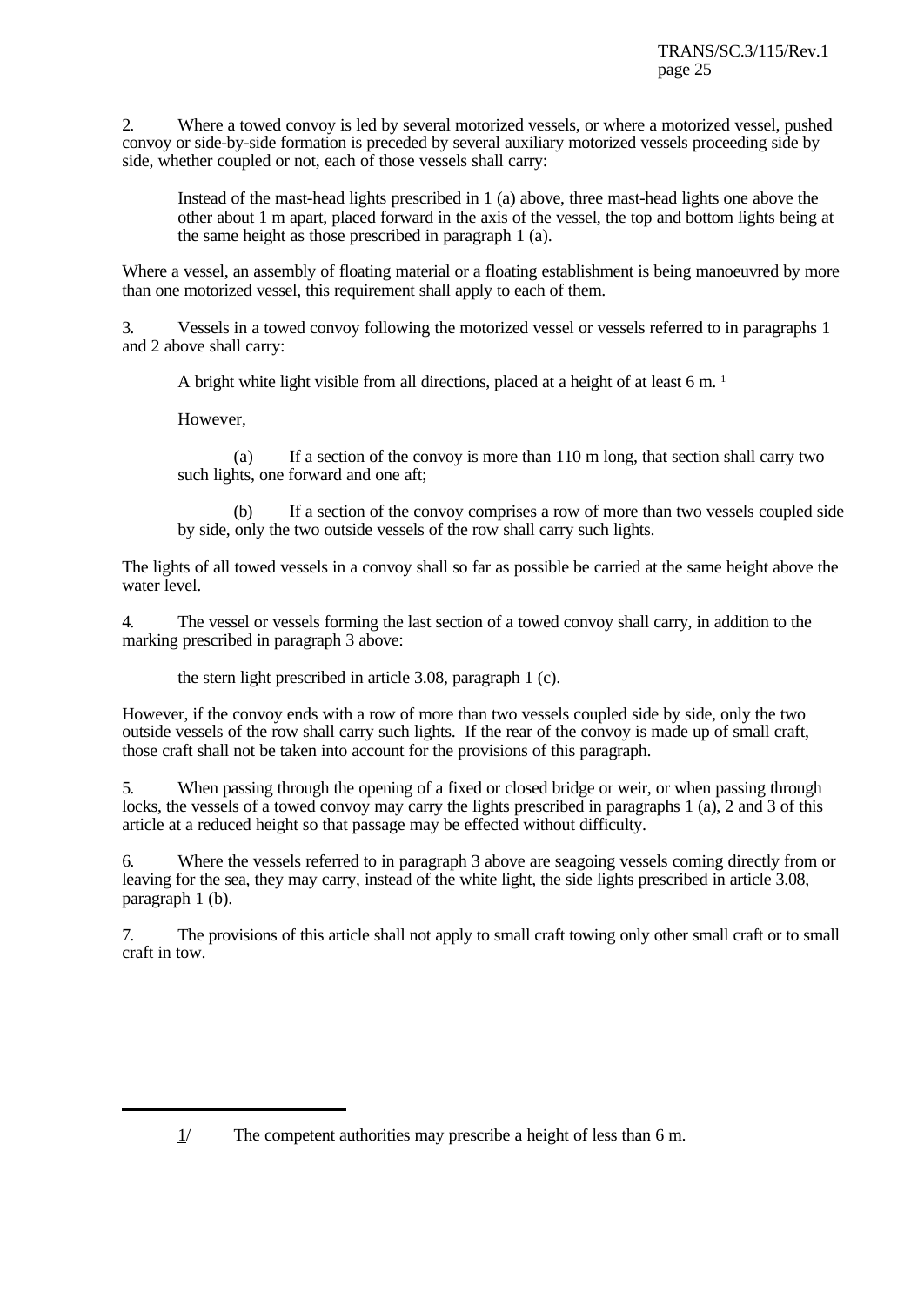2. Where a towed convoy is led by several motorized vessels, or where a motorized vessel, pushed convoy or side-by-side formation is preceded by several auxiliary motorized vessels proceeding side by side, whether coupled or not, each of those vessels shall carry:

Instead of the mast-head lights prescribed in 1 (a) above, three mast-head lights one above the other about 1 m apart, placed forward in the axis of the vessel, the top and bottom lights being at the same height as those prescribed in paragraph 1 (a).

Where a vessel, an assembly of floating material or a floating establishment is being manoeuvred by more than one motorized vessel, this requirement shall apply to each of them.

3. Vessels in a towed convoy following the motorized vessel or vessels referred to in paragraphs 1 and 2 above shall carry:

A bright white light visible from all directions, placed at a height of at least 6 m. [1]

However,

(a) If a section of the convoy is more than 110 m long, that section shall carry two such lights, one forward and one aft;

(b) If a section of the convoy comprises a row of more than two vessels coupled side by side, only the two outside vessels of the row shall carry such lights.

The lights of all towed vessels in a convoy shall so far as possible be carried at the same height above the water level.

4. The vessel or vessels forming the last section of a towed convoy shall carry, in addition to the marking prescribed in paragraph 3 above:

the stern light prescribed in article 3.08, paragraph 1 (c).

However, if the convoy ends with a row of more than two vessels coupled side by side, only the two outside vessels of the row shall carry such lights. If the rear of the convoy is made up of small craft, those craft shall not be taken into account for the provisions of this paragraph.

5. When passing through the opening of a fixed or closed bridge or weir, or when passing through locks, the vessels of a towed convoy may carry the lights prescribed in paragraphs 1 (a), 2 and 3 of this article at a reduced height so that passage may be effected without difficulty.

6. Where the vessels referred to in paragraph 3 above are seagoing vessels coming directly from or leaving for the sea, they may carry, instead of the white light, the side lights prescribed in article 3.08, paragraph 1 (b).

7. The provisions of this article shall not apply to small craft towing only other small craft or to small craft in tow.

---

1/ The competent authorities may prescribe a height of less than 6 m.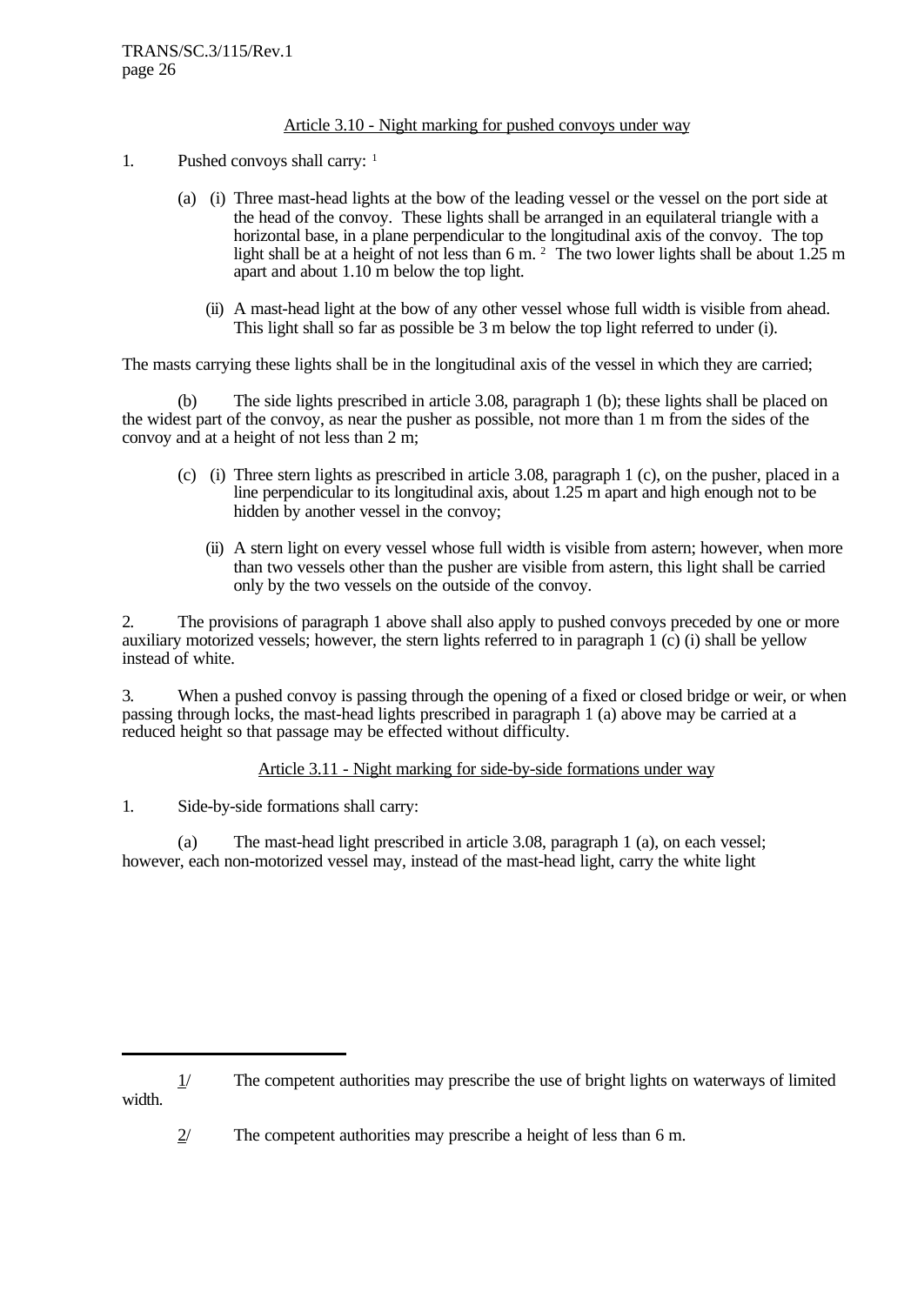### Article 3.10 - Night marking for pushed convoys under way

1. Pushed convoys shall carry: [1]

   (a) (i) Three mast-head lights at the bow of the leading vessel or the vessel on the port side at the head of the convoy. These lights shall be arranged in an equilateral triangle with a horizontal base, in a plane perpendicular to the longitudinal axis of the convoy. The top light shall be at a height of not less than 6 m. [2] The two lower lights shall be about 1.25 m apart and about 1.10 m below the top light.

   (ii) A mast-head light at the bow of any other vessel whose full width is visible from ahead. This light shall so far as possible be 3 m below the top light referred to under (i).

The masts carrying these lights shall be in the longitudinal axis of the vessel in which they are carried;

(b) The side lights prescribed in article 3.08, paragraph 1 (b); these lights shall be placed on the widest part of the convoy, as near the pusher as possible, not more than 1 m from the sides of the convoy and at a height of not less than 2 m;

   (c) (i) Three stern lights as prescribed in article 3.08, paragraph 1 (c), on the pusher, placed in a line perpendicular to its longitudinal axis, about 1.25 m apart and high enough not to be hidden by another vessel in the convoy;

   (ii) A stern light on every vessel whose full width is visible from astern; however, when more than two vessels other than the pusher are visible from astern, this light shall be carried only by the two vessels on the outside of the convoy.

2. The provisions of paragraph 1 above shall also apply to pushed convoys preceded by one or more auxiliary motorized vessels; however, the stern lights referred to in paragraph 1 (c) (i) shall be yellow instead of white.

3. When a pushed convoy is passing through the opening of a fixed or closed bridge or weir, or when passing through locks, the mast-head lights prescribed in paragraph 1 (a) above may be carried at a reduced height so that passage may be effected without difficulty.

### Article 3.11 - Night marking for side-by-side formations under way

1. Side-by-side formations shall carry:

(a) The mast-head light prescribed in article 3.08, paragraph 1 (a), on each vessel; however, each non-motorized vessel may, instead of the mast-head light, carry the white light

---

1/ The competent authorities may prescribe the use of bright lights on waterways of limited width.

2/ The competent authorities may prescribe a height of less than 6 m.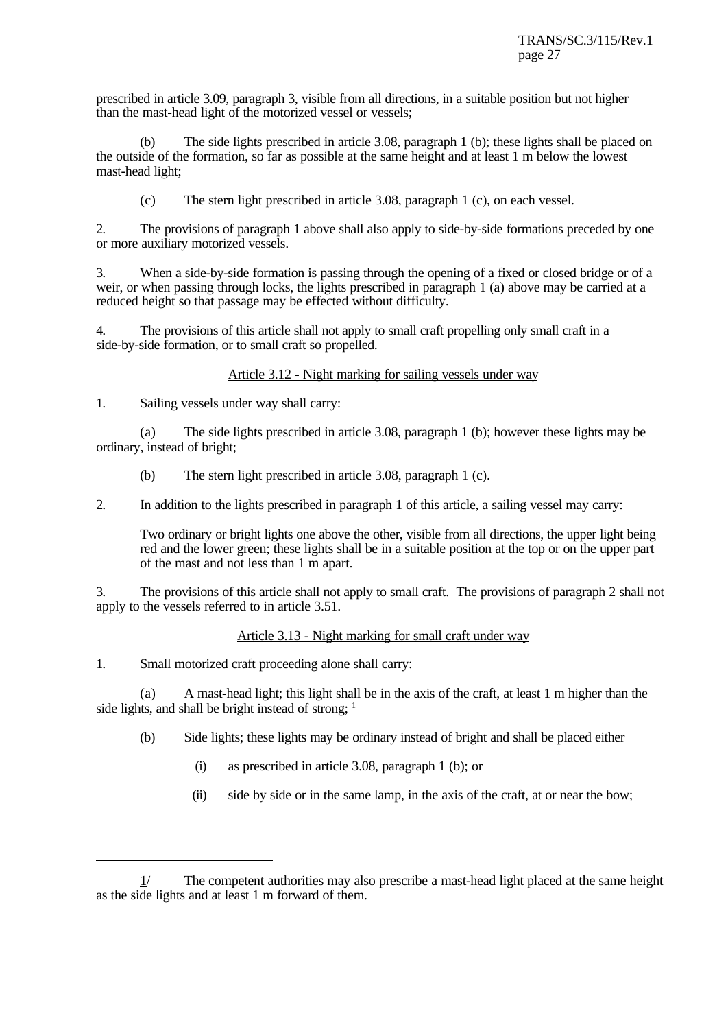prescribed in article 3.09, paragraph 3, visible from all directions, in a suitable position but not higher than the mast-head light of the motorized vessel or vessels;

(b) The side lights prescribed in article 3.08, paragraph 1 (b); these lights shall be placed on the outside of the formation, so far as possible at the same height and at least 1 m below the lowest mast-head light;

(c) The stern light prescribed in article 3.08, paragraph 1 (c), on each vessel.

2. The provisions of paragraph 1 above shall also apply to side-by-side formations preceded by one or more auxiliary motorized vessels.

3. When a side-by-side formation is passing through the opening of a fixed or closed bridge or of a weir, or when passing through locks, the lights prescribed in paragraph 1 (a) above may be carried at a reduced height so that passage may be effected without difficulty.

4. The provisions of this article shall not apply to small craft propelling only small craft in a side-by-side formation, or to small craft so propelled.

## Article 3.12 - Night marking for sailing vessels under way

1. Sailing vessels under way shall carry:

(a) The side lights prescribed in article 3.08, paragraph 1 (b); however these lights may be ordinary, instead of bright;

(b) The stern light prescribed in article 3.08, paragraph 1 (c).

2. In addition to the lights prescribed in paragraph 1 of this article, a sailing vessel may carry:

Two ordinary or bright lights one above the other, visible from all directions, the upper light being red and the lower green; these lights shall be in a suitable position at the top or on the upper part of the mast and not less than 1 m apart.

3. The provisions of this article shall not apply to small craft. The provisions of paragraph 2 shall not apply to the vessels referred to in article 3.51.

## Article 3.13 - Night marking for small craft under way

1. Small motorized craft proceeding alone shall carry:

(a) A mast-head light; this light shall be in the axis of the craft, at least 1 m higher than the side lights, and shall be bright instead of strong; [1]

(b) Side lights; these lights may be ordinary instead of bright and shall be placed either

(i) as prescribed in article 3.08, paragraph 1 (b); or

(ii) side by side or in the same lamp, in the axis of the craft, at or near the bow;

---

1/ The competent authorities may also prescribe a mast-head light placed at the same height as the side lights and at least 1 m forward of them.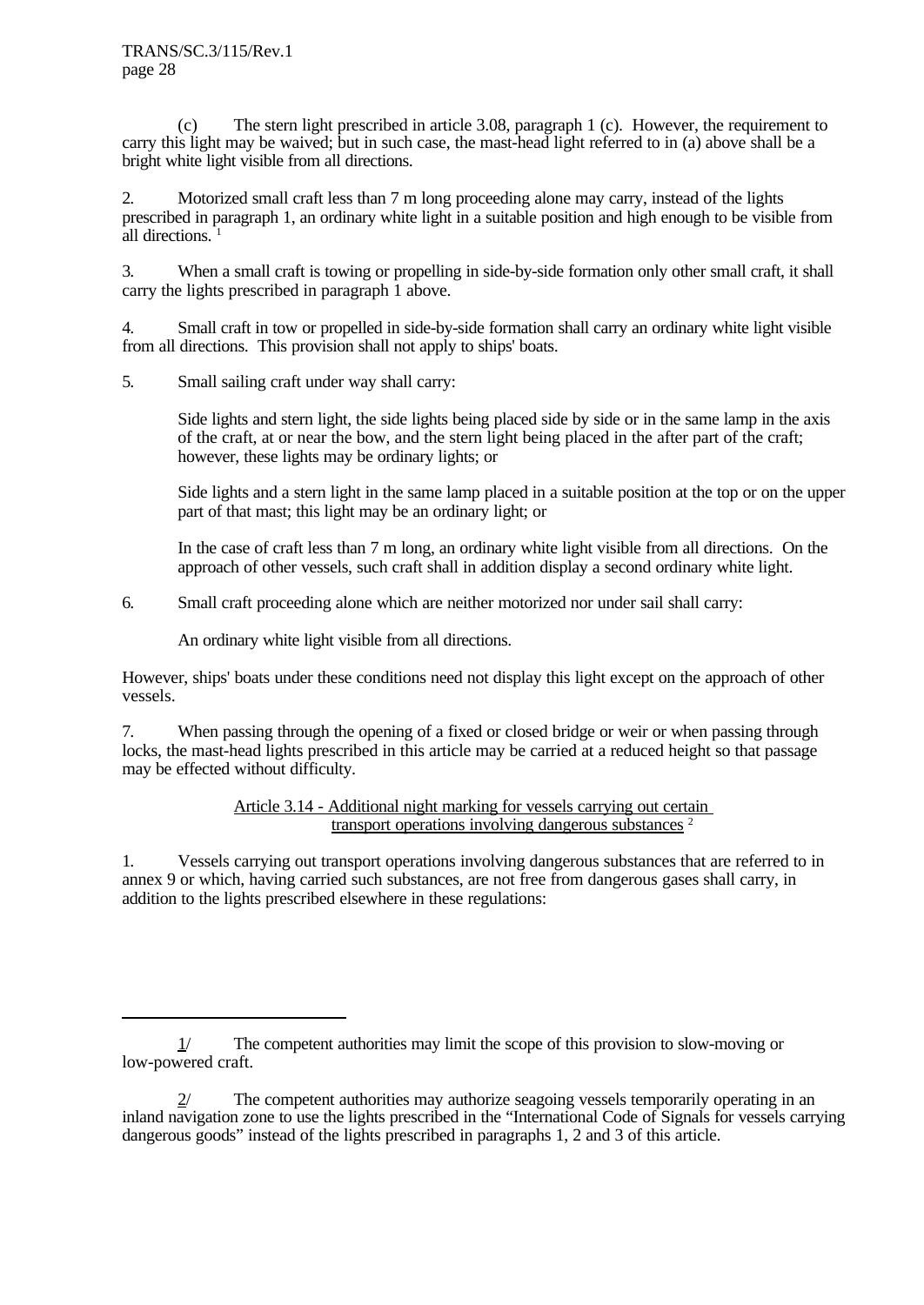(c) The stern light prescribed in article 3.08, paragraph 1 (c). However, the requirement to carry this light may be waived; but in such case, the mast-head light referred to in (a) above shall be a bright white light visible from all directions.

2. Motorized small craft less than 7 m long proceeding alone may carry, instead of the lights prescribed in paragraph 1, an ordinary white light in a suitable position and high enough to be visible from all directions. [1]

3. When a small craft is towing or propelling in side-by-side formation only other small craft, it shall carry the lights prescribed in paragraph 1 above.

4. Small craft in tow or propelled in side-by-side formation shall carry an ordinary white light visible from all directions. This provision shall not apply to ships' boats.

5. Small sailing craft under way shall carry:

Side lights and stern light, the side lights being placed side by side or in the same lamp in the axis of the craft, at or near the bow, and the stern light being placed in the after part of the craft; however, these lights may be ordinary lights; or

Side lights and a stern light in the same lamp placed in a suitable position at the top or on the upper part of that mast; this light may be an ordinary light; or

In the case of craft less than 7 m long, an ordinary white light visible from all directions. On the approach of other vessels, such craft shall in addition display a second ordinary white light.

6. Small craft proceeding alone which are neither motorized nor under sail shall carry:

An ordinary white light visible from all directions.

However, ships' boats under these conditions need not display this light except on the approach of other vessels.

7. When passing through the opening of a fixed or closed bridge or weir or when passing through locks, the mast-head lights prescribed in this article may be carried at a reduced height so that passage may be effected without difficulty.

### Article 3.14 - Additional night marking for vessels carrying out certain transport operations involving dangerous substances [2]

1. Vessels carrying out transport operations involving dangerous substances that are referred to in annex 9 or which, having carried such substances, are not free from dangerous gases shall carry, in addition to the lights prescribed elsewhere in these regulations:

---

1/ The competent authorities may limit the scope of this provision to slow-moving or low-powered craft.

2/ The competent authorities may authorize seagoing vessels temporarily operating in an inland navigation zone to use the lights prescribed in the "International Code of Signals for vessels carrying dangerous goods" instead of the lights prescribed in paragraphs 1, 2 and 3 of this article.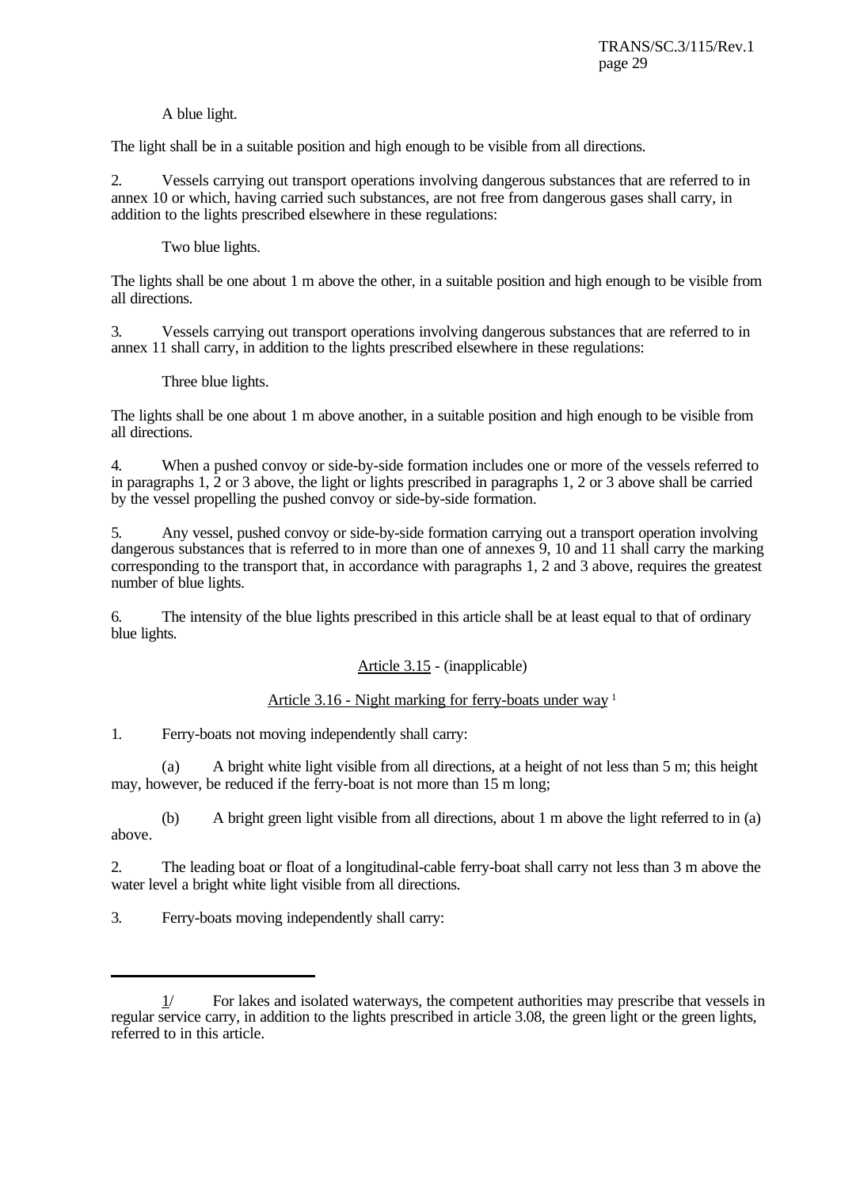A blue light.

The light shall be in a suitable position and high enough to be visible from all directions.

2. Vessels carrying out transport operations involving dangerous substances that are referred to in annex 10 or which, having carried such substances, are not free from dangerous gases shall carry, in addition to the lights prescribed elsewhere in these regulations:

Two blue lights.

The lights shall be one about 1 m above the other, in a suitable position and high enough to be visible from all directions.

3. Vessels carrying out transport operations involving dangerous substances that are referred to in annex 11 shall carry, in addition to the lights prescribed elsewhere in these regulations:

Three blue lights.

The lights shall be one about 1 m above another, in a suitable position and high enough to be visible from all directions.

4. When a pushed convoy or side-by-side formation includes one or more of the vessels referred to in paragraphs 1, 2 or 3 above, the light or lights prescribed in paragraphs 1, 2 or 3 above shall be carried by the vessel propelling the pushed convoy or side-by-side formation.

5. Any vessel, pushed convoy or side-by-side formation carrying out a transport operation involving dangerous substances that is referred to in more than one of annexes 9, 10 and 11 shall carry the marking corresponding to the transport that, in accordance with paragraphs 1, 2 and 3 above, requires the greatest number of blue lights.

6. The intensity of the blue lights prescribed in this article shall be at least equal to that of ordinary blue lights.

Article 3.15 - (inapplicable)

Article 3.16 - Night marking for ferry-boats under way [1]

1. Ferry-boats not moving independently shall carry:

(a) A bright white light visible from all directions, at a height of not less than 5 m; this height may, however, be reduced if the ferry-boat is not more than 15 m long;

(b) A bright green light visible from all directions, about 1 m above the light referred to in (a) above.

2. The leading boat or float of a longitudinal-cable ferry-boat shall carry not less than 3 m above the water level a bright white light visible from all directions.

3. Ferry-boats moving independently shall carry:

---

1/ For lakes and isolated waterways, the competent authorities may prescribe that vessels in regular service carry, in addition to the lights prescribed in article 3.08, the green light or the green lights, referred to in this article.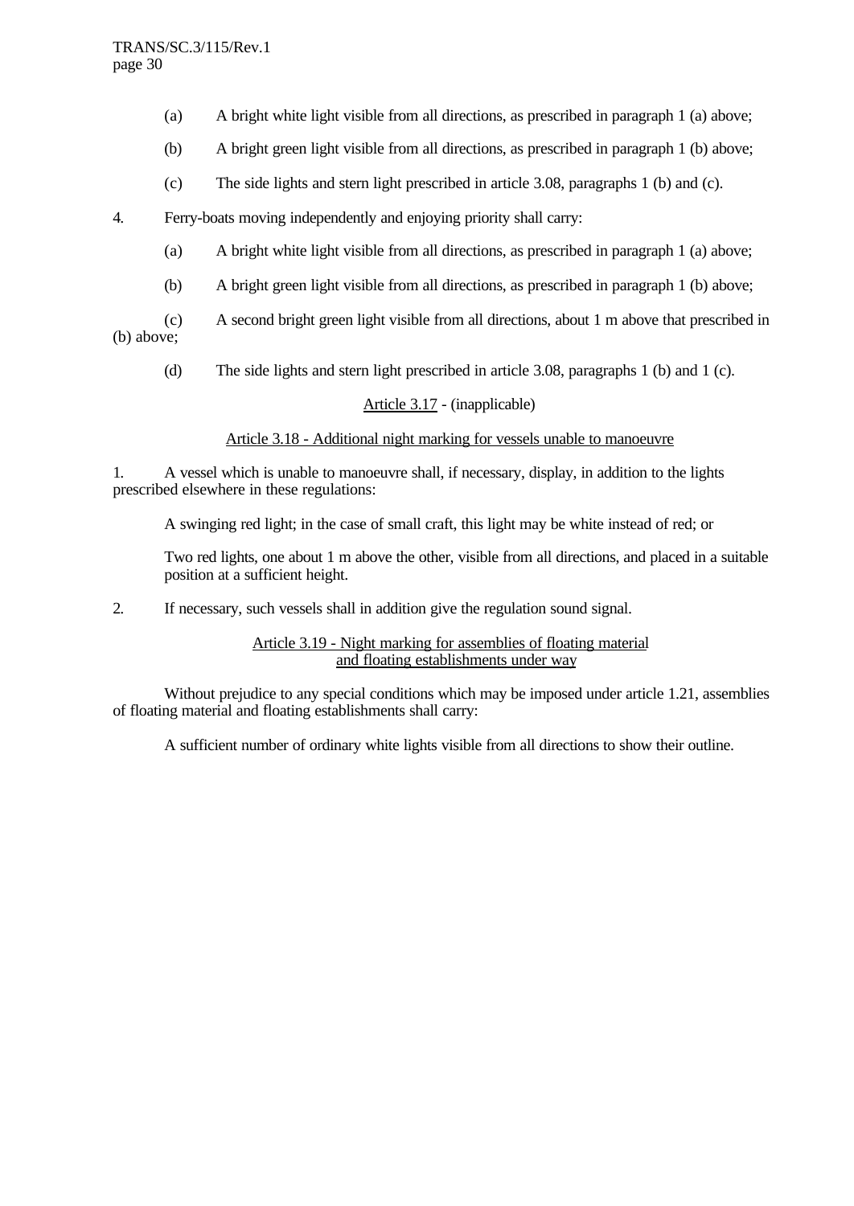(a) A bright white light visible from all directions, as prescribed in paragraph 1 (a) above;

(b) A bright green light visible from all directions, as prescribed in paragraph 1 (b) above;

(c) The side lights and stern light prescribed in article 3.08, paragraphs 1 (b) and (c).

4. Ferry-boats moving independently and enjoying priority shall carry:

(a) A bright white light visible from all directions, as prescribed in paragraph 1 (a) above;

(b) A bright green light visible from all directions, as prescribed in paragraph 1 (b) above;

(c) A second bright green light visible from all directions, about 1 m above that prescribed in (b) above;

(d) The side lights and stern light prescribed in article 3.08, paragraphs 1 (b) and 1 (c).

Article 3.17 - (inapplicable)

## Article 3.18 - Additional night marking for vessels unable to manoeuvre

1. A vessel which is unable to manoeuvre shall, if necessary, display, in addition to the lights prescribed elsewhere in these regulations:

A swinging red light; in the case of small craft, this light may be white instead of red; or

Two red lights, one about 1 m above the other, visible from all directions, and placed in a suitable position at a sufficient height.

2. If necessary, such vessels shall in addition give the regulation sound signal.

## Article 3.19 - Night marking for assemblies of floating material and floating establishments under way

Without prejudice to any special conditions which may be imposed under article 1.21, assemblies of floating material and floating establishments shall carry:

A sufficient number of ordinary white lights visible from all directions to show their outline.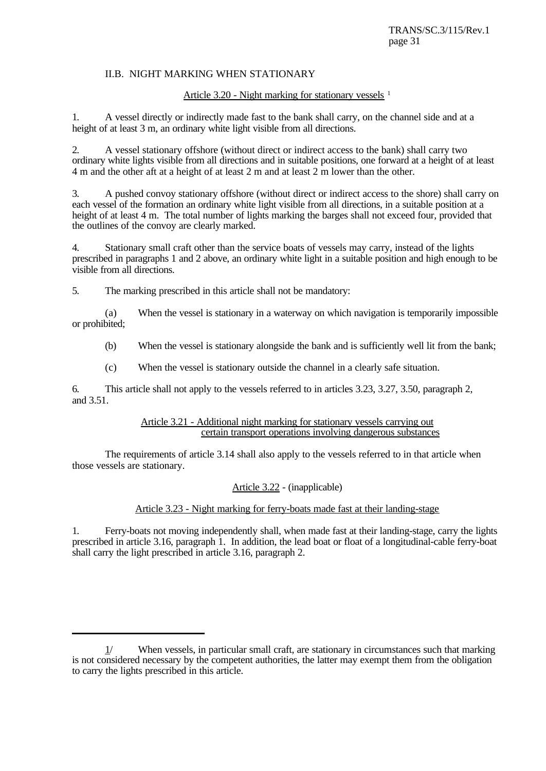## II.B. NIGHT MARKING WHEN STATIONARY

### Article 3.20 - Night marking for stationary vessels [1]

1. A vessel directly or indirectly made fast to the bank shall carry, on the channel side and at a height of at least 3 m, an ordinary white light visible from all directions.

2. A vessel stationary offshore (without direct or indirect access to the bank) shall carry two ordinary white lights visible from all directions and in suitable positions, one forward at a height of at least 4 m and the other aft at a height of at least 2 m and at least 2 m lower than the other.

3. A pushed convoy stationary offshore (without direct or indirect access to the shore) shall carry on each vessel of the formation an ordinary white light visible from all directions, in a suitable position at a height of at least 4 m. The total number of lights marking the barges shall not exceed four, provided that the outlines of the convoy are clearly marked.

4. Stationary small craft other than the service boats of vessels may carry, instead of the lights prescribed in paragraphs 1 and 2 above, an ordinary white light in a suitable position and high enough to be visible from all directions.

5. The marking prescribed in this article shall not be mandatory:

(a) When the vessel is stationary in a waterway on which navigation is temporarily impossible or prohibited;

(b) When the vessel is stationary alongside the bank and is sufficiently well lit from the bank;

(c) When the vessel is stationary outside the channel in a clearly safe situation.

6. This article shall not apply to the vessels referred to in articles 3.23, 3.27, 3.50, paragraph 2, and 3.51.

### Article 3.21 - Additional night marking for stationary vessels carrying out certain transport operations involving dangerous substances

The requirements of article 3.14 shall also apply to the vessels referred to in that article when those vessels are stationary.

### Article 3.22 - (inapplicable)

### Article 3.23 - Night marking for ferry-boats made fast at their landing-stage

1. Ferry-boats not moving independently shall, when made fast at their landing-stage, carry the lights prescribed in article 3.16, paragraph 1. In addition, the lead boat or float of a longitudinal-cable ferry-boat shall carry the light prescribed in article 3.16, paragraph 2.

---

1/ When vessels, in particular small craft, are stationary in circumstances such that marking is not considered necessary by the competent authorities, the latter may exempt them from the obligation to carry the lights prescribed in this article.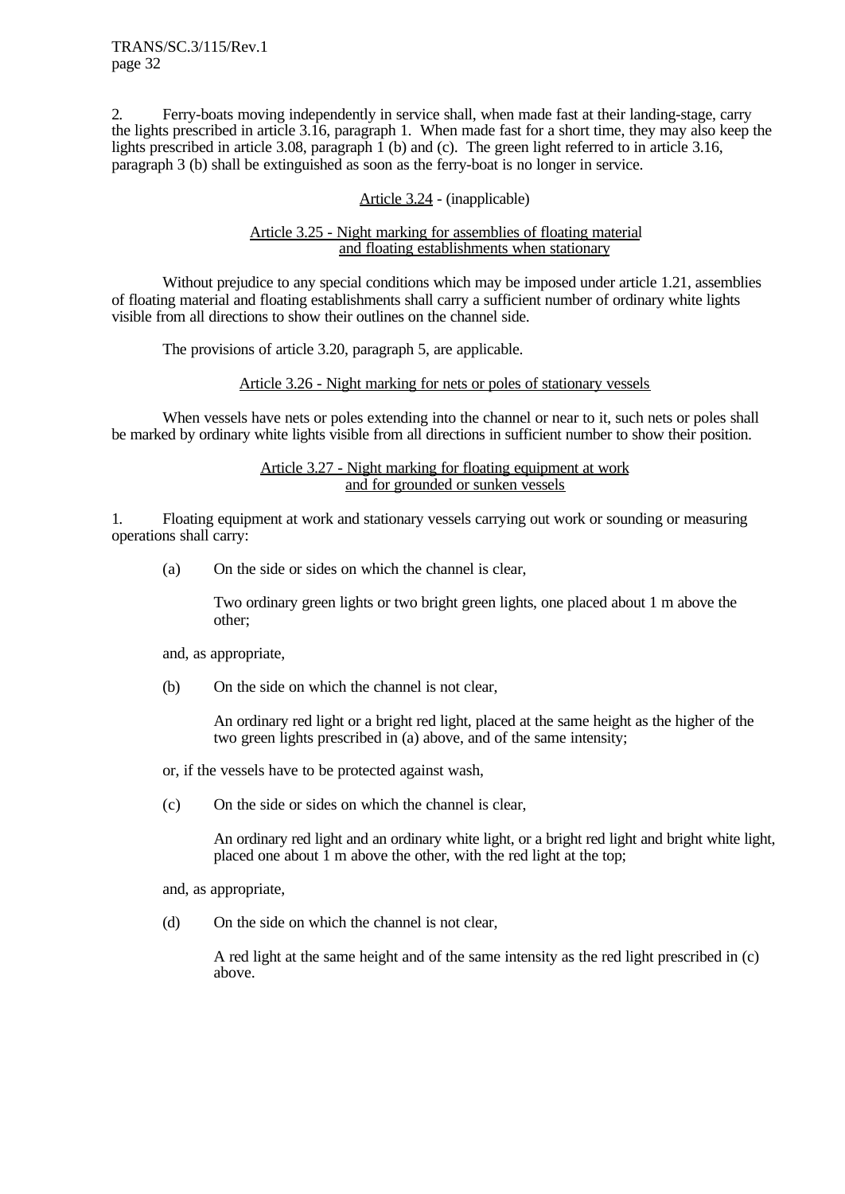2. Ferry-boats moving independently in service shall, when made fast at their landing-stage, carry the lights prescribed in article 3.16, paragraph 1. When made fast for a short time, they may also keep the lights prescribed in article 3.08, paragraph 1 (b) and (c). The green light referred to in article 3.16, paragraph 3 (b) shall be extinguished as soon as the ferry-boat is no longer in service.

### Article 3.24 - (inapplicable)

### Article 3.25 - Night marking for assemblies of floating material and floating establishments when stationary

Without prejudice to any special conditions which may be imposed under article 1.21, assemblies of floating material and floating establishments shall carry a sufficient number of ordinary white lights visible from all directions to show their outlines on the channel side.

The provisions of article 3.20, paragraph 5, are applicable.

### Article 3.26 - Night marking for nets or poles of stationary vessels

When vessels have nets or poles extending into the channel or near to it, such nets or poles shall be marked by ordinary white lights visible from all directions in sufficient number to show their position.

### Article 3.27 - Night marking for floating equipment at work and for grounded or sunken vessels

1. Floating equipment at work and stationary vessels carrying out work or sounding or measuring operations shall carry:

(a) On the side or sides on which the channel is clear,

Two ordinary green lights or two bright green lights, one placed about 1 m above the other;

and, as appropriate,

(b) On the side on which the channel is not clear,

An ordinary red light or a bright red light, placed at the same height as the higher of the two green lights prescribed in (a) above, and of the same intensity;

or, if the vessels have to be protected against wash,

(c) On the side or sides on which the channel is clear,

An ordinary red light and an ordinary white light, or a bright red light and bright white light, placed one about 1 m above the other, with the red light at the top;

and, as appropriate,

(d) On the side on which the channel is not clear,

A red light at the same height and of the same intensity as the red light prescribed in (c) above.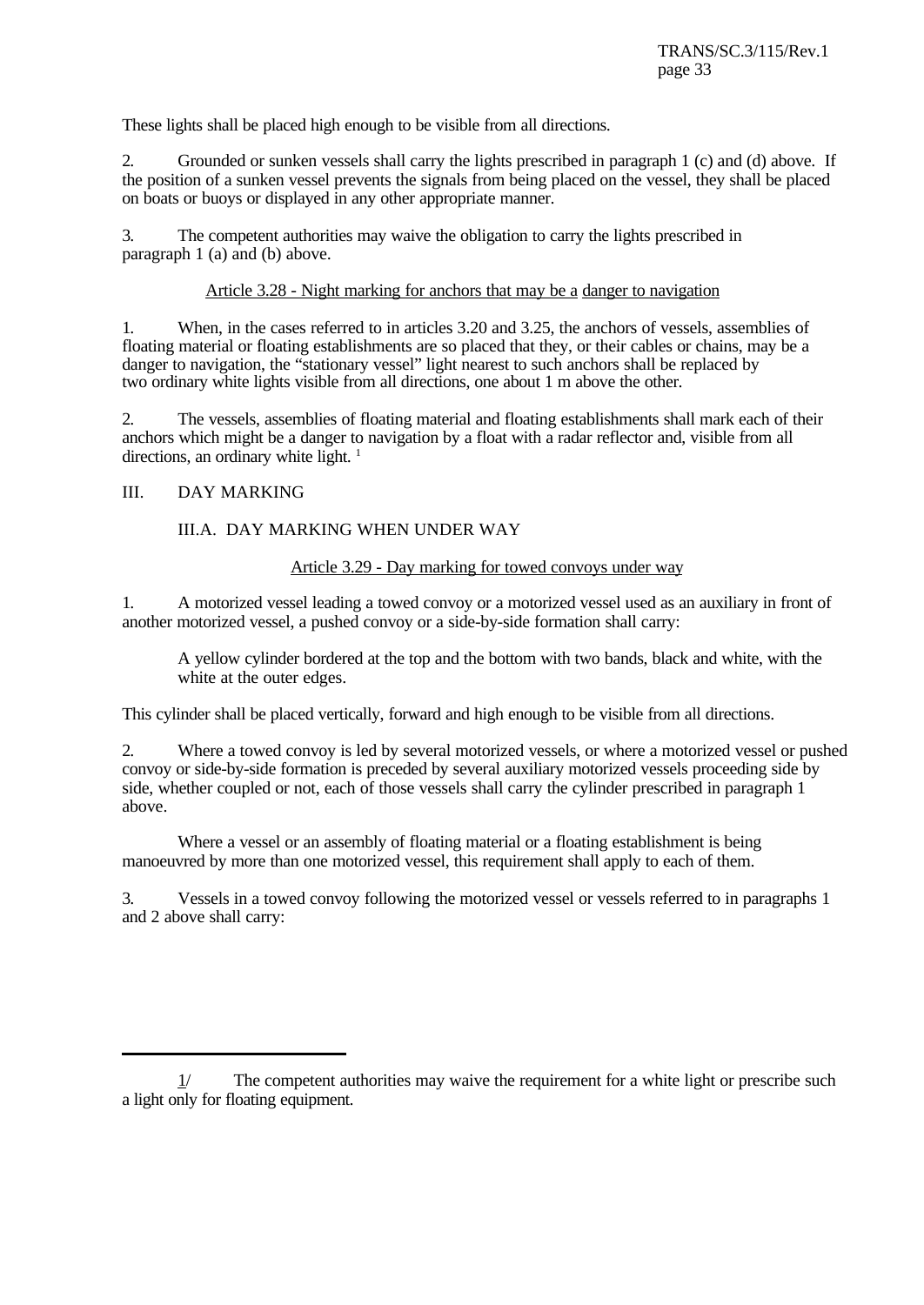These lights shall be placed high enough to be visible from all directions.

2. Grounded or sunken vessels shall carry the lights prescribed in paragraph 1 (c) and (d) above. If the position of a sunken vessel prevents the signals from being placed on the vessel, they shall be placed on boats or buoys or displayed in any other appropriate manner.

3. The competent authorities may waive the obligation to carry the lights prescribed in paragraph 1 (a) and (b) above.

### Article 3.28 - Night marking for anchors that may be a danger to navigation

1. When, in the cases referred to in articles 3.20 and 3.25, the anchors of vessels, assemblies of floating material or floating establishments are so placed that they, or their cables or chains, may be a danger to navigation, the "stationary vessel" light nearest to such anchors shall be replaced by two ordinary white lights visible from all directions, one about 1 m above the other.

2. The vessels, assemblies of floating material and floating establishments shall mark each of their anchors which might be a danger to navigation by a float with a radar reflector and, visible from all directions, an ordinary white light. [1]

## III. DAY MARKING

### III.A. DAY MARKING WHEN UNDER WAY

### Article 3.29 - Day marking for towed convoys under way

1. A motorized vessel leading a towed convoy or a motorized vessel used as an auxiliary in front of another motorized vessel, a pushed convoy or a side-by-side formation shall carry:

A yellow cylinder bordered at the top and the bottom with two bands, black and white, with the white at the outer edges.

This cylinder shall be placed vertically, forward and high enough to be visible from all directions.

2. Where a towed convoy is led by several motorized vessels, or where a motorized vessel or pushed convoy or side-by-side formation is preceded by several auxiliary motorized vessels proceeding side by side, whether coupled or not, each of those vessels shall carry the cylinder prescribed in paragraph 1 above.

Where a vessel or an assembly of floating material or a floating establishment is being manoeuvred by more than one motorized vessel, this requirement shall apply to each of them.

3. Vessels in a towed convoy following the motorized vessel or vessels referred to in paragraphs 1 and 2 above shall carry:

---

1/ The competent authorities may waive the requirement for a white light or prescribe such a light only for floating equipment.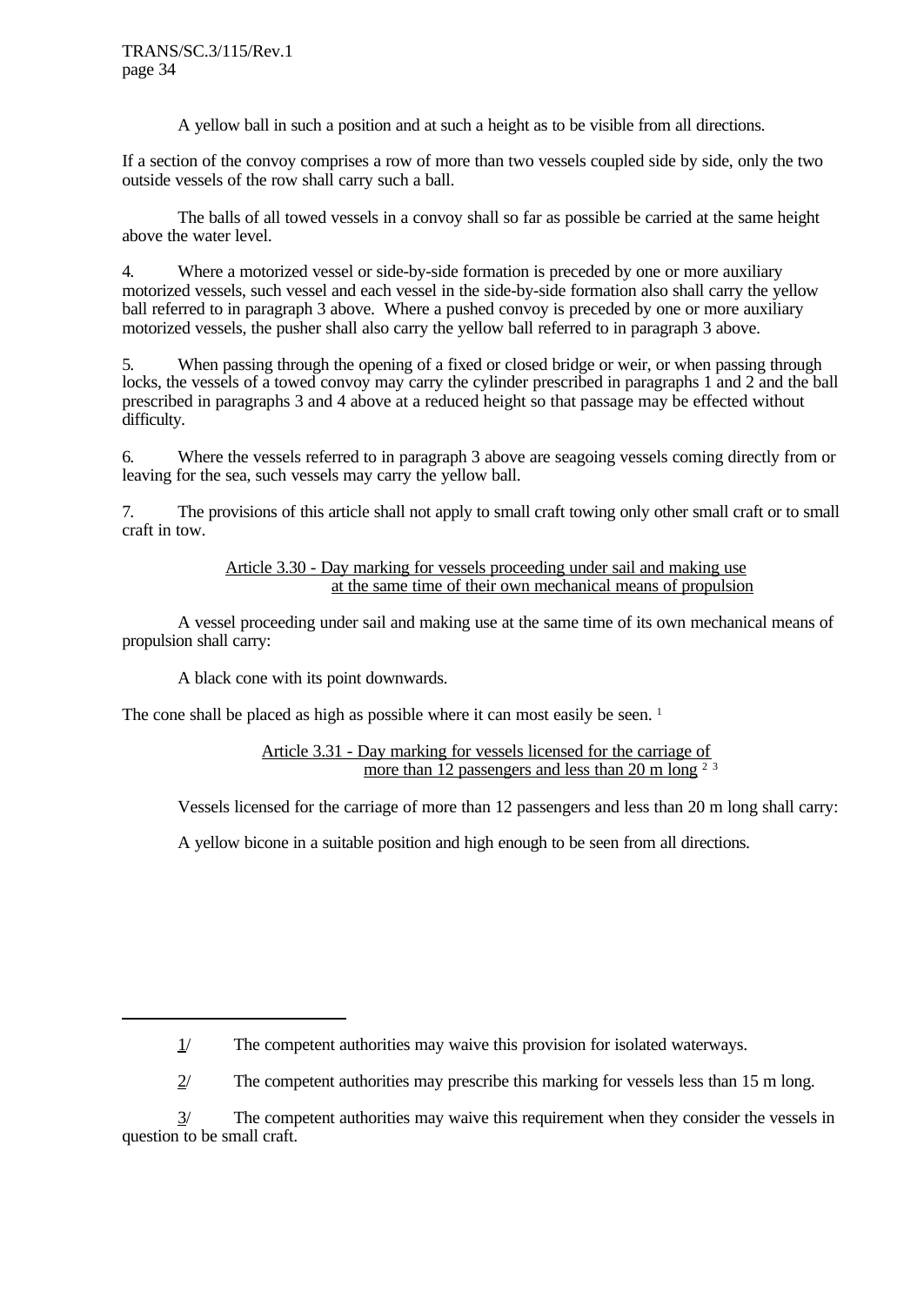A yellow ball in such a position and at such a height as to be visible from all directions.

If a section of the convoy comprises a row of more than two vessels coupled side by side, only the two outside vessels of the row shall carry such a ball.

The balls of all towed vessels in a convoy shall so far as possible be carried at the same height above the water level.

4. Where a motorized vessel or side-by-side formation is preceded by one or more auxiliary motorized vessels, such vessel and each vessel in the side-by-side formation also shall carry the yellow ball referred to in paragraph 3 above. Where a pushed convoy is preceded by one or more auxiliary motorized vessels, the pusher shall also carry the yellow ball referred to in paragraph 3 above.

5. When passing through the opening of a fixed or closed bridge or weir, or when passing through locks, the vessels of a towed convoy may carry the cylinder prescribed in paragraphs 1 and 2 and the ball prescribed in paragraphs 3 and 4 above at a reduced height so that passage may be effected without difficulty.

6. Where the vessels referred to in paragraph 3 above are seagoing vessels coming directly from or leaving for the sea, such vessels may carry the yellow ball.

7. The provisions of this article shall not apply to small craft towing only other small craft or to small craft in tow.

### Article 3.30 - Day marking for vessels proceeding under sail and making use at the same time of their own mechanical means of propulsion

A vessel proceeding under sail and making use at the same time of its own mechanical means of propulsion shall carry:

A black cone with its point downwards.

The cone shall be placed as high as possible where it can most easily be seen. [1]

### Article 3.31 - Day marking for vessels licensed for the carriage of more than 12 passengers and less than 20 m long [2] [3]

Vessels licensed for the carriage of more than 12 passengers and less than 20 m long shall carry:

A yellow bicone in a suitable position and high enough to be seen from all directions.

---

1/ The competent authorities may waive this provision for isolated waterways.

2/ The competent authorities may prescribe this marking for vessels less than 15 m long.

3/ The competent authorities may waive this requirement when they consider the vessels in question to be small craft.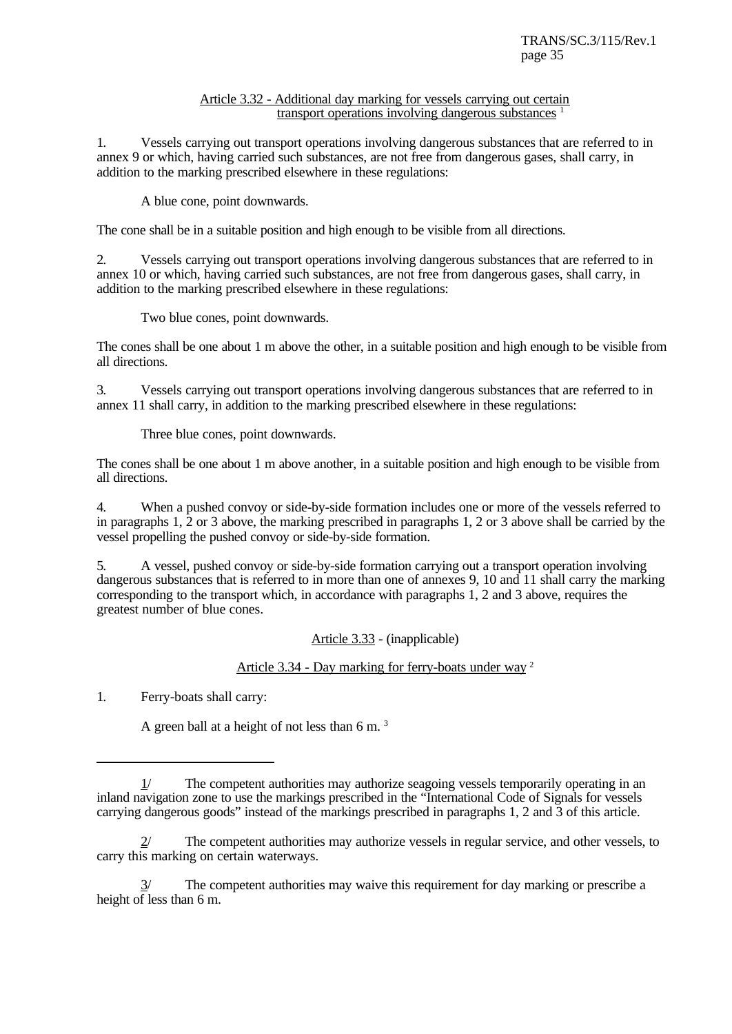## Article 3.32 - Additional day marking for vessels carrying out certain transport operations involving dangerous substances [1]

1. Vessels carrying out transport operations involving dangerous substances that are referred to in annex 9 or which, having carried such substances, are not free from dangerous gases, shall carry, in addition to the marking prescribed elsewhere in these regulations:

   A blue cone, point downwards.

The cone shall be in a suitable position and high enough to be visible from all directions.

2. Vessels carrying out transport operations involving dangerous substances that are referred to in annex 10 or which, having carried such substances, are not free from dangerous gases, shall carry, in addition to the marking prescribed elsewhere in these regulations:

   Two blue cones, point downwards.

The cones shall be one about 1 m above the other, in a suitable position and high enough to be visible from all directions.

3. Vessels carrying out transport operations involving dangerous substances that are referred to in annex 11 shall carry, in addition to the marking prescribed elsewhere in these regulations:

   Three blue cones, point downwards.

The cones shall be one about 1 m above another, in a suitable position and high enough to be visible from all directions.

4. When a pushed convoy or side-by-side formation includes one or more of the vessels referred to in paragraphs 1, 2 or 3 above, the marking prescribed in paragraphs 1, 2 or 3 above shall be carried by the vessel propelling the pushed convoy or side-by-side formation.

5. A vessel, pushed convoy or side-by-side formation carrying out a transport operation involving dangerous substances that is referred to in more than one of annexes 9, 10 and 11 shall carry the marking corresponding to the transport which, in accordance with paragraphs 1, 2 and 3 above, requires the greatest number of blue cones.

## Article 3.33 - (inapplicable)

## Article 3.34 - Day marking for ferry-boats under way [2]

1. Ferry-boats shall carry:

   A green ball at a height of not less than 6 m. [3]

---

1/ The competent authorities may authorize seagoing vessels temporarily operating in an inland navigation zone to use the markings prescribed in the "International Code of Signals for vessels carrying dangerous goods" instead of the markings prescribed in paragraphs 1, 2 and 3 of this article.

2/ The competent authorities may authorize vessels in regular service, and other vessels, to carry this marking on certain waterways.

3/ The competent authorities may waive this requirement for day marking or prescribe a height of less than 6 m.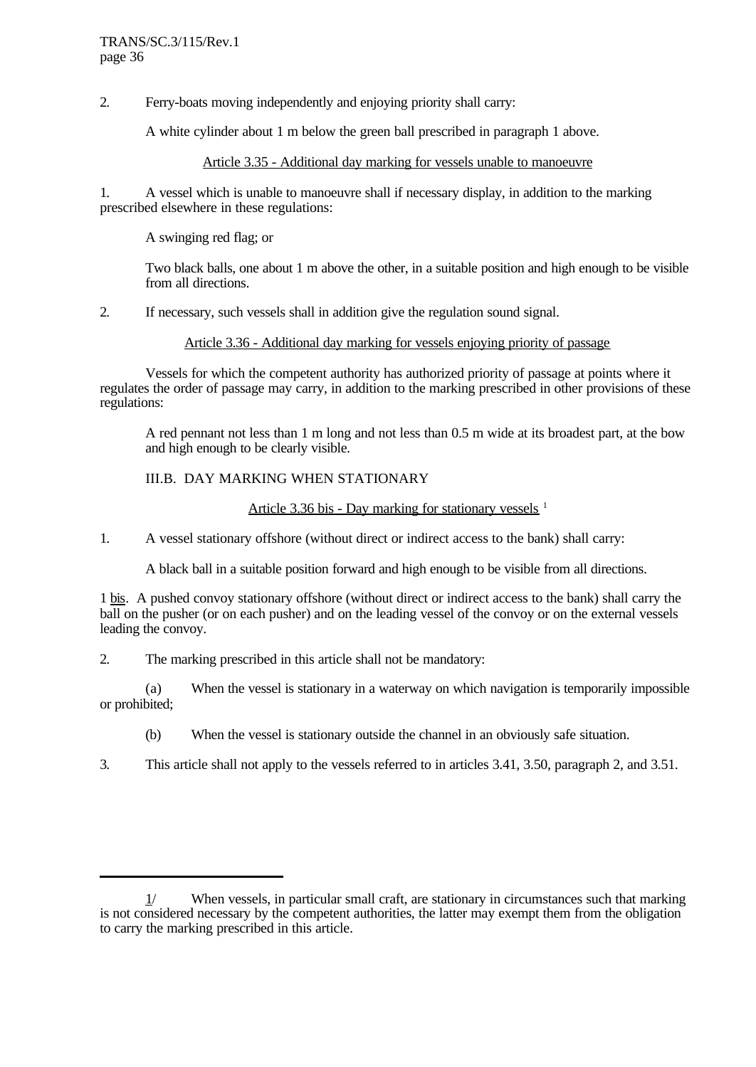2. Ferry-boats moving independently and enjoying priority shall carry:

A white cylinder about 1 m below the green ball prescribed in paragraph 1 above.

Article 3.35 - Additional day marking for vessels unable to manoeuvre

1. A vessel which is unable to manoeuvre shall if necessary display, in addition to the marking prescribed elsewhere in these regulations:

A swinging red flag; or

Two black balls, one about 1 m above the other, in a suitable position and high enough to be visible from all directions.

2. If necessary, such vessels shall in addition give the regulation sound signal.

Article 3.36 - Additional day marking for vessels enjoying priority of passage

Vessels for which the competent authority has authorized priority of passage at points where it regulates the order of passage may carry, in addition to the marking prescribed in other provisions of these regulations:

A red pennant not less than 1 m long and not less than 0.5 m wide at its broadest part, at the bow and high enough to be clearly visible.

## III.B. DAY MARKING WHEN STATIONARY

Article 3.36 bis - Day marking for stationary vessels [1]

1. A vessel stationary offshore (without direct or indirect access to the bank) shall carry:

A black ball in a suitable position forward and high enough to be visible from all directions.

1 bis. A pushed convoy stationary offshore (without direct or indirect access to the bank) shall carry the ball on the pusher (or on each pusher) and on the leading vessel of the convoy or on the external vessels leading the convoy.

2. The marking prescribed in this article shall not be mandatory:

(a) When the vessel is stationary in a waterway on which navigation is temporarily impossible or prohibited;

(b) When the vessel is stationary outside the channel in an obviously safe situation.

3. This article shall not apply to the vessels referred to in articles 3.41, 3.50, paragraph 2, and 3.51.

---

1/ When vessels, in particular small craft, are stationary in circumstances such that marking is not considered necessary by the competent authorities, the latter may exempt them from the obligation to carry the marking prescribed in this article.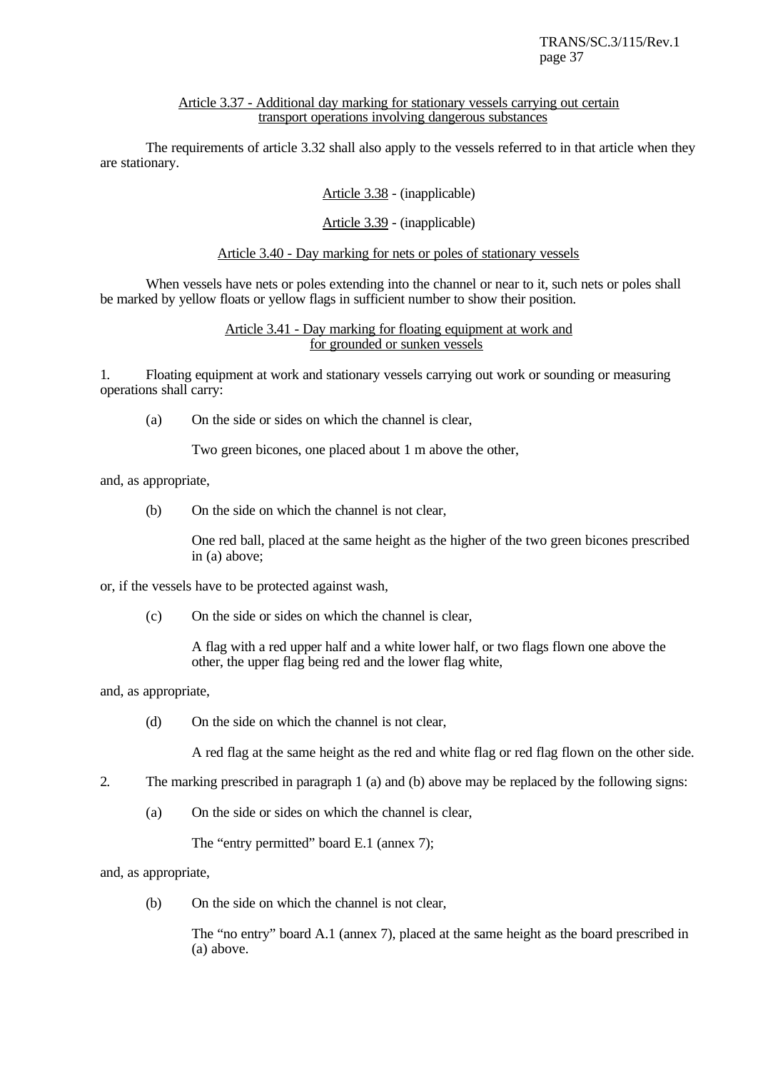## Article 3.37 - Additional day marking for stationary vessels carrying out certain transport operations involving dangerous substances

The requirements of article 3.32 shall also apply to the vessels referred to in that article when they are stationary.

## Article 3.38 - (inapplicable)

## Article 3.39 - (inapplicable)

## Article 3.40 - Day marking for nets or poles of stationary vessels

When vessels have nets or poles extending into the channel or near to it, such nets or poles shall be marked by yellow floats or yellow flags in sufficient number to show their position.

## Article 3.41 - Day marking for floating equipment at work and for grounded or sunken vessels

1. Floating equipment at work and stationary vessels carrying out work or sounding or measuring operations shall carry:

(a) On the side or sides on which the channel is clear,

Two green bicones, one placed about 1 m above the other,

and, as appropriate,

(b) On the side on which the channel is not clear,

One red ball, placed at the same height as the higher of the two green bicones prescribed in (a) above;

or, if the vessels have to be protected against wash,

(c) On the side or sides on which the channel is clear,

A flag with a red upper half and a white lower half, or two flags flown one above the other, the upper flag being red and the lower flag white,

and, as appropriate,

(d) On the side on which the channel is not clear,

A red flag at the same height as the red and white flag or red flag flown on the other side.

2. The marking prescribed in paragraph 1 (a) and (b) above may be replaced by the following signs:

(a) On the side or sides on which the channel is clear,

The “entry permitted” board E.1 (annex 7);

and, as appropriate,

(b) On the side on which the channel is not clear,

The “no entry” board A.1 (annex 7), placed at the same height as the board prescribed in (a) above.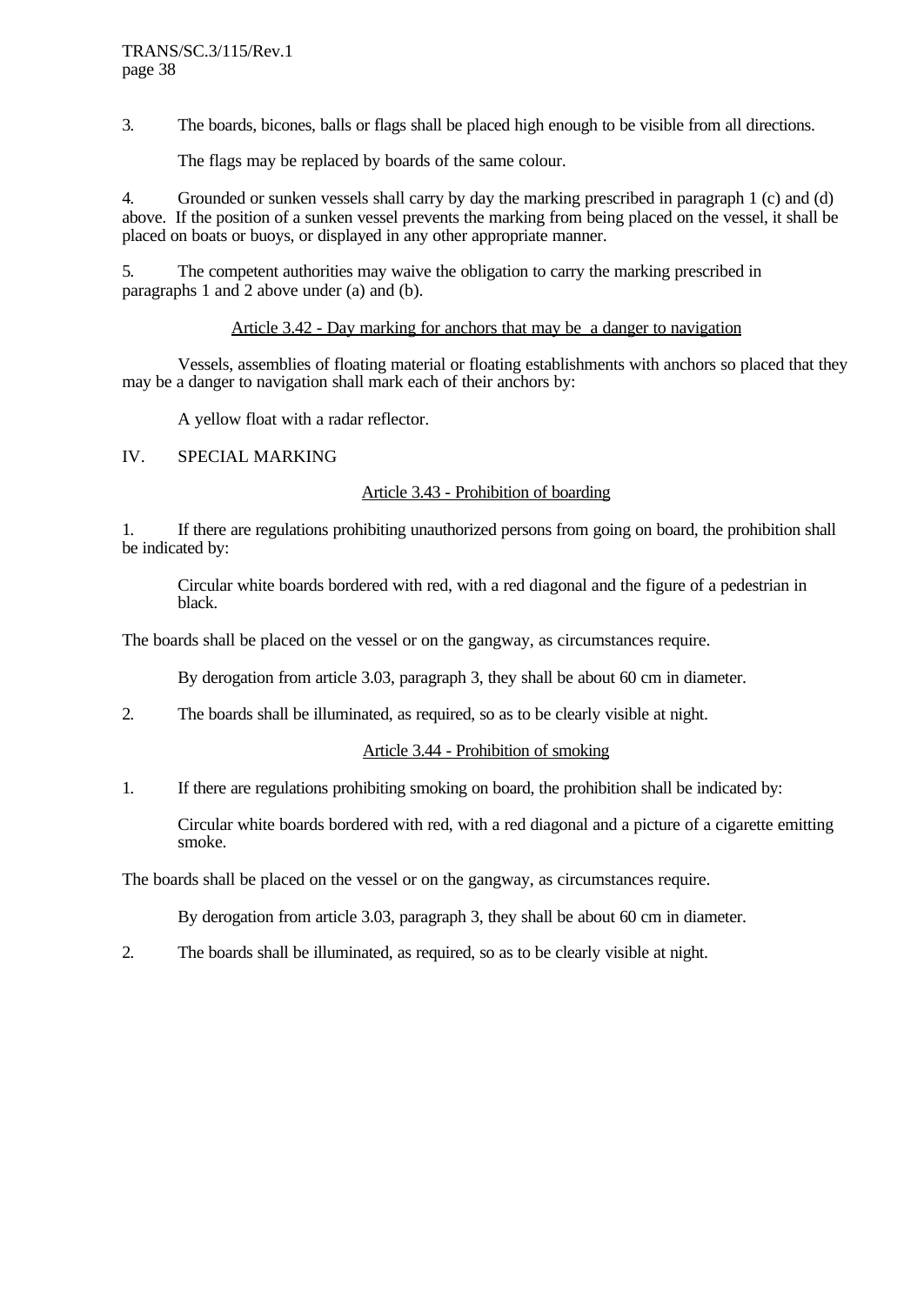3. The boards, bicones, balls or flags shall be placed high enough to be visible from all directions.

The flags may be replaced by boards of the same colour.

4. Grounded or sunken vessels shall carry by day the marking prescribed in paragraph 1 (c) and (d) above. If the position of a sunken vessel prevents the marking from being placed on the vessel, it shall be placed on boats or buoys, or displayed in any other appropriate manner.

5. The competent authorities may waive the obligation to carry the marking prescribed in paragraphs 1 and 2 above under (a) and (b).

### Article 3.42 - Day marking for anchors that may be a danger to navigation

Vessels, assemblies of floating material or floating establishments with anchors so placed that they may be a danger to navigation shall mark each of their anchors by:

A yellow float with a radar reflector.

## IV. SPECIAL MARKING

### Article 3.43 - Prohibition of boarding

1. If there are regulations prohibiting unauthorized persons from going on board, the prohibition shall be indicated by:

> Circular white boards bordered with red, with a red diagonal and the figure of a pedestrian in black.

The boards shall be placed on the vessel or on the gangway, as circumstances require.

By derogation from article 3.03, paragraph 3, they shall be about 60 cm in diameter.

2. The boards shall be illuminated, as required, so as to be clearly visible at night.

### Article 3.44 - Prohibition of smoking

1. If there are regulations prohibiting smoking on board, the prohibition shall be indicated by:

> Circular white boards bordered with red, with a red diagonal and a picture of a cigarette emitting smoke.

The boards shall be placed on the vessel or on the gangway, as circumstances require.

By derogation from article 3.03, paragraph 3, they shall be about 60 cm in diameter.

2. The boards shall be illuminated, as required, so as to be clearly visible at night.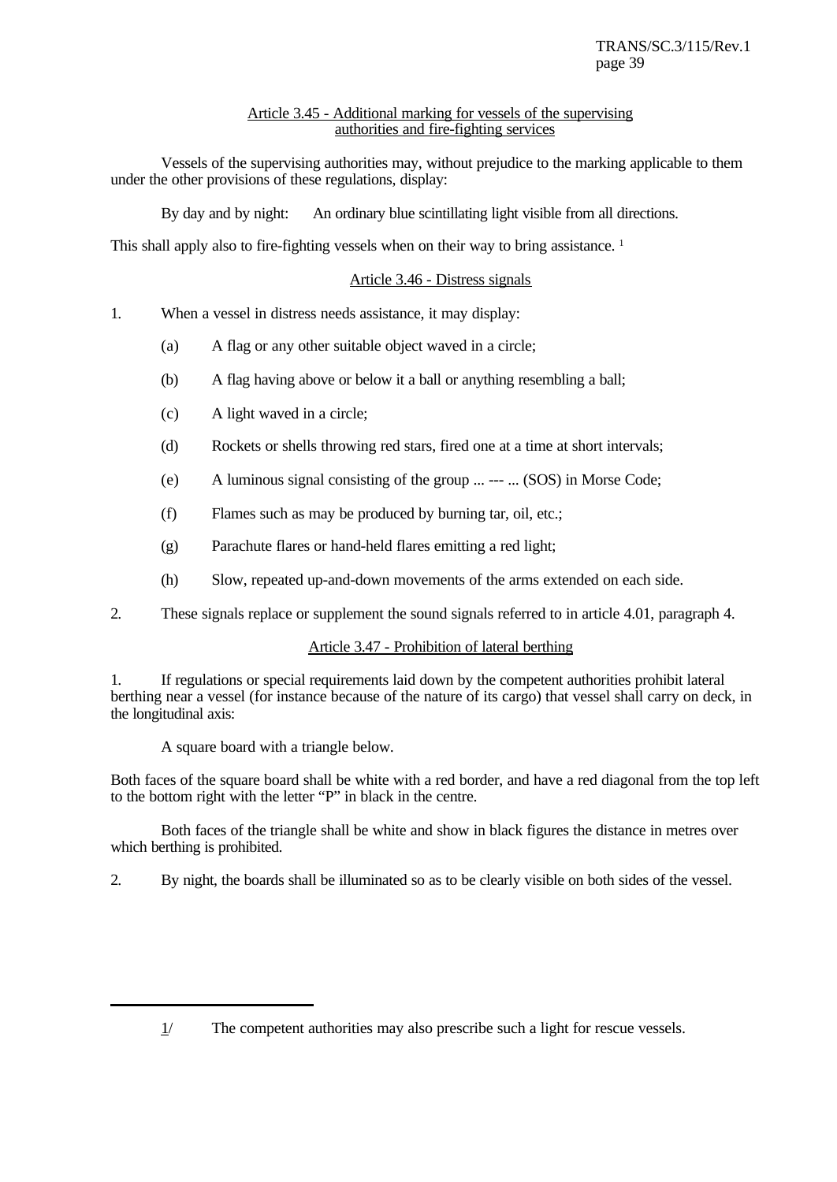## Article 3.45 - Additional marking for vessels of the supervising authorities and fire-fighting services

Vessels of the supervising authorities may, without prejudice to the marking applicable to them under the other provisions of these regulations, display:

By day and by night: An ordinary blue scintillating light visible from all directions.

This shall apply also to fire-fighting vessels when on their way to bring assistance. [1]

## Article 3.46 - Distress signals

1. When a vessel in distress needs assistance, it may display:

   (a) A flag or any other suitable object waved in a circle;

   (b) A flag having above or below it a ball or anything resembling a ball;

   (c) A light waved in a circle;

   (d) Rockets or shells throwing red stars, fired one at a time at short intervals;

   (e) A luminous signal consisting of the group ... --- ... (SOS) in Morse Code;

   (f) Flames such as may be produced by burning tar, oil, etc.;

   (g) Parachute flares or hand-held flares emitting a red light;

   (h) Slow, repeated up-and-down movements of the arms extended on each side.

2. These signals replace or supplement the sound signals referred to in article 4.01, paragraph 4.

## Article 3.47 - Prohibition of lateral berthing

1. If regulations or special requirements laid down by the competent authorities prohibit lateral berthing near a vessel (for instance because of the nature of its cargo) that vessel shall carry on deck, in the longitudinal axis:

A square board with a triangle below.

Both faces of the square board shall be white with a red border, and have a red diagonal from the top left to the bottom right with the letter “P” in black in the centre.

Both faces of the triangle shall be white and show in black figures the distance in metres over which berthing is prohibited.

2. By night, the boards shall be illuminated so as to be clearly visible on both sides of the vessel.

---

1/ The competent authorities may also prescribe such a light for rescue vessels.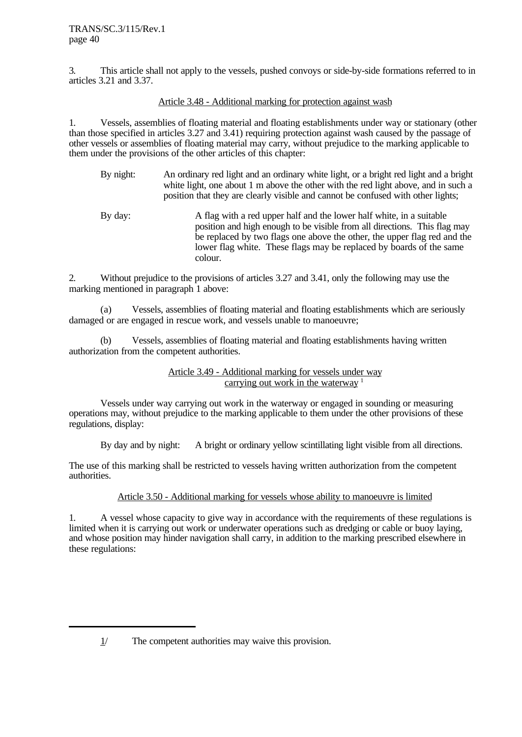3. This article shall not apply to the vessels, pushed convoys or side-by-side formations referred to in articles 3.21 and 3.37.

## Article 3.48 - Additional marking for protection against wash

1. Vessels, assemblies of floating material and floating establishments under way or stationary (other than those specified in articles 3.27 and 3.41) requiring protection against wash caused by the passage of other vessels or assemblies of floating material may carry, without prejudice to the marking applicable to them under the provisions of the other articles of this chapter:

By night: An ordinary red light and an ordinary white light, or a bright red light and a bright white light, one about 1 m above the other with the red light above, and in such a position that they are clearly visible and cannot be confused with other lights;

By day: A flag with a red upper half and the lower half white, in a suitable position and high enough to be visible from all directions. This flag may be replaced by two flags one above the other, the upper flag red and the lower flag white. These flags may be replaced by boards of the same colour.

2. Without prejudice to the provisions of articles 3.27 and 3.41, only the following may use the marking mentioned in paragraph 1 above:

(a) Vessels, assemblies of floating material and floating establishments which are seriously damaged or are engaged in rescue work, and vessels unable to manoeuvre;

(b) Vessels, assemblies of floating material and floating establishments having written authorization from the competent authorities.

## Article 3.49 - Additional marking for vessels under way carrying out work in the waterway [1]

Vessels under way carrying out work in the waterway or engaged in sounding or measuring operations may, without prejudice to the marking applicable to them under the other provisions of these regulations, display:

By day and by night: A bright or ordinary yellow scintillating light visible from all directions.

The use of this marking shall be restricted to vessels having written authorization from the competent authorities.

## Article 3.50 - Additional marking for vessels whose ability to manoeuvre is limited

1. A vessel whose capacity to give way in accordance with the requirements of these regulations is limited when it is carrying out work or underwater operations such as dredging or cable or buoy laying, and whose position may hinder navigation shall carry, in addition to the marking prescribed elsewhere in these regulations:

---

1/ The competent authorities may waive this provision.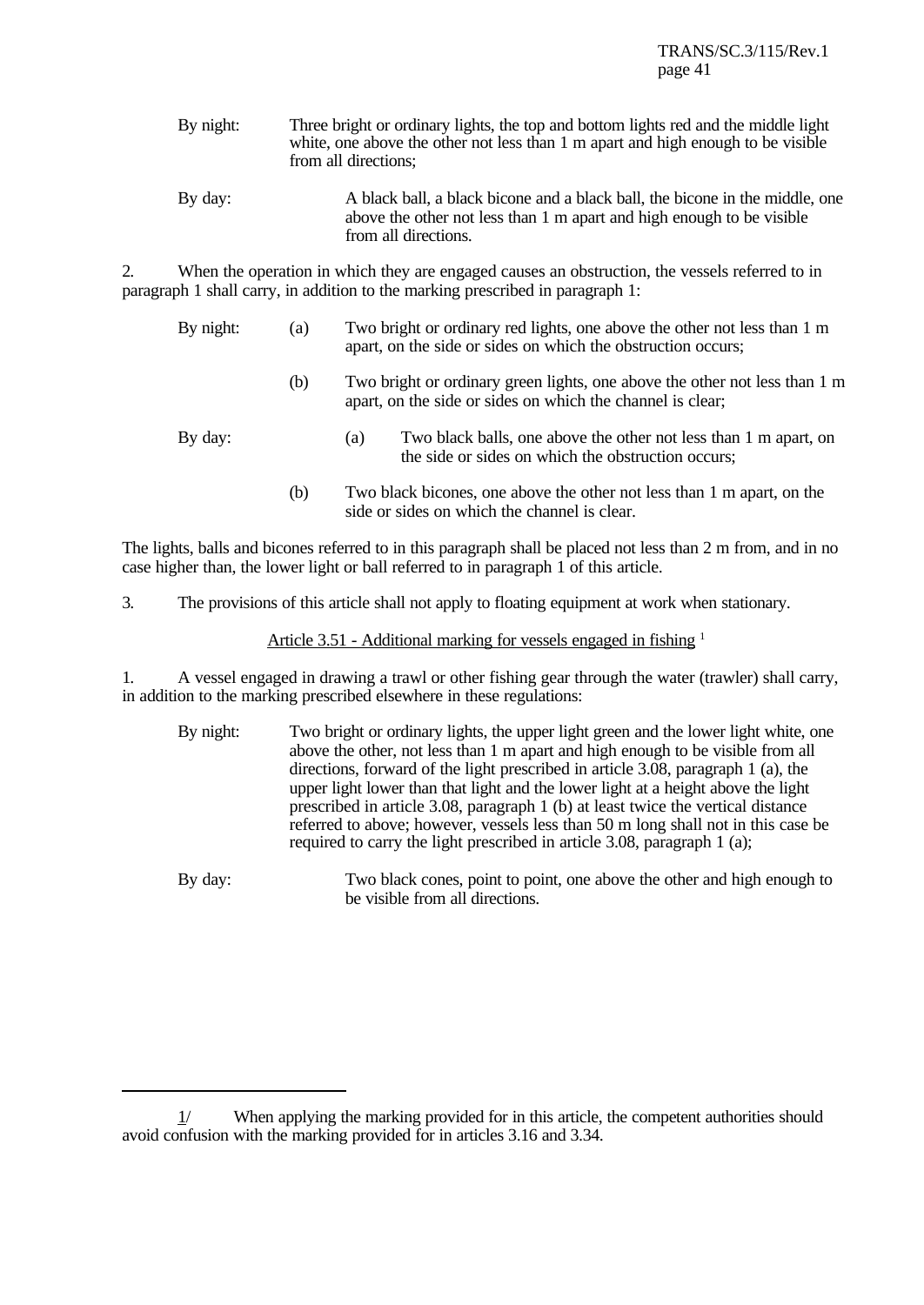By night: Three bright or ordinary lights, the top and bottom lights red and the middle light white, one above the other not less than 1 m apart and high enough to be visible from all directions;

By day: A black ball, a black bicone and a black ball, the bicone in the middle, one above the other not less than 1 m apart and high enough to be visible from all directions.

2. When the operation in which they are engaged causes an obstruction, the vessels referred to in paragraph 1 shall carry, in addition to the marking prescribed in paragraph 1:

By night:

(a) Two bright or ordinary red lights, one above the other not less than 1 m apart, on the side or sides on which the obstruction occurs;

(b) Two bright or ordinary green lights, one above the other not less than 1 m apart, on the side or sides on which the channel is clear;

By day:

(a) Two black balls, one above the other not less than 1 m apart, on the side or sides on which the obstruction occurs;

(b) Two black bicones, one above the other not less than 1 m apart, on the side or sides on which the channel is clear.

The lights, balls and bicones referred to in this paragraph shall be placed not less than 2 m from, and in no case higher than, the lower light or ball referred to in paragraph 1 of this article.

3. The provisions of this article shall not apply to floating equipment at work when stationary.

Article 3.51 - Additional marking for vessels engaged in fishing [1]

1. A vessel engaged in drawing a trawl or other fishing gear through the water (trawler) shall carry, in addition to the marking prescribed elsewhere in these regulations:

By night: Two bright or ordinary lights, the upper light green and the lower light white, one above the other, not less than 1 m apart and high enough to be visible from all directions, forward of the light prescribed in article 3.08, paragraph 1 (a), the upper light lower than that light and the lower light at a height above the light prescribed in article 3.08, paragraph 1 (b) at least twice the vertical distance referred to above; however, vessels less than 50 m long shall not in this case be required to carry the light prescribed in article 3.08, paragraph 1 (a);

By day: Two black cones, point to point, one above the other and high enough to be visible from all directions.

---

1/ When applying the marking provided for in this article, the competent authorities should avoid confusion with the marking provided for in articles 3.16 and 3.34.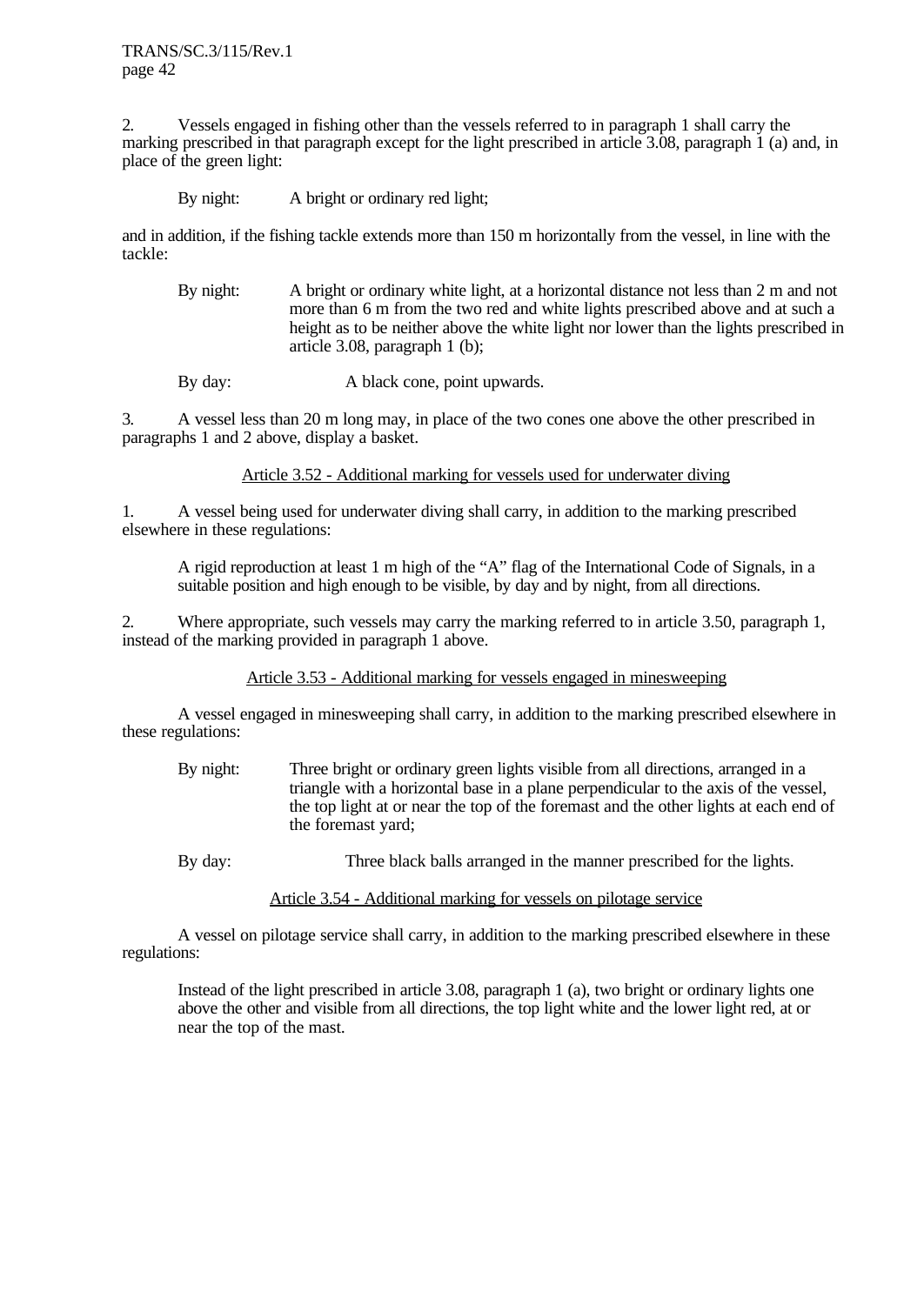2. Vessels engaged in fishing other than the vessels referred to in paragraph 1 shall carry the marking prescribed in that paragraph except for the light prescribed in article 3.08, paragraph 1 (a) and, in place of the green light:

By night: A bright or ordinary red light;

and in addition, if the fishing tackle extends more than 150 m horizontally from the vessel, in line with the tackle:

By night: A bright or ordinary white light, at a horizontal distance not less than 2 m and not more than 6 m from the two red and white lights prescribed above and at such a height as to be neither above the white light nor lower than the lights prescribed in article 3.08, paragraph 1 (b);

By day: A black cone, point upwards.

3. A vessel less than 20 m long may, in place of the two cones one above the other prescribed in paragraphs 1 and 2 above, display a basket.

## Article 3.52 - Additional marking for vessels used for underwater diving

1. A vessel being used for underwater diving shall carry, in addition to the marking prescribed elsewhere in these regulations:

A rigid reproduction at least 1 m high of the "A" flag of the International Code of Signals, in a suitable position and high enough to be visible, by day and by night, from all directions.

2. Where appropriate, such vessels may carry the marking referred to in article 3.50, paragraph 1, instead of the marking provided in paragraph 1 above.

## Article 3.53 - Additional marking for vessels engaged in minesweeping

A vessel engaged in minesweeping shall carry, in addition to the marking prescribed elsewhere in these regulations:

By night: Three bright or ordinary green lights visible from all directions, arranged in a triangle with a horizontal base in a plane perpendicular to the axis of the vessel, the top light at or near the top of the foremast and the other lights at each end of the foremast yard;

By day: Three black balls arranged in the manner prescribed for the lights.

## Article 3.54 - Additional marking for vessels on pilotage service

A vessel on pilotage service shall carry, in addition to the marking prescribed elsewhere in these regulations:

Instead of the light prescribed in article 3.08, paragraph 1 (a), two bright or ordinary lights one above the other and visible from all directions, the top light white and the lower light red, at or near the top of the mast.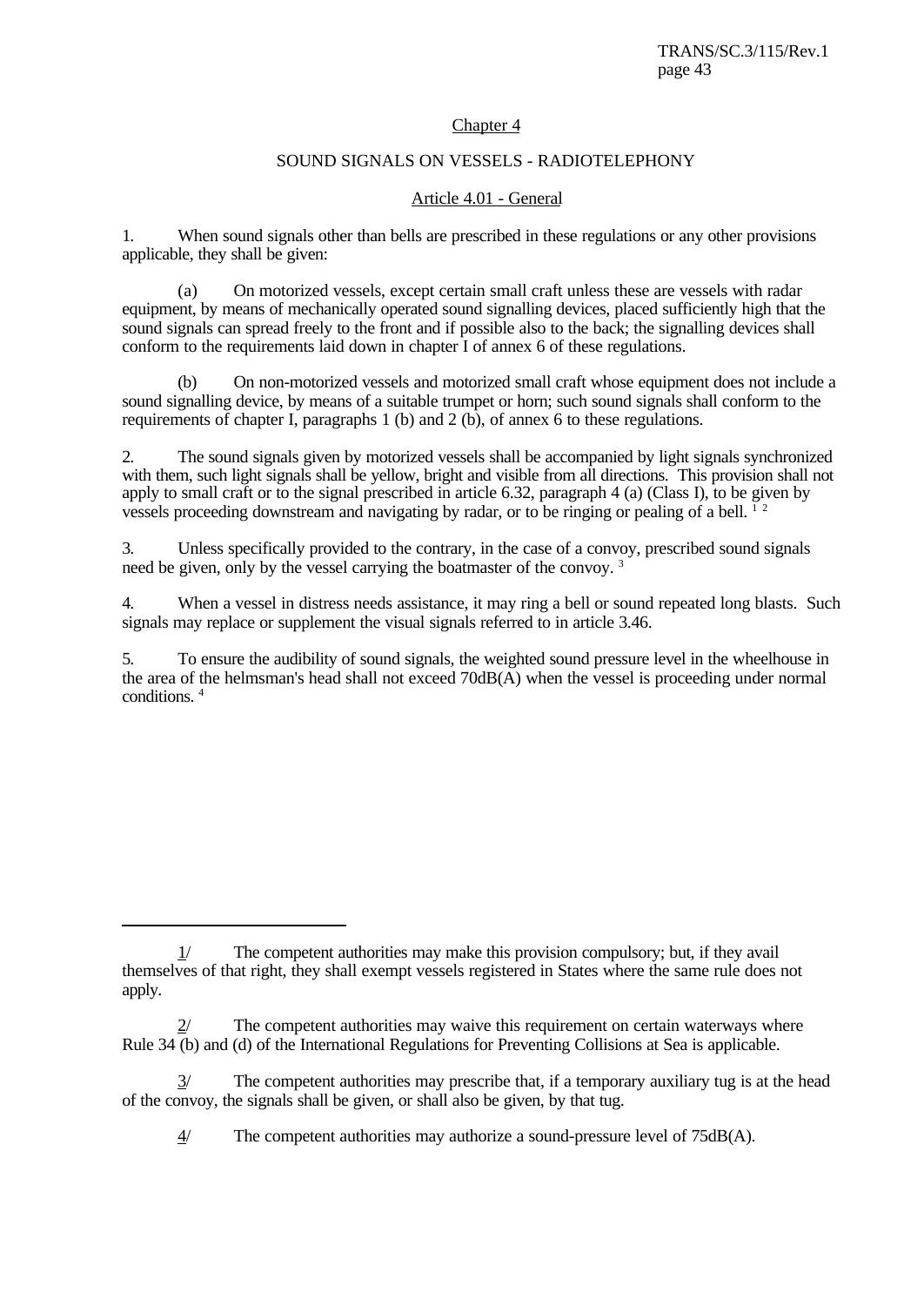Chapter 4

## SOUND SIGNALS ON VESSELS - RADIOTELEPHONY

### Article 4.01 - General

1. When sound signals other than bells are prescribed in these regulations or any other provisions applicable, they shall be given:

(a) On motorized vessels, except certain small craft unless these are vessels with radar equipment, by means of mechanically operated sound signalling devices, placed sufficiently high that the sound signals can spread freely to the front and if possible also to the back; the signalling devices shall conform to the requirements laid down in chapter I of annex 6 of these regulations.

(b) On non-motorized vessels and motorized small craft whose equipment does not include a sound signalling device, by means of a suitable trumpet or horn; such sound signals shall conform to the requirements of chapter I, paragraphs 1 (b) and 2 (b), of annex 6 to these regulations.

2. The sound signals given by motorized vessels shall be accompanied by light signals synchronized with them, such light signals shall be yellow, bright and visible from all directions. This provision shall not apply to small craft or to the signal prescribed in article 6.32, paragraph 4 (a) (Class I), to be given by vessels proceeding downstream and navigating by radar, or to be ringing or pealing of a bell. [1] [2]

3. Unless specifically provided to the contrary, in the case of a convoy, prescribed sound signals need be given, only by the vessel carrying the boatmaster of the convoy. [3]

4. When a vessel in distress needs assistance, it may ring a bell or sound repeated long blasts. Such signals may replace or supplement the visual signals referred to in article 3.46.

5. To ensure the audibility of sound signals, the weighted sound pressure level in the wheelhouse in the area of the helmsman's head shall not exceed 70dB(A) when the vessel is proceeding under normal conditions. [4]

---

1/ The competent authorities may make this provision compulsory; but, if they avail themselves of that right, they shall exempt vessels registered in States where the same rule does not apply.

2/ The competent authorities may waive this requirement on certain waterways where Rule 34 (b) and (d) of the International Regulations for Preventing Collisions at Sea is applicable.

3/ The competent authorities may prescribe that, if a temporary auxiliary tug is at the head of the convoy, the signals shall be given, or shall also be given, by that tug.

4/ The competent authorities may authorize a sound-pressure level of 75dB(A).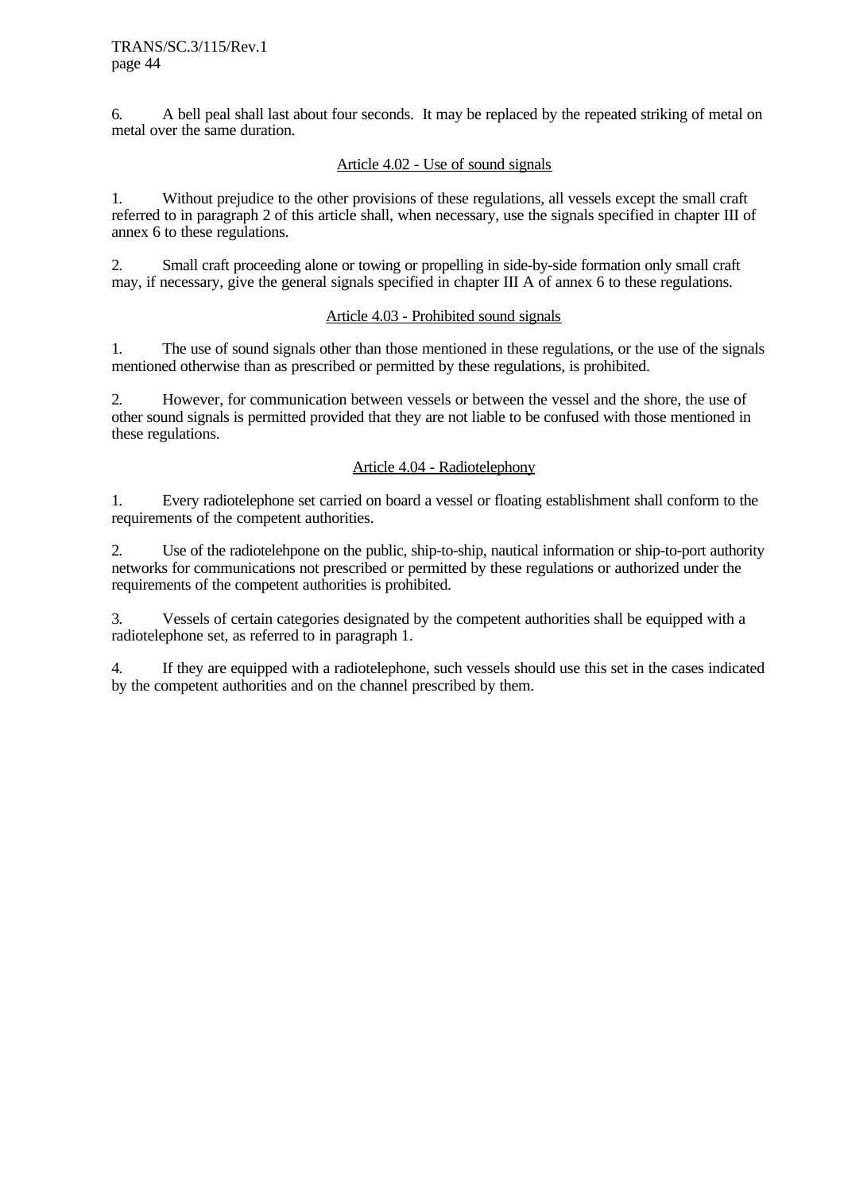6. A bell peal shall last about four seconds. It may be replaced by the repeated striking of metal on metal over the same duration.

## Article 4.02 - Use of sound signals

1. Without prejudice to the other provisions of these regulations, all vessels except the small craft referred to in paragraph 2 of this article shall, when necessary, use the signals specified in chapter III of annex 6 to these regulations.

2. Small craft proceeding alone or towing or propelling in side-by-side formation only small craft may, if necessary, give the general signals specified in chapter III A of annex 6 to these regulations.

## Article 4.03 - Prohibited sound signals

1. The use of sound signals other than those mentioned in these regulations, or the use of the signals mentioned otherwise than as prescribed or permitted by these regulations, is prohibited.

2. However, for communication between vessels or between the vessel and the shore, the use of other sound signals is permitted provided that they are not liable to be confused with those mentioned in these regulations.

## Article 4.04 - Radiotelephony

1. Every radiotelephone set carried on board a vessel or floating establishment shall conform to the requirements of the competent authorities.

2. Use of the radiotelehpone on the public, ship-to-ship, nautical information or ship-to-port authority networks for communications not prescribed or permitted by these regulations or authorized under the requirements of the competent authorities is prohibited.

3. Vessels of certain categories designated by the competent authorities shall be equipped with a radiotelephone set, as referred to in paragraph 1.

4. If they are equipped with a radiotelephone, such vessels should use this set in the cases indicated by the competent authorities and on the channel prescribed by them.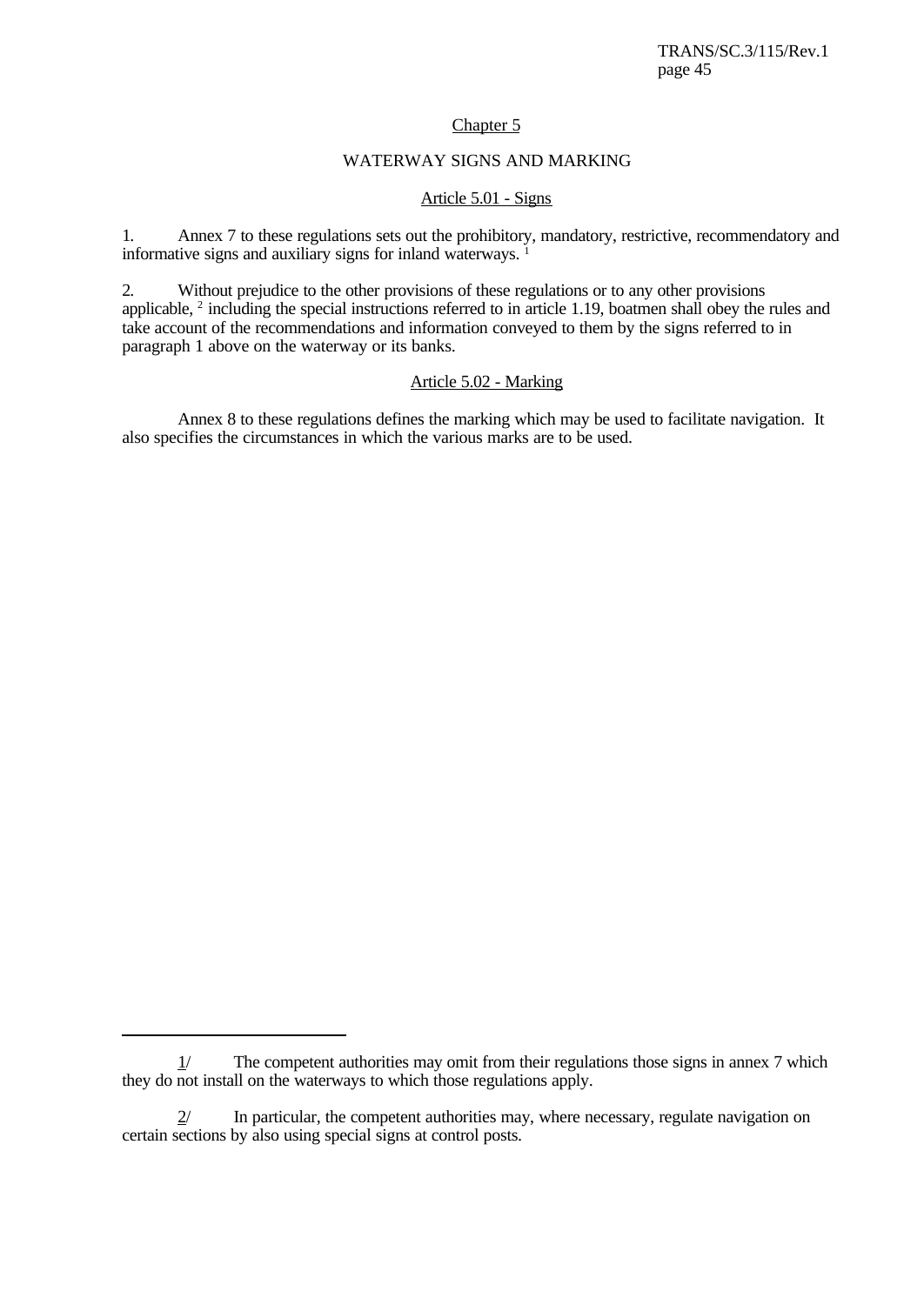## Chapter 5

### WATERWAY SIGNS AND MARKING

#### Article 5.01 - Signs

1. Annex 7 to these regulations sets out the prohibitory, mandatory, restrictive, recommendatory and informative signs and auxiliary signs for inland waterways. [1]

2. Without prejudice to the other provisions of these regulations or to any other provisions applicable, [2] including the special instructions referred to in article 1.19, boatmen shall obey the rules and take account of the recommendations and information conveyed to them by the signs referred to in paragraph 1 above on the waterway or its banks.

#### Article 5.02 - Marking

Annex 8 to these regulations defines the marking which may be used to facilitate navigation. It also specifies the circumstances in which the various marks are to be used.

---

1/ The competent authorities may omit from their regulations those signs in annex 7 which they do not install on the waterways to which those regulations apply.

2/ In particular, the competent authorities may, where necessary, regulate navigation on certain sections by also using special signs at control posts.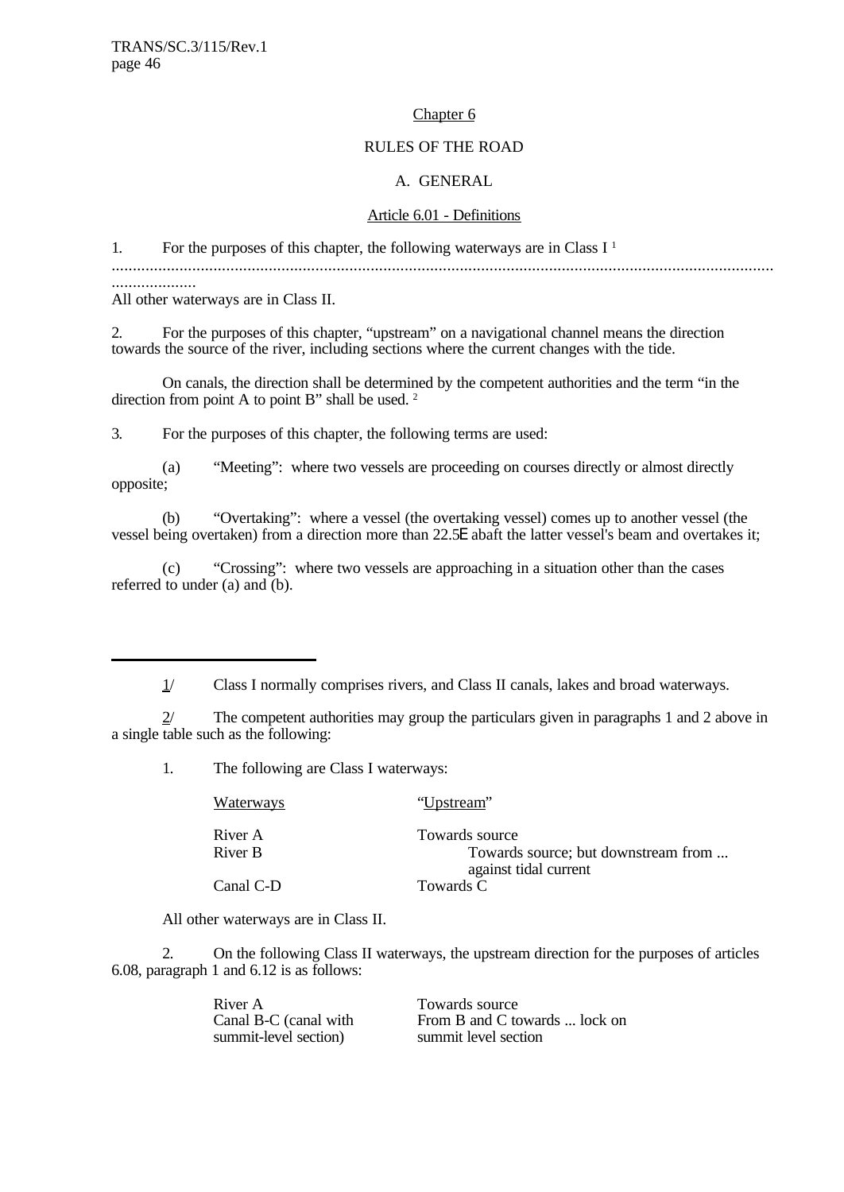## Chapter 6

## RULES OF THE ROAD

### A. GENERAL

#### Article 6.01 - Definitions

1. For the purposes of this chapter, the following waterways are in Class I [1]

...........................................................................................................................................................
....................

All other waterways are in Class II.

2. For the purposes of this chapter, "upstream" on a navigational channel means the direction towards the source of the river, including sections where the current changes with the tide.

On canals, the direction shall be determined by the competent authorities and the term "in the direction from point A to point B" shall be used. [2]

3. For the purposes of this chapter, the following terms are used:

(a) "Meeting": where two vessels are proceeding on courses directly or almost directly opposite;

(b) "Overtaking": where a vessel (the overtaking vessel) comes up to another vessel (the vessel being overtaken) from a direction more than 22.5° abaft the latter vessel's beam and overtakes it;

(c) "Crossing": where two vessels are approaching in a situation other than the cases referred to under (a) and (b).

---

1/ Class I normally comprises rivers, and Class II canals, lakes and broad waterways.

2/ The competent authorities may group the particulars given in paragraphs 1 and 2 above in a single table such as the following:

1. The following are Class I waterways:

| Waterways | "Upstream" |
|---|---|
| River A | Towards source |
| River B | Towards source; but downstream from ... against tidal current |
| Canal C-D | Towards C |

All other waterways are in Class II.

2. On the following Class II waterways, the upstream direction for the purposes of articles 6.08, paragraph 1 and 6.12 is as follows:

| | |
|---|---|
| River A | Towards source |
| Canal B-C (canal with summit-level section) | From B and C towards ... lock on summit level section |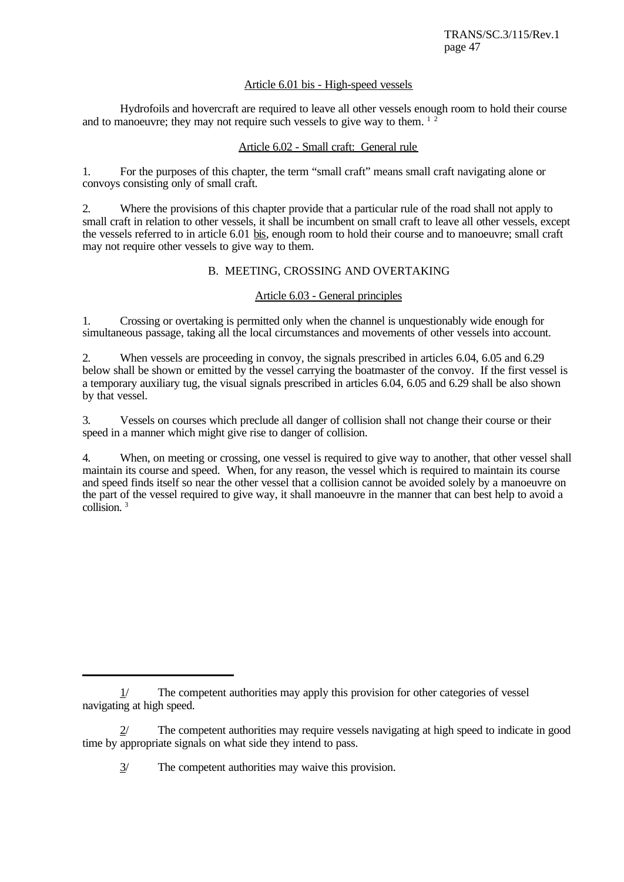## Article 6.01 bis - High-speed vessels

Hydrofoils and hovercraft are required to leave all other vessels enough room to hold their course and to manoeuvre; they may not require such vessels to give way to them. [1] [2]

## Article 6.02 - Small craft: General rule

1. For the purposes of this chapter, the term "small craft" means small craft navigating alone or convoys consisting only of small craft.

2. Where the provisions of this chapter provide that a particular rule of the road shall not apply to small craft in relation to other vessels, it shall be incumbent on small craft to leave all other vessels, except the vessels referred to in article 6.01 bis, enough room to hold their course and to manoeuvre; small craft may not require other vessels to give way to them.

# B. MEETING, CROSSING AND OVERTAKING

## Article 6.03 - General principles

1. Crossing or overtaking is permitted only when the channel is unquestionably wide enough for simultaneous passage, taking all the local circumstances and movements of other vessels into account.

2. When vessels are proceeding in convoy, the signals prescribed in articles 6.04, 6.05 and 6.29 below shall be shown or emitted by the vessel carrying the boatmaster of the convoy. If the first vessel is a temporary auxiliary tug, the visual signals prescribed in articles 6.04, 6.05 and 6.29 shall be also shown by that vessel.

3. Vessels on courses which preclude all danger of collision shall not change their course or their speed in a manner which might give rise to danger of collision.

4. When, on meeting or crossing, one vessel is required to give way to another, that other vessel shall maintain its course and speed. When, for any reason, the vessel which is required to maintain its course and speed finds itself so near the other vessel that a collision cannot be avoided solely by a manoeuvre on the part of the vessel required to give way, it shall manoeuvre in the manner that can best help to avoid a collision. [3]

---

1/ The competent authorities may apply this provision for other categories of vessel navigating at high speed.

2/ The competent authorities may require vessels navigating at high speed to indicate in good time by appropriate signals on what side they intend to pass.

3/ The competent authorities may waive this provision.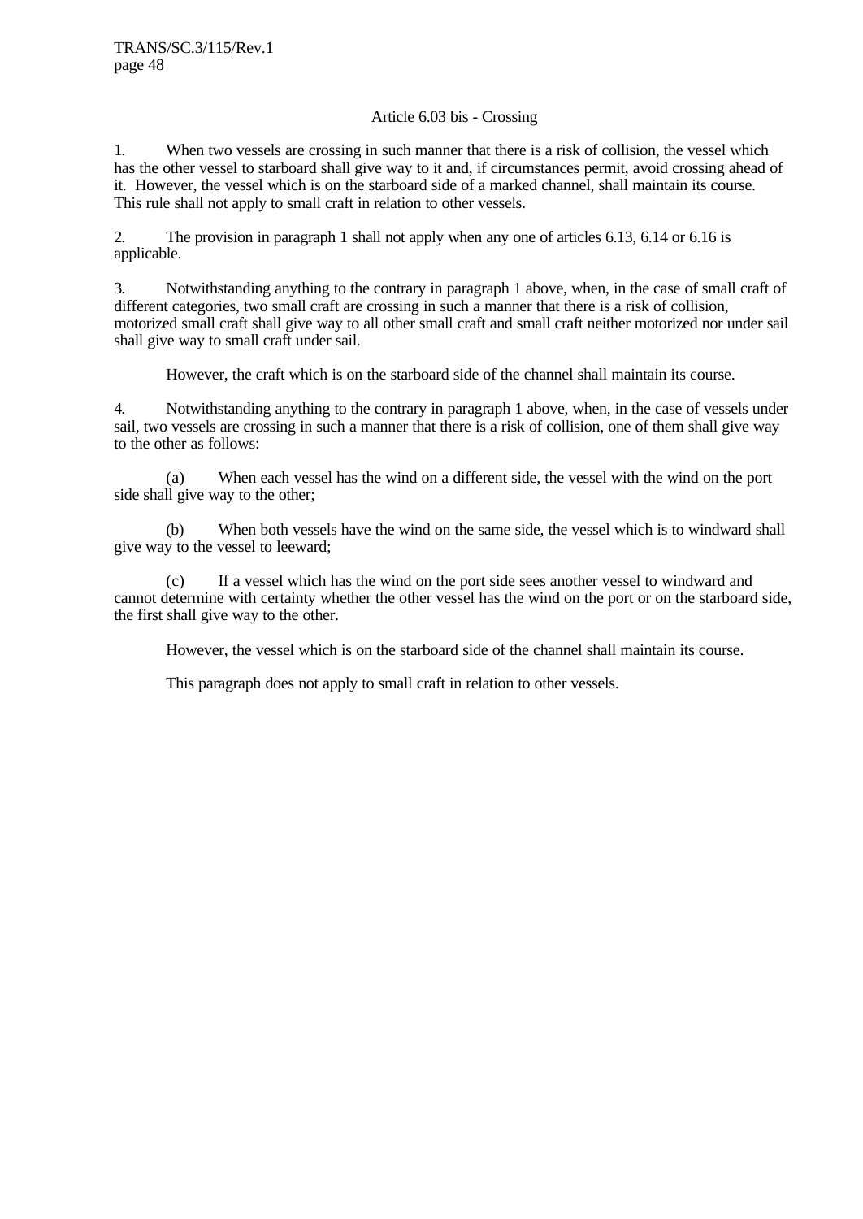## Article 6.03 bis - Crossing

1. When two vessels are crossing in such manner that there is a risk of collision, the vessel which has the other vessel to starboard shall give way to it and, if circumstances permit, avoid crossing ahead of it. However, the vessel which is on the starboard side of a marked channel, shall maintain its course. This rule shall not apply to small craft in relation to other vessels.

2. The provision in paragraph 1 shall not apply when any one of articles 6.13, 6.14 or 6.16 is applicable.

3. Notwithstanding anything to the contrary in paragraph 1 above, when, in the case of small craft of different categories, two small craft are crossing in such a manner that there is a risk of collision, motorized small craft shall give way to all other small craft and small craft neither motorized nor under sail shall give way to small craft under sail.

However, the craft which is on the starboard side of the channel shall maintain its course.

4. Notwithstanding anything to the contrary in paragraph 1 above, when, in the case of vessels under sail, two vessels are crossing in such a manner that there is a risk of collision, one of them shall give way to the other as follows:

(a) When each vessel has the wind on a different side, the vessel with the wind on the port side shall give way to the other;

(b) When both vessels have the wind on the same side, the vessel which is to windward shall give way to the vessel to leeward;

(c) If a vessel which has the wind on the port side sees another vessel to windward and cannot determine with certainty whether the other vessel has the wind on the port or on the starboard side, the first shall give way to the other.

However, the vessel which is on the starboard side of the channel shall maintain its course.

This paragraph does not apply to small craft in relation to other vessels.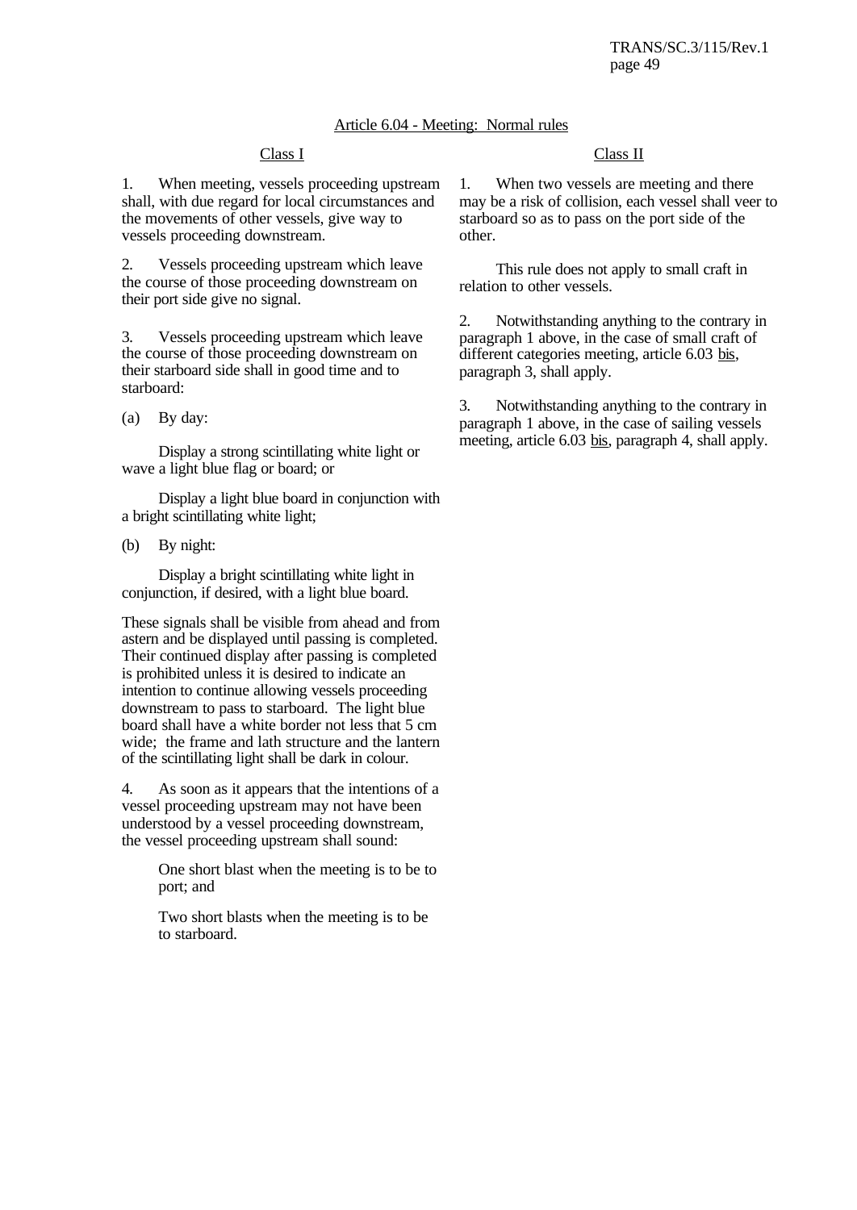## Article 6.04 - Meeting: Normal rules

### Class I

1. When meeting, vessels proceeding upstream shall, with due regard for local circumstances and the movements of other vessels, give way to vessels proceeding downstream.

2. Vessels proceeding upstream which leave the course of those proceeding downstream on their port side give no signal.

3. Vessels proceeding upstream which leave the course of those proceeding downstream on their starboard side shall in good time and to starboard:

(a) By day:

Display a strong scintillating white light or wave a light blue flag or board; or

Display a light blue board in conjunction with a bright scintillating white light;

(b) By night:

Display a bright scintillating white light in conjunction, if desired, with a light blue board.

These signals shall be visible from ahead and from astern and be displayed until passing is completed. Their continued display after passing is completed is prohibited unless it is desired to indicate an intention to continue allowing vessels proceeding downstream to pass to starboard. The light blue board shall have a white border not less that 5 cm wide; the frame and lath structure and the lantern of the scintillating light shall be dark in colour.

4. As soon as it appears that the intentions of a vessel proceeding upstream may not have been understood by a vessel proceeding downstream, the vessel proceeding upstream shall sound:

> One short blast when the meeting is to be to port; and
>
> Two short blasts when the meeting is to be to starboard.

### Class II

1. When two vessels are meeting and there may be a risk of collision, each vessel shall veer to starboard so as to pass on the port side of the other.

This rule does not apply to small craft in relation to other vessels.

2. Notwithstanding anything to the contrary in paragraph 1 above, in the case of small craft of different categories meeting, article 6.03 bis, paragraph 3, shall apply.

3. Notwithstanding anything to the contrary in paragraph 1 above, in the case of sailing vessels meeting, article 6.03 bis, paragraph 4, shall apply.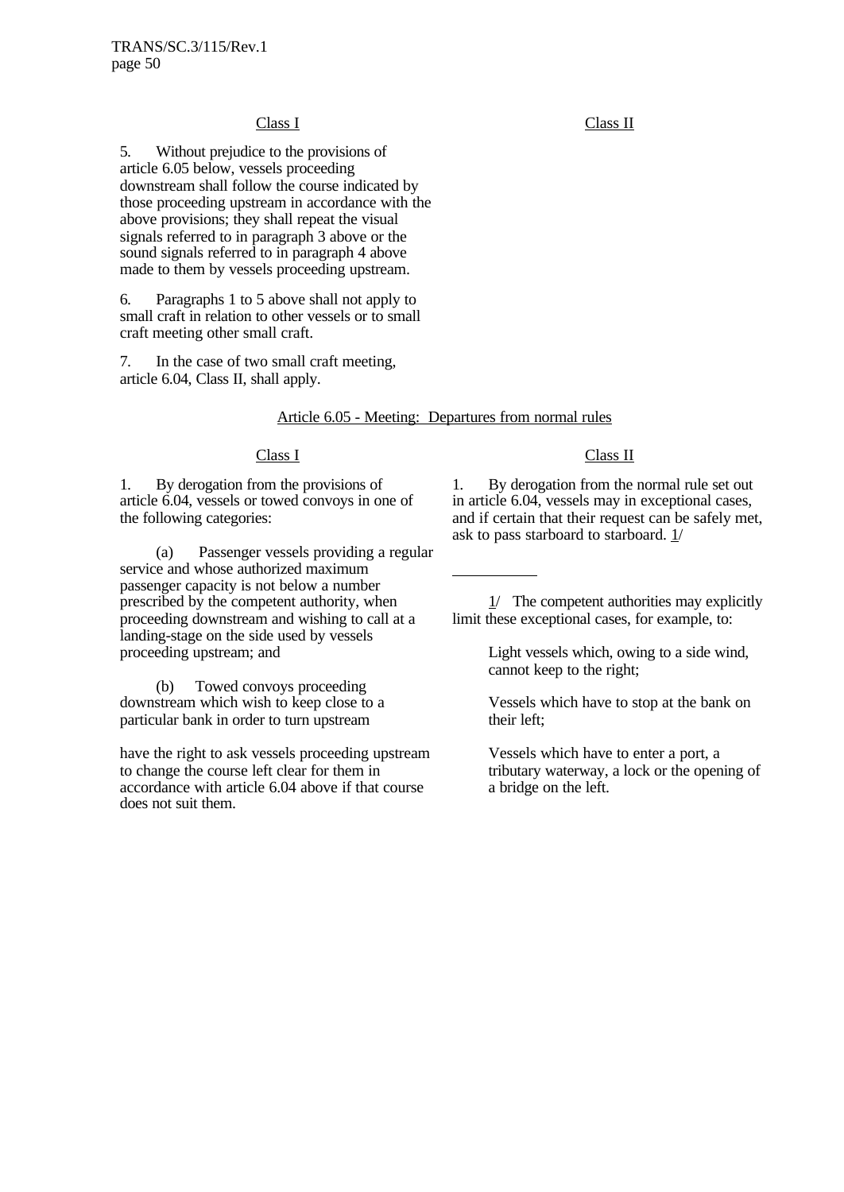Class I

5. Without prejudice to the provisions of article 6.05 below, vessels proceeding downstream shall follow the course indicated by those proceeding upstream in accordance with the above provisions; they shall repeat the visual signals referred to in paragraph 3 above or the sound signals referred to in paragraph 4 above made to them by vessels proceeding upstream.

6. Paragraphs 1 to 5 above shall not apply to small craft in relation to other vessels or to small craft meeting other small craft.

7. In the case of two small craft meeting, article 6.04, Class II, shall apply.

Class II

## Article 6.05 - Meeting: Departures from normal rules

Class I

1. By derogation from the provisions of article 6.04, vessels or towed convoys in one of the following categories:

(a) Passenger vessels providing a regular service and whose authorized maximum passenger capacity is not below a number prescribed by the competent authority, when proceeding downstream and wishing to call at a landing-stage on the side used by vessels proceeding upstream; and

(b) Towed convoys proceeding downstream which wish to keep close to a particular bank in order to turn upstream

have the right to ask vessels proceeding upstream to change the course left clear for them in accordance with article 6.04 above if that course does not suit them.

Class II

1. By derogation from the normal rule set out in article 6.04, vessels may in exceptional cases, and if certain that their request can be safely met, ask to pass starboard to starboard. 1/

---

1/ The competent authorities may explicitly limit these exceptional cases, for example, to:

Light vessels which, owing to a side wind, cannot keep to the right;

Vessels which have to stop at the bank on their left;

Vessels which have to enter a port, a tributary waterway, a lock or the opening of a bridge on the left.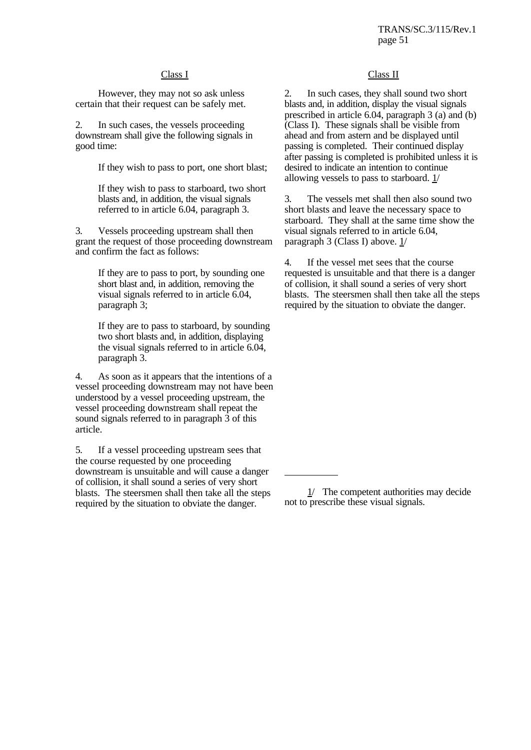Class I

However, they may not so ask unless certain that their request can be safely met.

2. In such cases, the vessels proceeding downstream shall give the following signals in good time:

> If they wish to pass to port, one short blast;
>
> If they wish to pass to starboard, two short blasts and, in addition, the visual signals referred to in article 6.04, paragraph 3.

3. Vessels proceeding upstream shall then grant the request of those proceeding downstream and confirm the fact as follows:

> If they are to pass to port, by sounding one short blast and, in addition, removing the visual signals referred to in article 6.04, paragraph 3;
>
> If they are to pass to starboard, by sounding two short blasts and, in addition, displaying the visual signals referred to in article 6.04, paragraph 3.

4. As soon as it appears that the intentions of a vessel proceeding downstream may not have been understood by a vessel proceeding upstream, the vessel proceeding downstream shall repeat the sound signals referred to in paragraph 3 of this article.

5. If a vessel proceeding upstream sees that the course requested by one proceeding downstream is unsuitable and will cause a danger of collision, it shall sound a series of very short blasts. The steersmen shall then take all the steps required by the situation to obviate the danger.

Class II

2. In such cases, they shall sound two short blasts and, in addition, display the visual signals prescribed in article 6.04, paragraph 3 (a) and (b) (Class I). These signals shall be visible from ahead and from astern and be displayed until passing is completed. Their continued display after passing is completed is prohibited unless it is desired to indicate an intention to continue allowing vessels to pass to starboard. 1/

3. The vessels met shall then also sound two short blasts and leave the necessary space to starboard. They shall at the same time show the visual signals referred to in article 6.04, paragraph 3 (Class I) above. 1/

4. If the vessel met sees that the course requested is unsuitable and that there is a danger of collision, it shall sound a series of very short blasts. The steersmen shall then take all the steps required by the situation to obviate the danger.

---

1/ The competent authorities may decide not to prescribe these visual signals.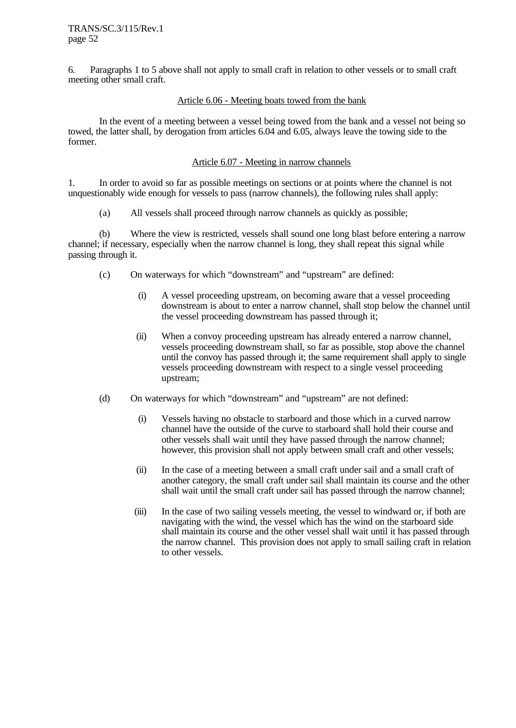6. Paragraphs 1 to 5 above shall not apply to small craft in relation to other vessels or to small craft meeting other small craft.

### Article 6.06 - Meeting boats towed from the bank

In the event of a meeting between a vessel being towed from the bank and a vessel not being so towed, the latter shall, by derogation from articles 6.04 and 6.05, always leave the towing side to the former.

### Article 6.07 - Meeting in narrow channels

1. In order to avoid so far as possible meetings on sections or at points where the channel is not unquestionably wide enough for vessels to pass (narrow channels), the following rules shall apply:

(a) All vessels shall proceed through narrow channels as quickly as possible;

(b) Where the view is restricted, vessels shall sound one long blast before entering a narrow channel; if necessary, especially when the narrow channel is long, they shall repeat this signal while passing through it.

(c) On waterways for which "downstream" and "upstream" are defined:

(i) A vessel proceeding upstream, on becoming aware that a vessel proceeding downstream is about to enter a narrow channel, shall stop below the channel until the vessel proceeding downstream has passed through it;

(ii) When a convoy proceeding upstream has already entered a narrow channel, vessels proceeding downstream shall, so far as possible, stop above the channel until the convoy has passed through it; the same requirement shall apply to single vessels proceeding downstream with respect to a single vessel proceeding upstream;

(d) On waterways for which "downstream" and "upstream" are not defined:

(i) Vessels having no obstacle to starboard and those which in a curved narrow channel have the outside of the curve to starboard shall hold their course and other vessels shall wait until they have passed through the narrow channel; however, this provision shall not apply between small craft and other vessels;

(ii) In the case of a meeting between a small craft under sail and a small craft of another category, the small craft under sail shall maintain its course and the other shall wait until the small craft under sail has passed through the narrow channel;

(iii) In the case of two sailing vessels meeting, the vessel to windward or, if both are navigating with the wind, the vessel which has the wind on the starboard side shall maintain its course and the other vessel shall wait until it has passed through the narrow channel. This provision does not apply to small sailing craft in relation to other vessels.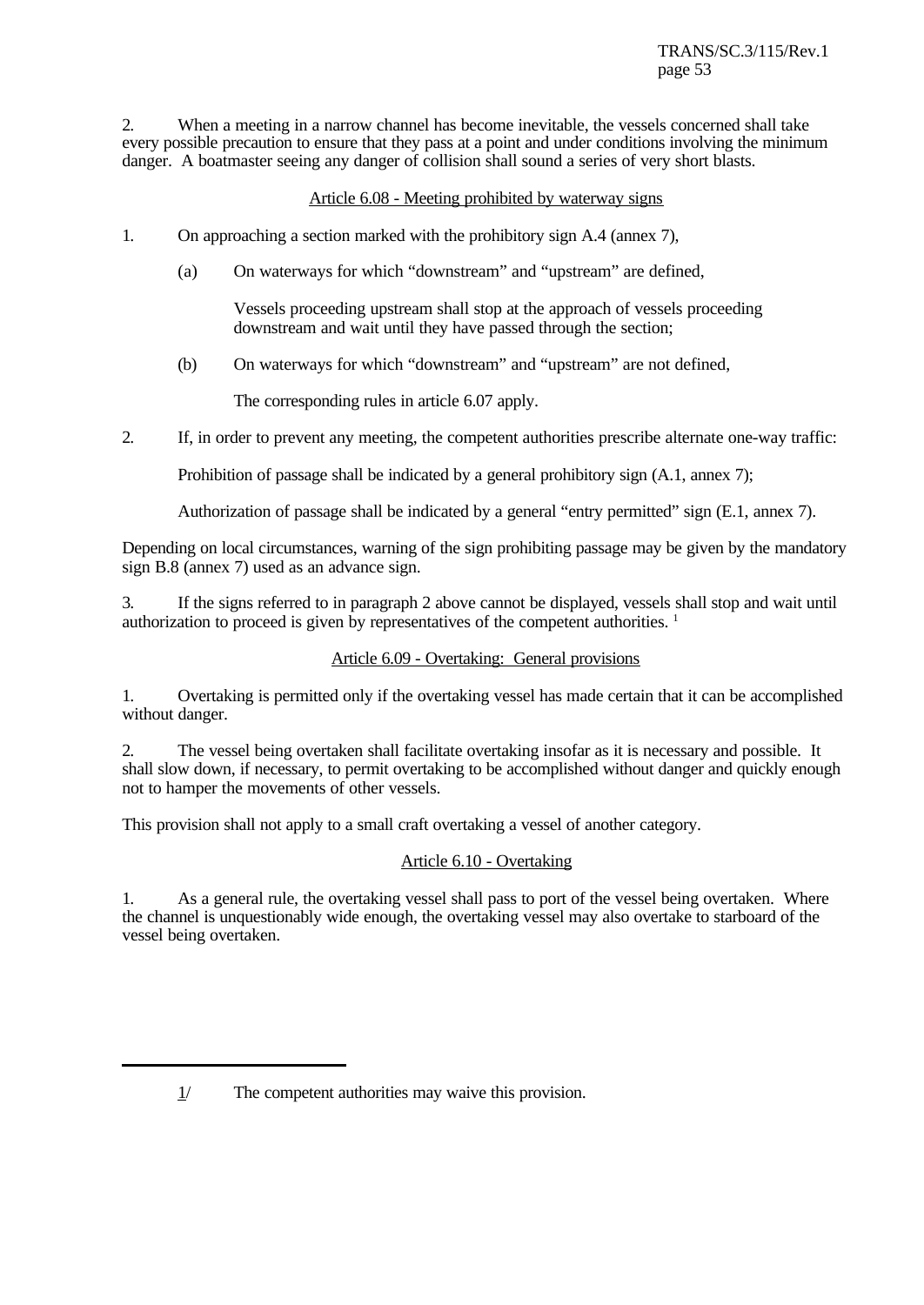2. When a meeting in a narrow channel has become inevitable, the vessels concerned shall take every possible precaution to ensure that they pass at a point and under conditions involving the minimum danger. A boatmaster seeing any danger of collision shall sound a series of very short blasts.

### Article 6.08 - Meeting prohibited by waterway signs

1. On approaching a section marked with the prohibitory sign A.4 (annex 7),

   (a) On waterways for which "downstream" and "upstream" are defined,

   Vessels proceeding upstream shall stop at the approach of vessels proceeding downstream and wait until they have passed through the section;

   (b) On waterways for which "downstream" and "upstream" are not defined,

   The corresponding rules in article 6.07 apply.

2. If, in order to prevent any meeting, the competent authorities prescribe alternate one-way traffic:

   Prohibition of passage shall be indicated by a general prohibitory sign (A.1, annex 7);

   Authorization of passage shall be indicated by a general "entry permitted" sign (E.1, annex 7).

Depending on local circumstances, warning of the sign prohibiting passage may be given by the mandatory sign B.8 (annex 7) used as an advance sign.

3. If the signs referred to in paragraph 2 above cannot be displayed, vessels shall stop and wait until authorization to proceed is given by representatives of the competent authorities. [1]

### Article 6.09 - Overtaking: General provisions

1. Overtaking is permitted only if the overtaking vessel has made certain that it can be accomplished without danger.

2. The vessel being overtaken shall facilitate overtaking insofar as it is necessary and possible. It shall slow down, if necessary, to permit overtaking to be accomplished without danger and quickly enough not to hamper the movements of other vessels.

This provision shall not apply to a small craft overtaking a vessel of another category.

### Article 6.10 - Overtaking

1. As a general rule, the overtaking vessel shall pass to port of the vessel being overtaken. Where the channel is unquestionably wide enough, the overtaking vessel may also overtake to starboard of the vessel being overtaken.

---

1/ The competent authorities may waive this provision.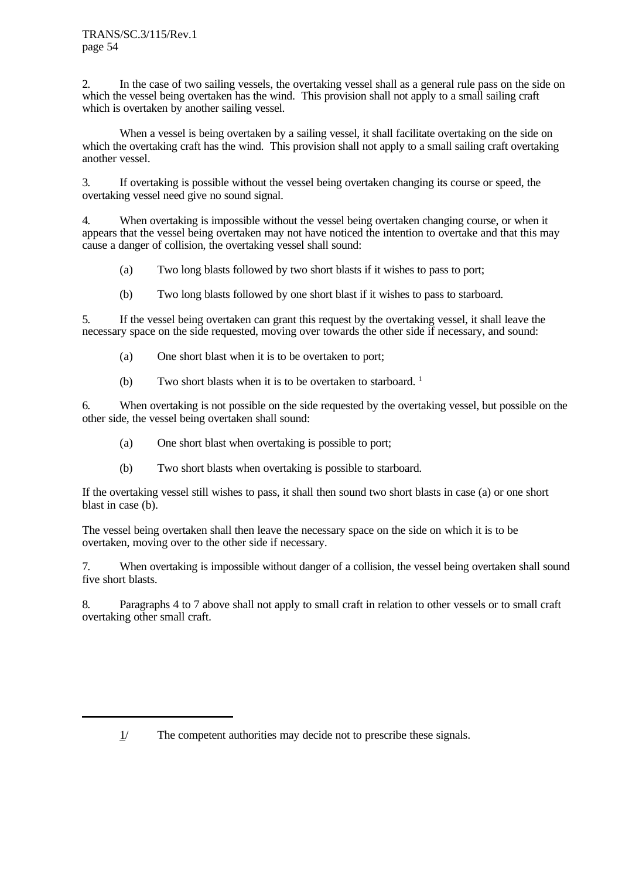2. In the case of two sailing vessels, the overtaking vessel shall as a general rule pass on the side on which the vessel being overtaken has the wind. This provision shall not apply to a small sailing craft which is overtaken by another sailing vessel.

When a vessel is being overtaken by a sailing vessel, it shall facilitate overtaking on the side on which the overtaking craft has the wind. This provision shall not apply to a small sailing craft overtaking another vessel.

3. If overtaking is possible without the vessel being overtaken changing its course or speed, the overtaking vessel need give no sound signal.

4. When overtaking is impossible without the vessel being overtaken changing course, or when it appears that the vessel being overtaken may not have noticed the intention to overtake and that this may cause a danger of collision, the overtaking vessel shall sound:

(a) Two long blasts followed by two short blasts if it wishes to pass to port;

(b) Two long blasts followed by one short blast if it wishes to pass to starboard.

5. If the vessel being overtaken can grant this request by the overtaking vessel, it shall leave the necessary space on the side requested, moving over towards the other side if necessary, and sound:

(a) One short blast when it is to be overtaken to port;

(b) Two short blasts when it is to be overtaken to starboard. [1]

6. When overtaking is not possible on the side requested by the overtaking vessel, but possible on the other side, the vessel being overtaken shall sound:

(a) One short blast when overtaking is possible to port;

(b) Two short blasts when overtaking is possible to starboard.

If the overtaking vessel still wishes to pass, it shall then sound two short blasts in case (a) or one short blast in case (b).

The vessel being overtaken shall then leave the necessary space on the side on which it is to be overtaken, moving over to the other side if necessary.

7. When overtaking is impossible without danger of a collision, the vessel being overtaken shall sound five short blasts.

8. Paragraphs 4 to 7 above shall not apply to small craft in relation to other vessels or to small craft overtaking other small craft.

---

1/ The competent authorities may decide not to prescribe these signals.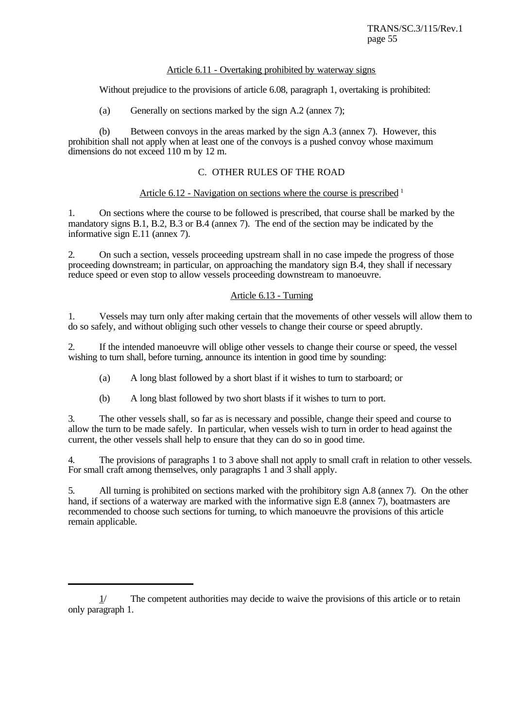### Article 6.11 - Overtaking prohibited by waterway signs

Without prejudice to the provisions of article 6.08, paragraph 1, overtaking is prohibited:

(a) Generally on sections marked by the sign A.2 (annex 7);

(b) Between convoys in the areas marked by the sign A.3 (annex 7). However, this prohibition shall not apply when at least one of the convoys is a pushed convoy whose maximum dimensions do not exceed 110 m by 12 m.

## C. OTHER RULES OF THE ROAD

### Article 6.12 - Navigation on sections where the course is prescribed [1]

1. On sections where the course to be followed is prescribed, that course shall be marked by the mandatory signs B.1, B.2, B.3 or B.4 (annex 7). The end of the section may be indicated by the informative sign E.11 (annex 7).

2. On such a section, vessels proceeding upstream shall in no case impede the progress of those proceeding downstream; in particular, on approaching the mandatory sign B.4, they shall if necessary reduce speed or even stop to allow vessels proceeding downstream to manoeuvre.

### Article 6.13 - Turning

1. Vessels may turn only after making certain that the movements of other vessels will allow them to do so safely, and without obliging such other vessels to change their course or speed abruptly.

2. If the intended manoeuvre will oblige other vessels to change their course or speed, the vessel wishing to turn shall, before turning, announce its intention in good time by sounding:

(a) A long blast followed by a short blast if it wishes to turn to starboard; or

(b) A long blast followed by two short blasts if it wishes to turn to port.

3. The other vessels shall, so far as is necessary and possible, change their speed and course to allow the turn to be made safely. In particular, when vessels wish to turn in order to head against the current, the other vessels shall help to ensure that they can do so in good time.

4. The provisions of paragraphs 1 to 3 above shall not apply to small craft in relation to other vessels. For small craft among themselves, only paragraphs 1 and 3 shall apply.

5. All turning is prohibited on sections marked with the prohibitory sign A.8 (annex 7). On the other hand, if sections of a waterway are marked with the informative sign E.8 (annex 7), boatmasters are recommended to choose such sections for turning, to which manoeuvre the provisions of this article remain applicable.

---

1/ The competent authorities may decide to waive the provisions of this article or to retain only paragraph 1.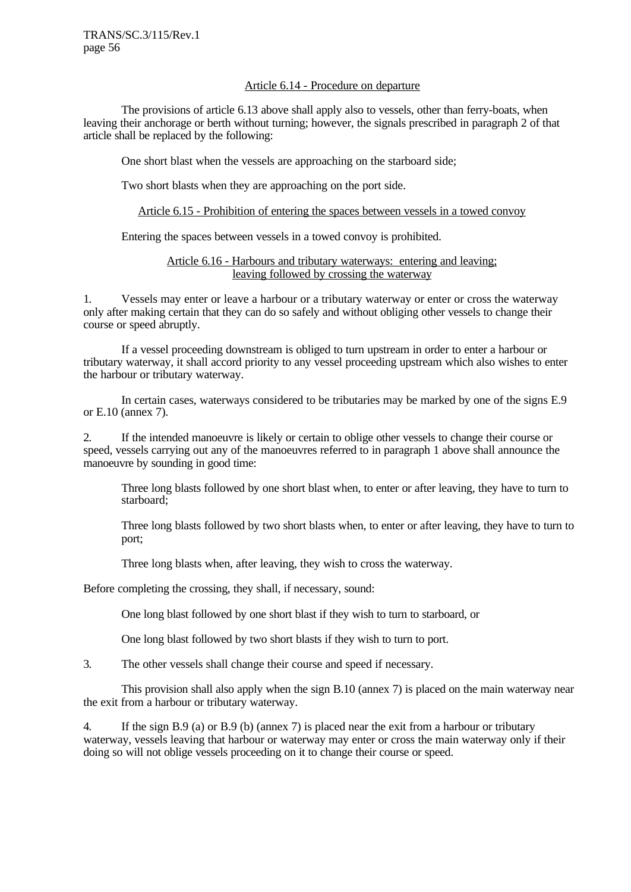### Article 6.14 - Procedure on departure

The provisions of article 6.13 above shall apply also to vessels, other than ferry-boats, when leaving their anchorage or berth without turning; however, the signals prescribed in paragraph 2 of that article shall be replaced by the following:

One short blast when the vessels are approaching on the starboard side;

Two short blasts when they are approaching on the port side.

### Article 6.15 - Prohibition of entering the spaces between vessels in a towed convoy

Entering the spaces between vessels in a towed convoy is prohibited.

### Article 6.16 - Harbours and tributary waterways: entering and leaving; leaving followed by crossing the waterway

1. Vessels may enter or leave a harbour or a tributary waterway or enter or cross the waterway only after making certain that they can do so safely and without obliging other vessels to change their course or speed abruptly.

If a vessel proceeding downstream is obliged to turn upstream in order to enter a harbour or tributary waterway, it shall accord priority to any vessel proceeding upstream which also wishes to enter the harbour or tributary waterway.

In certain cases, waterways considered to be tributaries may be marked by one of the signs E.9 or E.10 (annex 7).

2. If the intended manoeuvre is likely or certain to oblige other vessels to change their course or speed, vessels carrying out any of the manoeuvres referred to in paragraph 1 above shall announce the manoeuvre by sounding in good time:

Three long blasts followed by one short blast when, to enter or after leaving, they have to turn to starboard;

Three long blasts followed by two short blasts when, to enter or after leaving, they have to turn to port;

Three long blasts when, after leaving, they wish to cross the waterway.

Before completing the crossing, they shall, if necessary, sound:

One long blast followed by one short blast if they wish to turn to starboard, or

One long blast followed by two short blasts if they wish to turn to port.

3. The other vessels shall change their course and speed if necessary.

This provision shall also apply when the sign B.10 (annex 7) is placed on the main waterway near the exit from a harbour or tributary waterway.

4. If the sign B.9 (a) or B.9 (b) (annex 7) is placed near the exit from a harbour or tributary waterway, vessels leaving that harbour or waterway may enter or cross the main waterway only if their doing so will not oblige vessels proceeding on it to change their course or speed.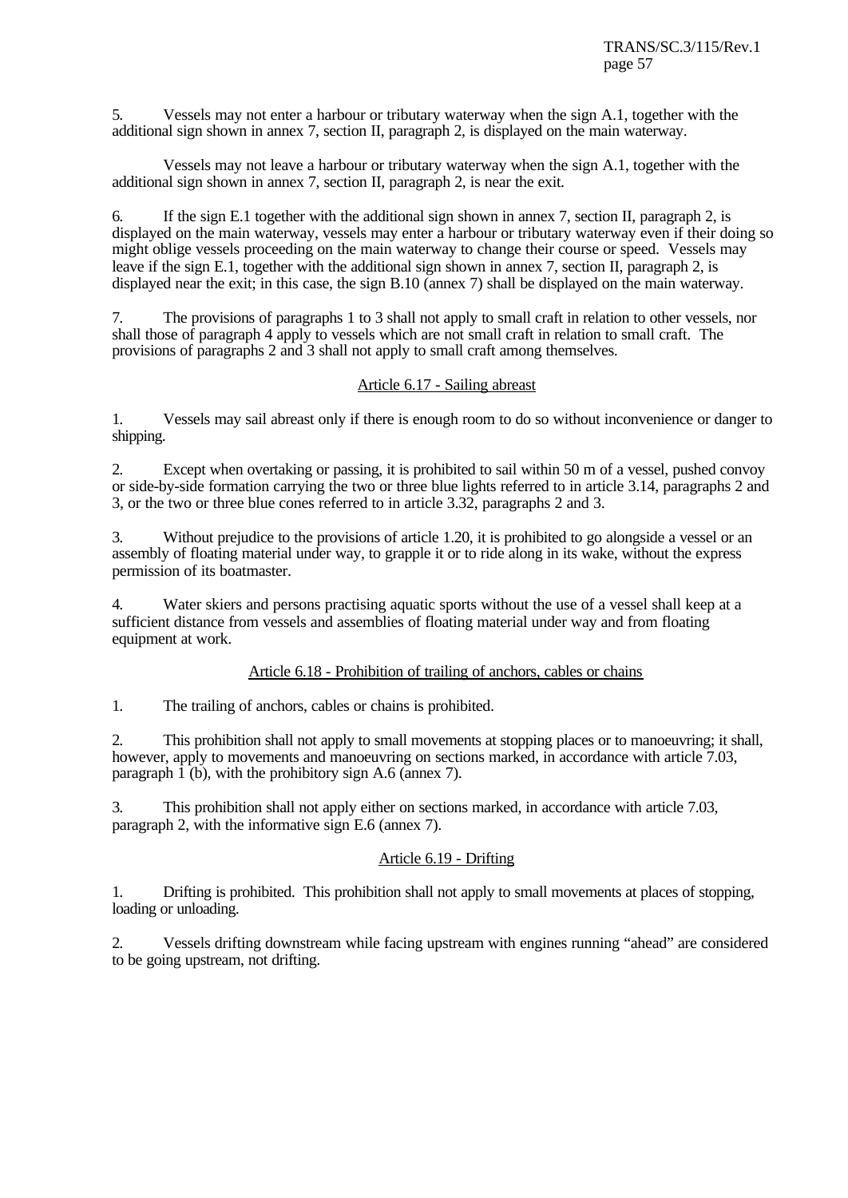5. Vessels may not enter a harbour or tributary waterway when the sign A.1, together with the additional sign shown in annex 7, section II, paragraph 2, is displayed on the main waterway.

Vessels may not leave a harbour or tributary waterway when the sign A.1, together with the additional sign shown in annex 7, section II, paragraph 2, is near the exit.

6. If the sign E.1 together with the additional sign shown in annex 7, section II, paragraph 2, is displayed on the main waterway, vessels may enter a harbour or tributary waterway even if their doing so might oblige vessels proceeding on the main waterway to change their course or speed. Vessels may leave if the sign E.1, together with the additional sign shown in annex 7, section II, paragraph 2, is displayed near the exit; in this case, the sign B.10 (annex 7) shall be displayed on the main waterway.

7. The provisions of paragraphs 1 to 3 shall not apply to small craft in relation to other vessels, nor shall those of paragraph 4 apply to vessels which are not small craft in relation to small craft. The provisions of paragraphs 2 and 3 shall not apply to small craft among themselves.

## Article 6.17 - Sailing abreast

1. Vessels may sail abreast only if there is enough room to do so without inconvenience or danger to shipping.

2. Except when overtaking or passing, it is prohibited to sail within 50 m of a vessel, pushed convoy or side-by-side formation carrying the two or three blue lights referred to in article 3.14, paragraphs 2 and 3, or the two or three blue cones referred to in article 3.32, paragraphs 2 and 3.

3. Without prejudice to the provisions of article 1.20, it is prohibited to go alongside a vessel or an assembly of floating material under way, to grapple it or to ride along in its wake, without the express permission of its boatmaster.

4. Water skiers and persons practising aquatic sports without the use of a vessel shall keep at a sufficient distance from vessels and assemblies of floating material under way and from floating equipment at work.

## Article 6.18 - Prohibition of trailing of anchors, cables or chains

1. The trailing of anchors, cables or chains is prohibited.

2. This prohibition shall not apply to small movements at stopping places or to manoeuvring; it shall, however, apply to movements and manoeuvring on sections marked, in accordance with article 7.03, paragraph 1 (b), with the prohibitory sign A.6 (annex 7).

3. This prohibition shall not apply either on sections marked, in accordance with article 7.03, paragraph 2, with the informative sign E.6 (annex 7).

## Article 6.19 - Drifting

1. Drifting is prohibited. This prohibition shall not apply to small movements at places of stopping, loading or unloading.

2. Vessels drifting downstream while facing upstream with engines running "ahead" are considered to be going upstream, not drifting.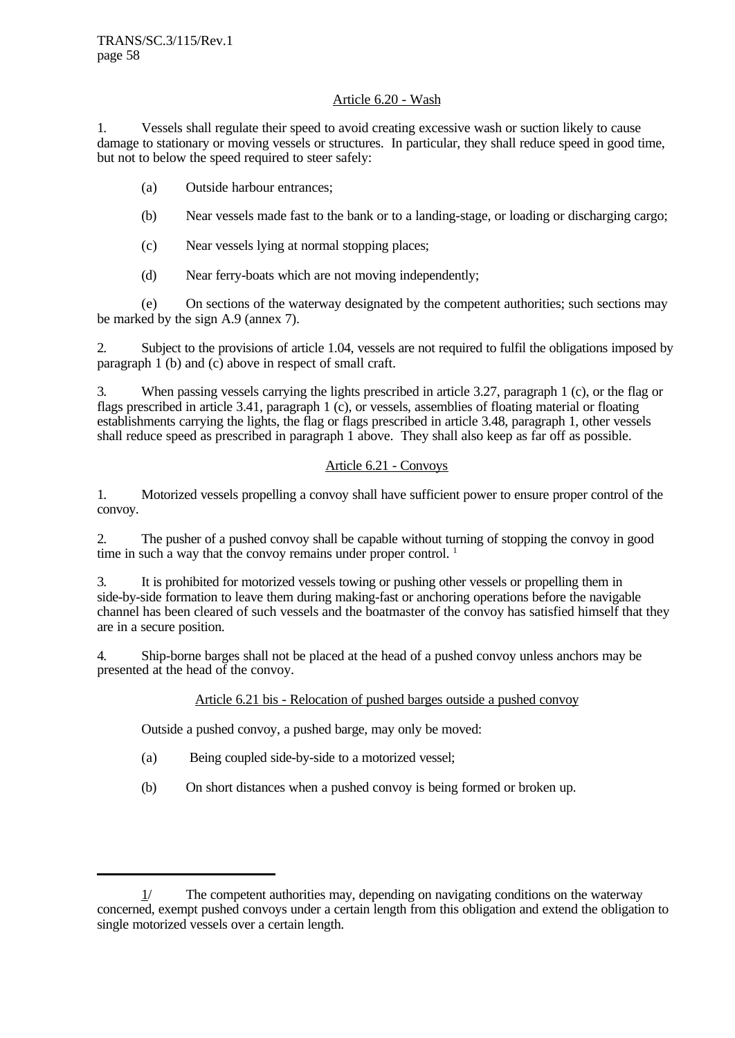## Article 6.20 - Wash

1. Vessels shall regulate their speed to avoid creating excessive wash or suction likely to cause damage to stationary or moving vessels or structures. In particular, they shall reduce speed in good time, but not to below the speed required to steer safely:

   (a) Outside harbour entrances;

   (b) Near vessels made fast to the bank or to a landing-stage, or loading or discharging cargo;

   (c) Near vessels lying at normal stopping places;

   (d) Near ferry-boats which are not moving independently;

   (e) On sections of the waterway designated by the competent authorities; such sections may be marked by the sign A.9 (annex 7).

2. Subject to the provisions of article 1.04, vessels are not required to fulfil the obligations imposed by paragraph 1 (b) and (c) above in respect of small craft.

3. When passing vessels carrying the lights prescribed in article 3.27, paragraph 1 (c), or the flag or flags prescribed in article 3.41, paragraph 1 (c), or vessels, assemblies of floating material or floating establishments carrying the lights, the flag or flags prescribed in article 3.48, paragraph 1, other vessels shall reduce speed as prescribed in paragraph 1 above. They shall also keep as far off as possible.

## Article 6.21 - Convoys

1. Motorized vessels propelling a convoy shall have sufficient power to ensure proper control of the convoy.

2. The pusher of a pushed convoy shall be capable without turning of stopping the convoy in good time in such a way that the convoy remains under proper control. [1]

3. It is prohibited for motorized vessels towing or pushing other vessels or propelling them in side-by-side formation to leave them during making-fast or anchoring operations before the navigable channel has been cleared of such vessels and the boatmaster of the convoy has satisfied himself that they are in a secure position.

4. Ship-borne barges shall not be placed at the head of a pushed convoy unless anchors may be presented at the head of the convoy.

## Article 6.21 bis - Relocation of pushed barges outside a pushed convoy

Outside a pushed convoy, a pushed barge, may only be moved:

(a) Being coupled side-by-side to a motorized vessel;

(b) On short distances when a pushed convoy is being formed or broken up.

---

1/ The competent authorities may, depending on navigating conditions on the waterway concerned, exempt pushed convoys under a certain length from this obligation and extend the obligation to single motorized vessels over a certain length.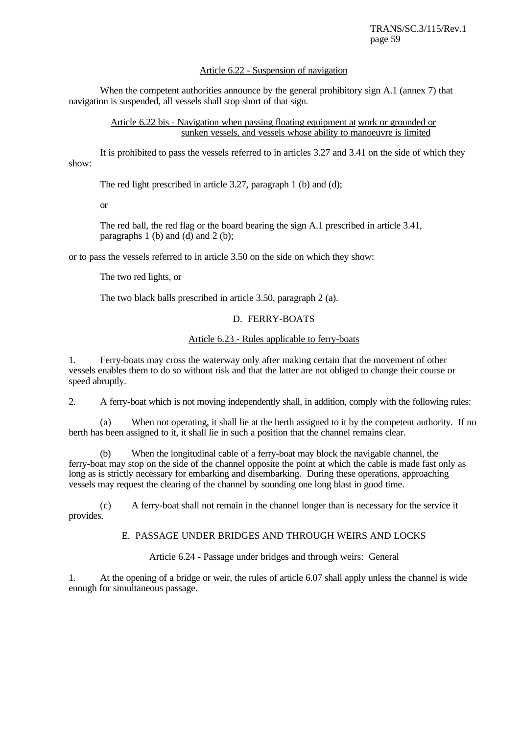### Article 6.22 - Suspension of navigation

When the competent authorities announce by the general prohibitory sign A.1 (annex 7) that navigation is suspended, all vessels shall stop short of that sign.

### Article 6.22 bis - Navigation when passing floating equipment at work or grounded or sunken vessels, and vessels whose ability to manoeuvre is limited

It is prohibited to pass the vessels referred to in articles 3.27 and 3.41 on the side of which they show:

The red light prescribed in article 3.27, paragraph 1 (b) and (d);

or

The red ball, the red flag or the board bearing the sign A.1 prescribed in article 3.41, paragraphs 1 (b) and (d) and 2 (b);

or to pass the vessels referred to in article 3.50 on the side on which they show:

The two red lights, or

The two black balls prescribed in article 3.50, paragraph 2 (a).

## D. FERRY-BOATS

### Article 6.23 - Rules applicable to ferry-boats

1. Ferry-boats may cross the waterway only after making certain that the movement of other vessels enables them to do so without risk and that the latter are not obliged to change their course or speed abruptly.

2. A ferry-boat which is not moving independently shall, in addition, comply with the following rules:

(a) When not operating, it shall lie at the berth assigned to it by the competent authority. If no berth has been assigned to it, it shall lie in such a position that the channel remains clear.

(b) When the longitudinal cable of a ferry-boat may block the navigable channel, the ferry-boat may stop on the side of the channel opposite the point at which the cable is made fast only as long as is strictly necessary for embarking and disembarking. During these operations, approaching vessels may request the clearing of the channel by sounding one long blast in good time.

(c) A ferry-boat shall not remain in the channel longer than is necessary for the service it provides.

## E. PASSAGE UNDER BRIDGES AND THROUGH WEIRS AND LOCKS

### Article 6.24 - Passage under bridges and through weirs: General

1. At the opening of a bridge or weir, the rules of article 6.07 shall apply unless the channel is wide enough for simultaneous passage.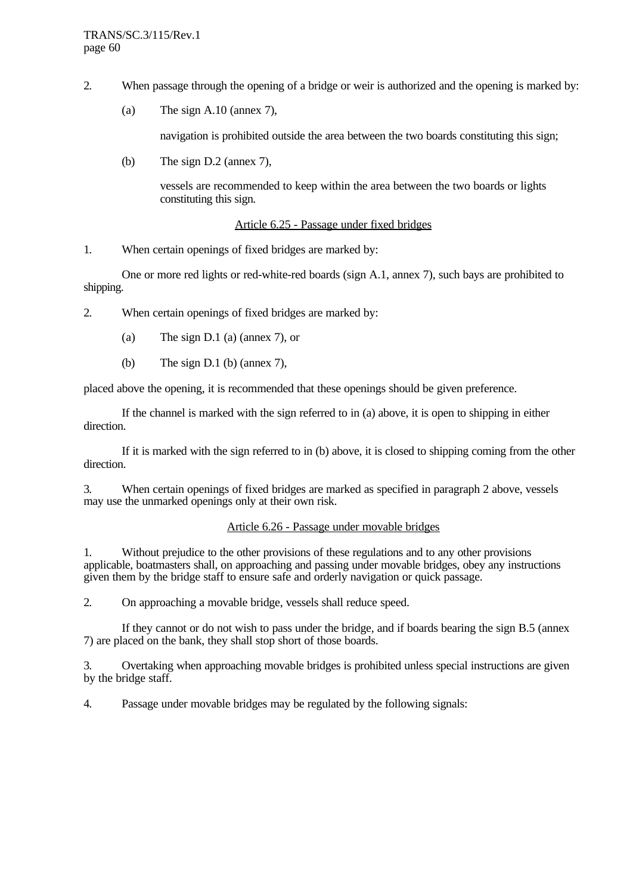2. When passage through the opening of a bridge or weir is authorized and the opening is marked by:

(a) The sign A.10 (annex 7),

navigation is prohibited outside the area between the two boards constituting this sign;

(b) The sign D.2 (annex 7),

vessels are recommended to keep within the area between the two boards or lights constituting this sign.

## Article 6.25 - Passage under fixed bridges

1. When certain openings of fixed bridges are marked by:

One or more red lights or red-white-red boards (sign A.1, annex 7), such bays are prohibited to shipping.

2. When certain openings of fixed bridges are marked by:

(a) The sign D.1 (a) (annex 7), or

(b) The sign D.1 (b) (annex 7),

placed above the opening, it is recommended that these openings should be given preference.

If the channel is marked with the sign referred to in (a) above, it is open to shipping in either direction.

If it is marked with the sign referred to in (b) above, it is closed to shipping coming from the other direction.

3. When certain openings of fixed bridges are marked as specified in paragraph 2 above, vessels may use the unmarked openings only at their own risk.

## Article 6.26 - Passage under movable bridges

1. Without prejudice to the other provisions of these regulations and to any other provisions applicable, boatmasters shall, on approaching and passing under movable bridges, obey any instructions given them by the bridge staff to ensure safe and orderly navigation or quick passage.

2. On approaching a movable bridge, vessels shall reduce speed.

If they cannot or do not wish to pass under the bridge, and if boards bearing the sign B.5 (annex 7) are placed on the bank, they shall stop short of those boards.

3. Overtaking when approaching movable bridges is prohibited unless special instructions are given by the bridge staff.

4. Passage under movable bridges may be regulated by the following signals: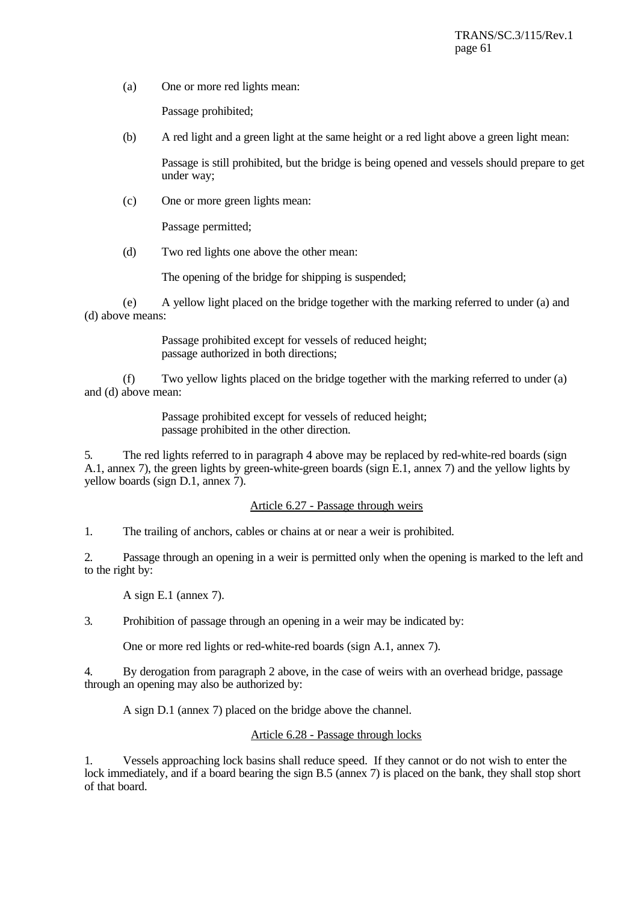(a) One or more red lights mean:

Passage prohibited;

(b) A red light and a green light at the same height or a red light above a green light mean:

Passage is still prohibited, but the bridge is being opened and vessels should prepare to get under way;

(c) One or more green lights mean:

Passage permitted;

(d) Two red lights one above the other mean:

The opening of the bridge for shipping is suspended;

(e) A yellow light placed on the bridge together with the marking referred to under (a) and (d) above means:

Passage prohibited except for vessels of reduced height;
passage authorized in both directions;

(f) Two yellow lights placed on the bridge together with the marking referred to under (a) and (d) above mean:

Passage prohibited except for vessels of reduced height;
passage prohibited in the other direction.

5. The red lights referred to in paragraph 4 above may be replaced by red-white-red boards (sign A.1, annex 7), the green lights by green-white-green boards (sign E.1, annex 7) and the yellow lights by yellow boards (sign D.1, annex 7).

## Article 6.27 - Passage through weirs

1. The trailing of anchors, cables or chains at or near a weir is prohibited.

2. Passage through an opening in a weir is permitted only when the opening is marked to the left and to the right by:

A sign E.1 (annex 7).

3. Prohibition of passage through an opening in a weir may be indicated by:

One or more red lights or red-white-red boards (sign A.1, annex 7).

4. By derogation from paragraph 2 above, in the case of weirs with an overhead bridge, passage through an opening may also be authorized by:

A sign D.1 (annex 7) placed on the bridge above the channel.

## Article 6.28 - Passage through locks

1. Vessels approaching lock basins shall reduce speed. If they cannot or do not wish to enter the lock immediately, and if a board bearing the sign B.5 (annex 7) is placed on the bank, they shall stop short of that board.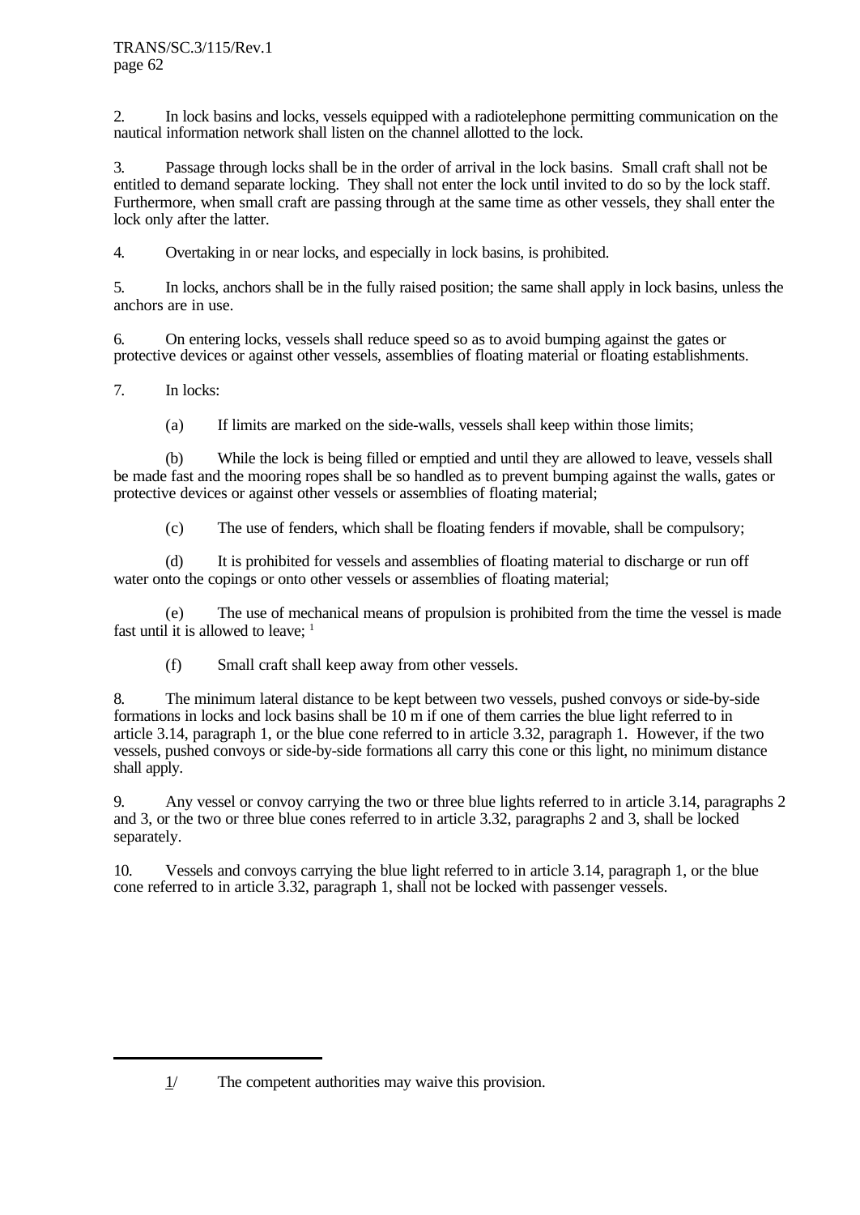2. In lock basins and locks, vessels equipped with a radiotelephone permitting communication on the nautical information network shall listen on the channel allotted to the lock.

3. Passage through locks shall be in the order of arrival in the lock basins. Small craft shall not be entitled to demand separate locking. They shall not enter the lock until invited to do so by the lock staff. Furthermore, when small craft are passing through at the same time as other vessels, they shall enter the lock only after the latter.

4. Overtaking in or near locks, and especially in lock basins, is prohibited.

5. In locks, anchors shall be in the fully raised position; the same shall apply in lock basins, unless the anchors are in use.

6. On entering locks, vessels shall reduce speed so as to avoid bumping against the gates or protective devices or against other vessels, assemblies of floating material or floating establishments.

7. In locks:

(a) If limits are marked on the side-walls, vessels shall keep within those limits;

(b) While the lock is being filled or emptied and until they are allowed to leave, vessels shall be made fast and the mooring ropes shall be so handled as to prevent bumping against the walls, gates or protective devices or against other vessels or assemblies of floating material;

(c) The use of fenders, which shall be floating fenders if movable, shall be compulsory;

(d) It is prohibited for vessels and assemblies of floating material to discharge or run off water onto the copings or onto other vessels or assemblies of floating material;

(e) The use of mechanical means of propulsion is prohibited from the time the vessel is made fast until it is allowed to leave; [1]

(f) Small craft shall keep away from other vessels.

8. The minimum lateral distance to be kept between two vessels, pushed convoys or side-by-side formations in locks and lock basins shall be 10 m if one of them carries the blue light referred to in article 3.14, paragraph 1, or the blue cone referred to in article 3.32, paragraph 1. However, if the two vessels, pushed convoys or side-by-side formations all carry this cone or this light, no minimum distance shall apply.

9. Any vessel or convoy carrying the two or three blue lights referred to in article 3.14, paragraphs 2 and 3, or the two or three blue cones referred to in article 3.32, paragraphs 2 and 3, shall be locked separately.

10. Vessels and convoys carrying the blue light referred to in article 3.14, paragraph 1, or the blue cone referred to in article 3.32, paragraph 1, shall not be locked with passenger vessels.

---

1/ The competent authorities may waive this provision.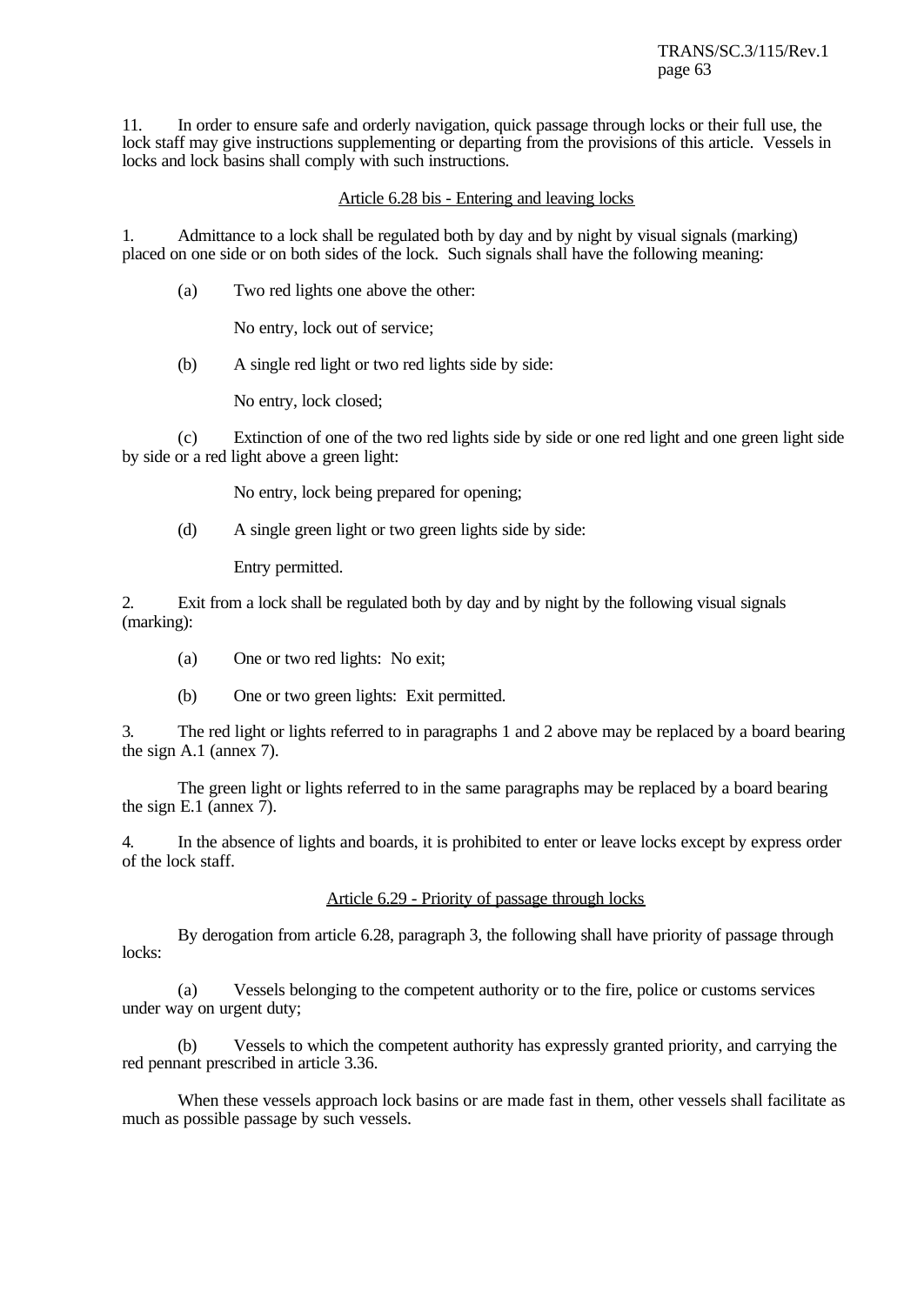11. In order to ensure safe and orderly navigation, quick passage through locks or their full use, the lock staff may give instructions supplementing or departing from the provisions of this article. Vessels in locks and lock basins shall comply with such instructions.

## Article 6.28 bis - Entering and leaving locks

1. Admittance to a lock shall be regulated both by day and by night by visual signals (marking) placed on one side or on both sides of the lock. Such signals shall have the following meaning:

   (a) Two red lights one above the other:

   No entry, lock out of service;

   (b) A single red light or two red lights side by side:

   No entry, lock closed;

   (c) Extinction of one of the two red lights side by side or one red light and one green light side by side or a red light above a green light:

   No entry, lock being prepared for opening;

   (d) A single green light or two green lights side by side:

   Entry permitted.

2. Exit from a lock shall be regulated both by day and by night by the following visual signals (marking):

   (a) One or two red lights: No exit;

   (b) One or two green lights: Exit permitted.

3. The red light or lights referred to in paragraphs 1 and 2 above may be replaced by a board bearing the sign A.1 (annex 7).

   The green light or lights referred to in the same paragraphs may be replaced by a board bearing the sign E.1 (annex 7).

4. In the absence of lights and boards, it is prohibited to enter or leave locks except by express order of the lock staff.

## Article 6.29 - Priority of passage through locks

By derogation from article 6.28, paragraph 3, the following shall have priority of passage through locks:

(a) Vessels belonging to the competent authority or to the fire, police or customs services under way on urgent duty;

(b) Vessels to which the competent authority has expressly granted priority, and carrying the red pennant prescribed in article 3.36.

When these vessels approach lock basins or are made fast in them, other vessels shall facilitate as much as possible passage by such vessels.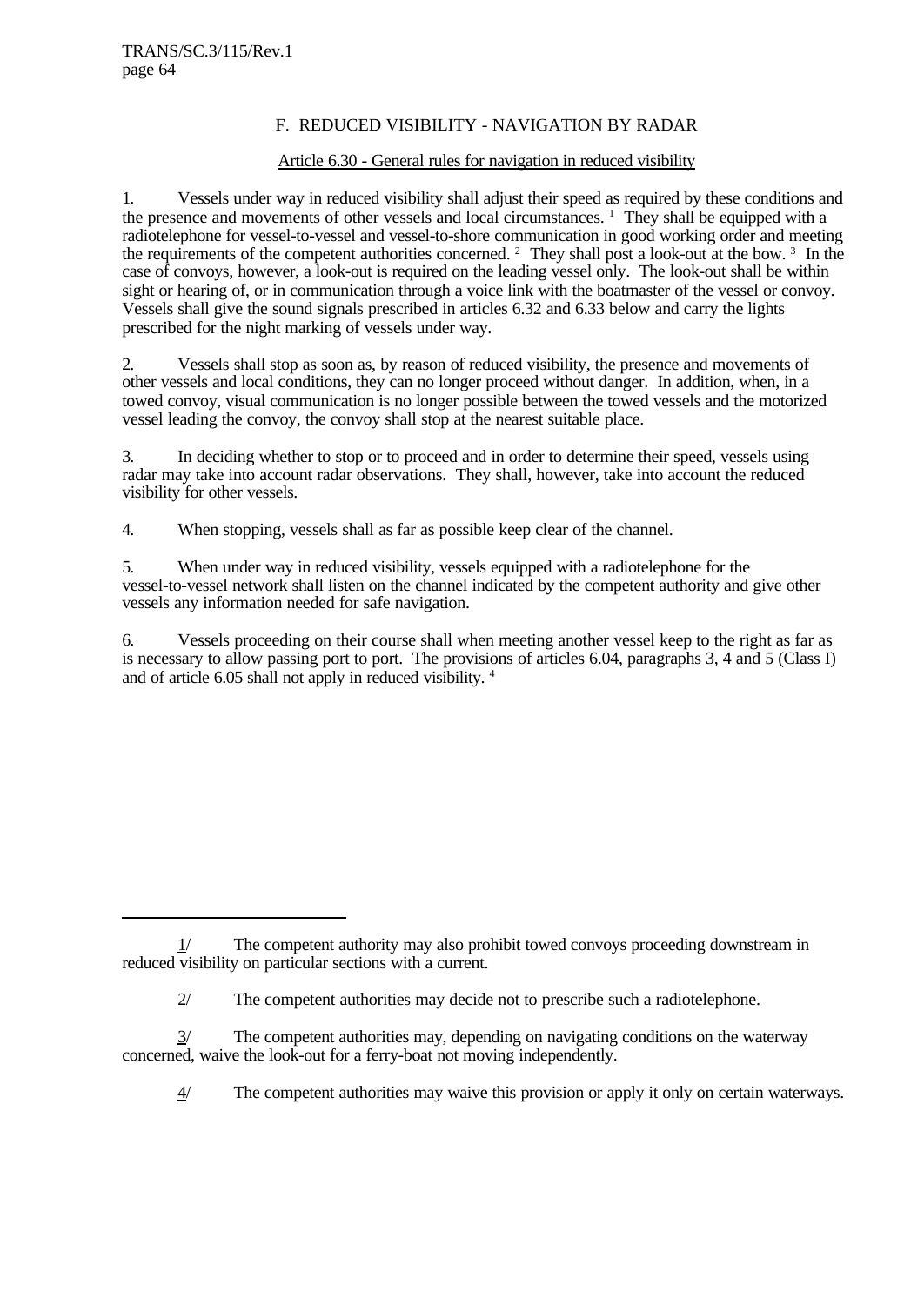## F. REDUCED VISIBILITY - NAVIGATION BY RADAR

### Article 6.30 - General rules for navigation in reduced visibility

1. Vessels under way in reduced visibility shall adjust their speed as required by these conditions and the presence and movements of other vessels and local circumstances. [1] They shall be equipped with a radiotelephone for vessel-to-vessel and vessel-to-shore communication in good working order and meeting the requirements of the competent authorities concerned. [2] They shall post a look-out at the bow. [3] In the case of convoys, however, a look-out is required on the leading vessel only. The look-out shall be within sight or hearing of, or in communication through a voice link with the boatmaster of the vessel or convoy. Vessels shall give the sound signals prescribed in articles 6.32 and 6.33 below and carry the lights prescribed for the night marking of vessels under way.

2. Vessels shall stop as soon as, by reason of reduced visibility, the presence and movements of other vessels and local conditions, they can no longer proceed without danger. In addition, when, in a towed convoy, visual communication is no longer possible between the towed vessels and the motorized vessel leading the convoy, the convoy shall stop at the nearest suitable place.

3. In deciding whether to stop or to proceed and in order to determine their speed, vessels using radar may take into account radar observations. They shall, however, take into account the reduced visibility for other vessels.

4. When stopping, vessels shall as far as possible keep clear of the channel.

5. When under way in reduced visibility, vessels equipped with a radiotelephone for the vessel-to-vessel network shall listen on the channel indicated by the competent authority and give other vessels any information needed for safe navigation.

6. Vessels proceeding on their course shall when meeting another vessel keep to the right as far as is necessary to allow passing port to port. The provisions of articles 6.04, paragraphs 3, 4 and 5 (Class I) and of article 6.05 shall not apply in reduced visibility. [4]

---

1/ The competent authority may also prohibit towed convoys proceeding downstream in reduced visibility on particular sections with a current.

2/ The competent authorities may decide not to prescribe such a radiotelephone.

3/ The competent authorities may, depending on navigating conditions on the waterway concerned, waive the look-out for a ferry-boat not moving independently.

4/ The competent authorities may waive this provision or apply it only on certain waterways.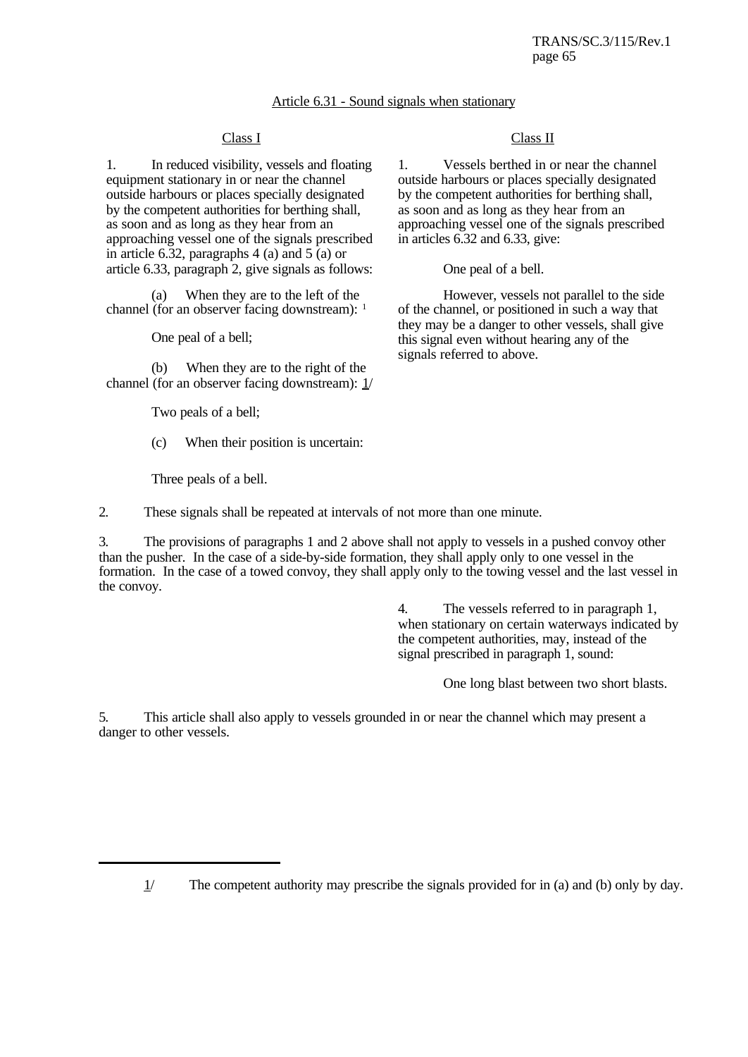Article 6.31 - Sound signals when stationary

Class I

1. In reduced visibility, vessels and floating equipment stationary in or near the channel outside harbours or places specially designated by the competent authorities for berthing shall, as soon and as long as they hear from an approaching vessel one of the signals prescribed in article 6.32, paragraphs 4 (a) and 5 (a) or article 6.33, paragraph 2, give signals as follows:

(a) When they are to the left of the channel (for an observer facing downstream): [1]

One peal of a bell;

(b) When they are to the right of the channel (for an observer facing downstream): 1/

Two peals of a bell;

(c) When their position is uncertain:

Three peals of a bell.

Class II

1. Vessels berthed in or near the channel outside harbours or places specially designated by the competent authorities for berthing shall, as soon and as long as they hear from an approaching vessel one of the signals prescribed in articles 6.32 and 6.33, give:

One peal of a bell.

However, vessels not parallel to the side of the channel, or positioned in such a way that they may be a danger to other vessels, shall give this signal even without hearing any of the signals referred to above.

2. These signals shall be repeated at intervals of not more than one minute.

3. The provisions of paragraphs 1 and 2 above shall not apply to vessels in a pushed convoy other than the pusher. In the case of a side-by-side formation, they shall apply only to one vessel in the formation. In the case of a towed convoy, they shall apply only to the towing vessel and the last vessel in the convoy.

4. The vessels referred to in paragraph 1, when stationary on certain waterways indicated by the competent authorities, may, instead of the signal prescribed in paragraph 1, sound:

One long blast between two short blasts.

5. This article shall also apply to vessels grounded in or near the channel which may present a danger to other vessels.

---

1/ The competent authority may prescribe the signals provided for in (a) and (b) only by day.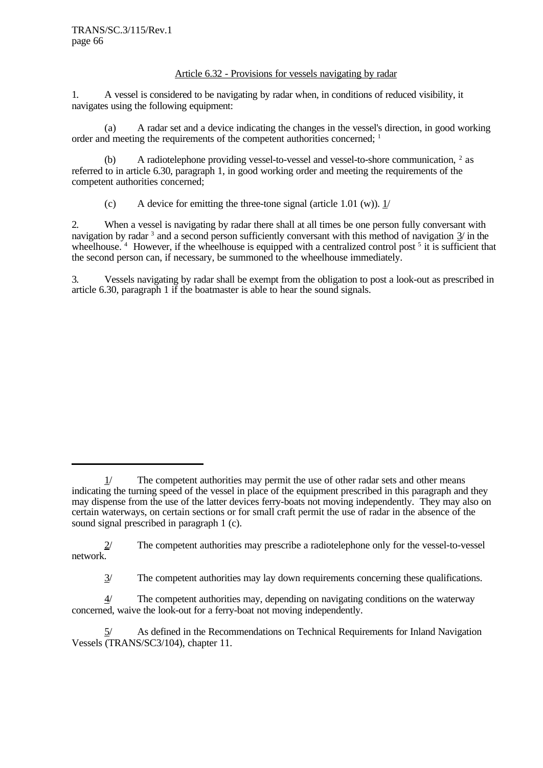## Article 6.32 - Provisions for vessels navigating by radar

1. A vessel is considered to be navigating by radar when, in conditions of reduced visibility, it navigates using the following equipment:

   (a) A radar set and a device indicating the changes in the vessel's direction, in good working order and meeting the requirements of the competent authorities concerned; [1]

   (b) A radiotelephone providing vessel-to-vessel and vessel-to-shore communication, [2] as referred to in article 6.30, paragraph 1, in good working order and meeting the requirements of the competent authorities concerned;

   (c) A device for emitting the three-tone signal (article 1.01 (w)). 1/

2. When a vessel is navigating by radar there shall at all times be one person fully conversant with navigation by radar [3] and a second person sufficiently conversant with this method of navigation 3/ in the wheelhouse. [4] However, if the wheelhouse is equipped with a centralized control post [5] it is sufficient that the second person can, if necessary, be summoned to the wheelhouse immediately.

3. Vessels navigating by radar shall be exempt from the obligation to post a look-out as prescribed in article 6.30, paragraph 1 if the boatmaster is able to hear the sound signals.

---

1/ The competent authorities may permit the use of other radar sets and other means indicating the turning speed of the vessel in place of the equipment prescribed in this paragraph and they may dispense from the use of the latter devices ferry-boats not moving independently. They may also on certain waterways, on certain sections or for small craft permit the use of radar in the absence of the sound signal prescribed in paragraph 1 (c).

2/ The competent authorities may prescribe a radiotelephone only for the vessel-to-vessel network.

3/ The competent authorities may lay down requirements concerning these qualifications.

4/ The competent authorities may, depending on navigating conditions on the waterway concerned, waive the look-out for a ferry-boat not moving independently.

5/ As defined in the Recommendations on Technical Requirements for Inland Navigation Vessels (TRANS/SC3/104), chapter 11.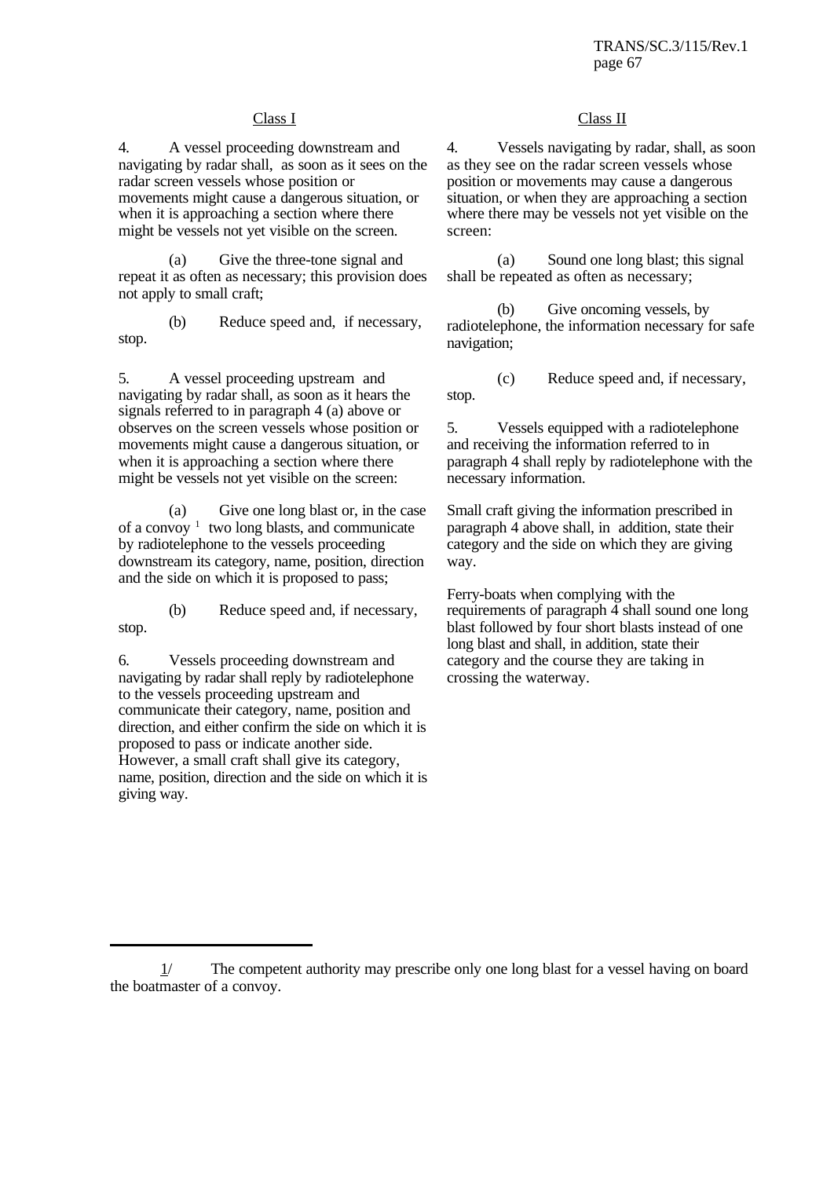Class I

4. A vessel proceeding downstream and navigating by radar shall, as soon as it sees on the radar screen vessels whose position or movements might cause a dangerous situation, or when it is approaching a section where there might be vessels not yet visible on the screen.

(a) Give the three-tone signal and repeat it as often as necessary; this provision does not apply to small craft;

(b) Reduce speed and, if necessary, stop.

5. A vessel proceeding upstream and navigating by radar shall, as soon as it hears the signals referred to in paragraph 4 (a) above or observes on the screen vessels whose position or movements might cause a dangerous situation, or when it is approaching a section where there might be vessels not yet visible on the screen:

(a) Give one long blast or, in the case of a convoy [1] two long blasts, and communicate by radiotelephone to the vessels proceeding downstream its category, name, position, direction and the side on which it is proposed to pass;

(b) Reduce speed and, if necessary, stop.

6. Vessels proceeding downstream and navigating by radar shall reply by radiotelephone to the vessels proceeding upstream and communicate their category, name, position and direction, and either confirm the side on which it is proposed to pass or indicate another side. However, a small craft shall give its category, name, position, direction and the side on which it is giving way.

Class II

4. Vessels navigating by radar, shall, as soon as they see on the radar screen vessels whose position or movements may cause a dangerous situation, or when they are approaching a section where there may be vessels not yet visible on the screen:

(a) Sound one long blast; this signal shall be repeated as often as necessary;

(b) Give oncoming vessels, by radiotelephone, the information necessary for safe navigation;

(c) Reduce speed and, if necessary, stop.

5. Vessels equipped with a radiotelephone and receiving the information referred to in paragraph 4 shall reply by radiotelephone with the necessary information.

Small craft giving the information prescribed in paragraph 4 above shall, in addition, state their category and the side on which they are giving way.

Ferry-boats when complying with the requirements of paragraph 4 shall sound one long blast followed by four short blasts instead of one long blast and shall, in addition, state their category and the course they are taking in crossing the waterway.

---

1/ The competent authority may prescribe only one long blast for a vessel having on board the boatmaster of a convoy.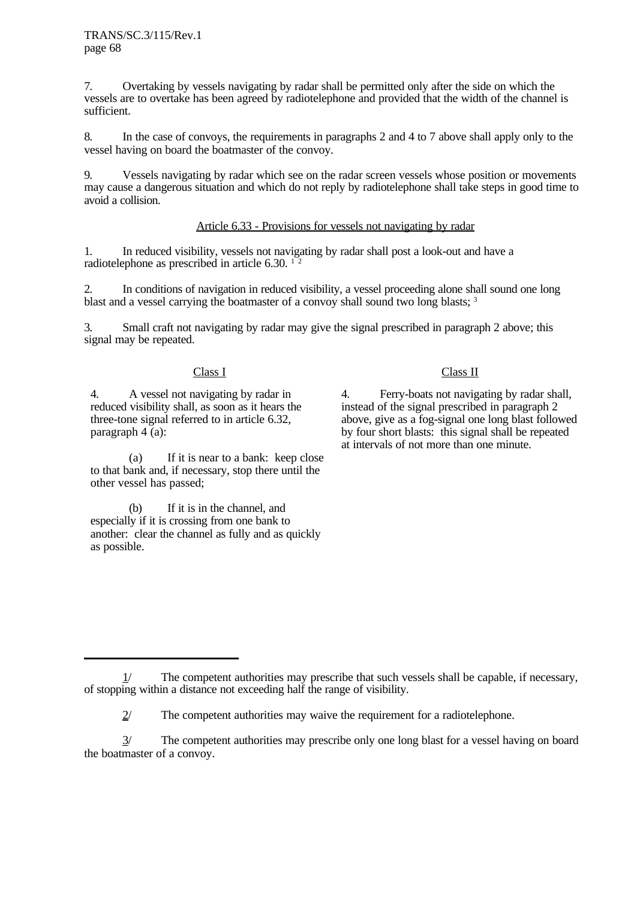7. Overtaking by vessels navigating by radar shall be permitted only after the side on which the vessels are to overtake has been agreed by radiotelephone and provided that the width of the channel is sufficient.

8. In the case of convoys, the requirements in paragraphs 2 and 4 to 7 above shall apply only to the vessel having on board the boatmaster of the convoy.

9. Vessels navigating by radar which see on the radar screen vessels whose position or movements may cause a dangerous situation and which do not reply by radiotelephone shall take steps in good time to avoid a collision.

## Article 6.33 - Provisions for vessels not navigating by radar

1. In reduced visibility, vessels not navigating by radar shall post a look-out and have a radiotelephone as prescribed in article 6.30. [1] [2]

2. In conditions of navigation in reduced visibility, a vessel proceeding alone shall sound one long blast and a vessel carrying the boatmaster of a convoy shall sound two long blasts; [3]

3. Small craft not navigating by radar may give the signal prescribed in paragraph 2 above; this signal may be repeated.

Class I

4. A vessel not navigating by radar in reduced visibility shall, as soon as it hears the three-tone signal referred to in article 6.32, paragraph 4 (a):

(a) If it is near to a bank: keep close to that bank and, if necessary, stop there until the other vessel has passed;

(b) If it is in the channel, and especially if it is crossing from one bank to another: clear the channel as fully and as quickly as possible.

Class II

4. Ferry-boats not navigating by radar shall, instead of the signal prescribed in paragraph 2 above, give as a fog-signal one long blast followed by four short blasts: this signal shall be repeated at intervals of not more than one minute.

---

1/ The competent authorities may prescribe that such vessels shall be capable, if necessary, of stopping within a distance not exceeding half the range of visibility.

2/ The competent authorities may waive the requirement for a radiotelephone.

3/ The competent authorities may prescribe only one long blast for a vessel having on board the boatmaster of a convoy.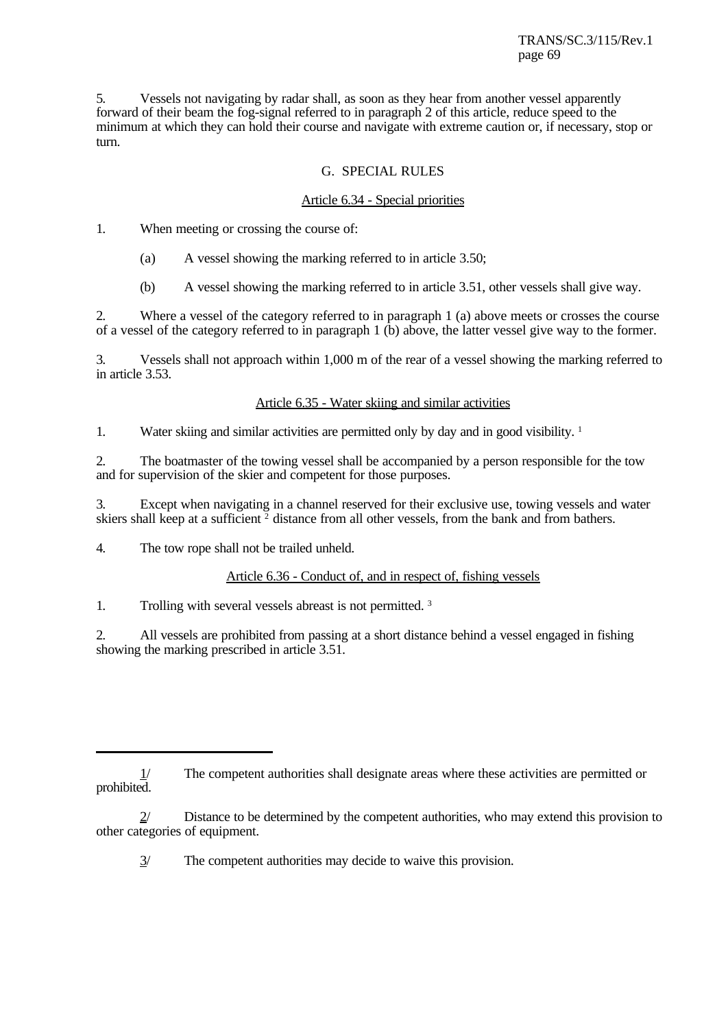5. Vessels not navigating by radar shall, as soon as they hear from another vessel apparently forward of their beam the fog-signal referred to in paragraph 2 of this article, reduce speed to the minimum at which they can hold their course and navigate with extreme caution or, if necessary, stop or turn.

## G. SPECIAL RULES

### Article 6.34 - Special priorities

1. When meeting or crossing the course of:

   (a) A vessel showing the marking referred to in article 3.50;

   (b) A vessel showing the marking referred to in article 3.51, other vessels shall give way.

2. Where a vessel of the category referred to in paragraph 1 (a) above meets or crosses the course of a vessel of the category referred to in paragraph 1 (b) above, the latter vessel give way to the former.

3. Vessels shall not approach within 1,000 m of the rear of a vessel showing the marking referred to in article 3.53.

### Article 6.35 - Water skiing and similar activities

1. Water skiing and similar activities are permitted only by day and in good visibility. [1]

2. The boatmaster of the towing vessel shall be accompanied by a person responsible for the tow and for supervision of the skier and competent for those purposes.

3. Except when navigating in a channel reserved for their exclusive use, towing vessels and water skiers shall keep at a sufficient [2] distance from all other vessels, from the bank and from bathers.

4. The tow rope shall not be trailed unheld.

### Article 6.36 - Conduct of, and in respect of, fishing vessels

1. Trolling with several vessels abreast is not permitted. [3]

2. All vessels are prohibited from passing at a short distance behind a vessel engaged in fishing showing the marking prescribed in article 3.51.

---

1/ The competent authorities shall designate areas where these activities are permitted or prohibited.

2/ Distance to be determined by the competent authorities, who may extend this provision to other categories of equipment.

3/ The competent authorities may decide to waive this provision.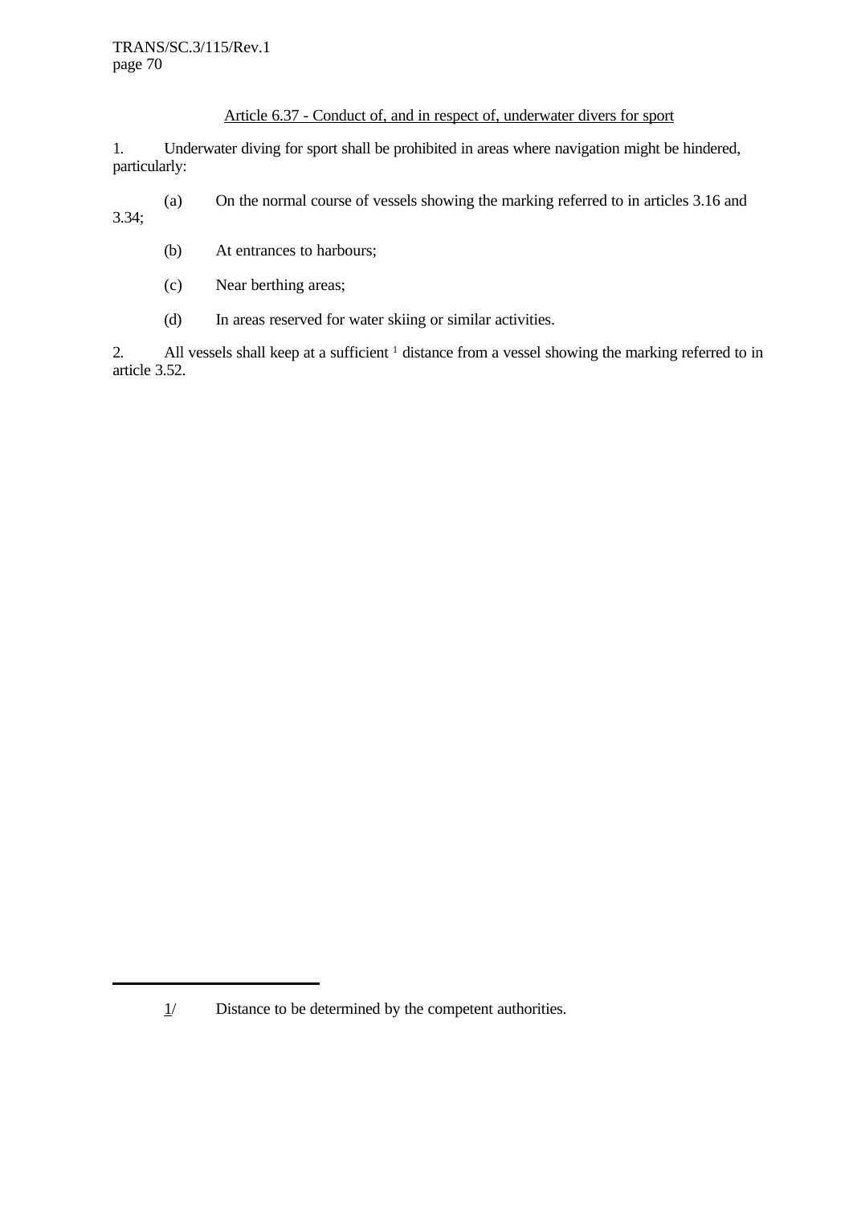## Article 6.37 - Conduct of, and in respect of, underwater divers for sport

1. Underwater diving for sport shall be prohibited in areas where navigation might be hindered, particularly:

   (a) On the normal course of vessels showing the marking referred to in articles 3.16 and 3.34;

   (b) At entrances to harbours;

   (c) Near berthing areas;

   (d) In areas reserved for water skiing or similar activities.

2. All vessels shall keep at a sufficient [1] distance from a vessel showing the marking referred to in article 3.52.

---

1/ Distance to be determined by the competent authorities.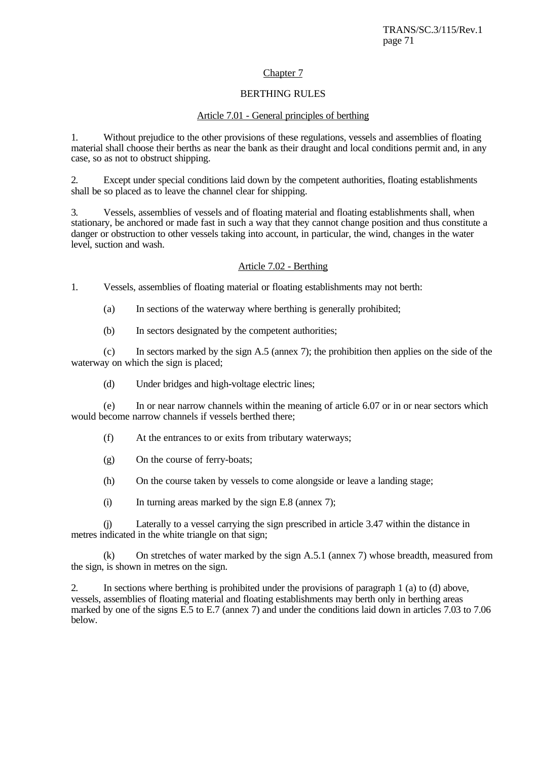## Chapter 7

## BERTHING RULES

### Article 7.01 - General principles of berthing

1. Without prejudice to the other provisions of these regulations, vessels and assemblies of floating material shall choose their berths as near the bank as their draught and local conditions permit and, in any case, so as not to obstruct shipping.

2. Except under special conditions laid down by the competent authorities, floating establishments shall be so placed as to leave the channel clear for shipping.

3. Vessels, assemblies of vessels and of floating material and floating establishments shall, when stationary, be anchored or made fast in such a way that they cannot change position and thus constitute a danger or obstruction to other vessels taking into account, in particular, the wind, changes in the water level, suction and wash.

### Article 7.02 - Berthing

1. Vessels, assemblies of floating material or floating establishments may not berth:

   (a) In sections of the waterway where berthing is generally prohibited;

   (b) In sectors designated by the competent authorities;

   (c) In sectors marked by the sign A.5 (annex 7); the prohibition then applies on the side of the waterway on which the sign is placed;

   (d) Under bridges and high-voltage electric lines;

   (e) In or near narrow channels within the meaning of article 6.07 or in or near sectors which would become narrow channels if vessels berthed there;

   (f) At the entrances to or exits from tributary waterways;

   (g) On the course of ferry-boats;

   (h) On the course taken by vessels to come alongside or leave a landing stage;

   (i) In turning areas marked by the sign E.8 (annex 7);

   (j) Laterally to a vessel carrying the sign prescribed in article 3.47 within the distance in metres indicated in the white triangle on that sign;

   (k) On stretches of water marked by the sign A.5.1 (annex 7) whose breadth, measured from the sign, is shown in metres on the sign.

2. In sections where berthing is prohibited under the provisions of paragraph 1 (a) to (d) above, vessels, assemblies of floating material and floating establishments may berth only in berthing areas marked by one of the signs E.5 to E.7 (annex 7) and under the conditions laid down in articles 7.03 to 7.06 below.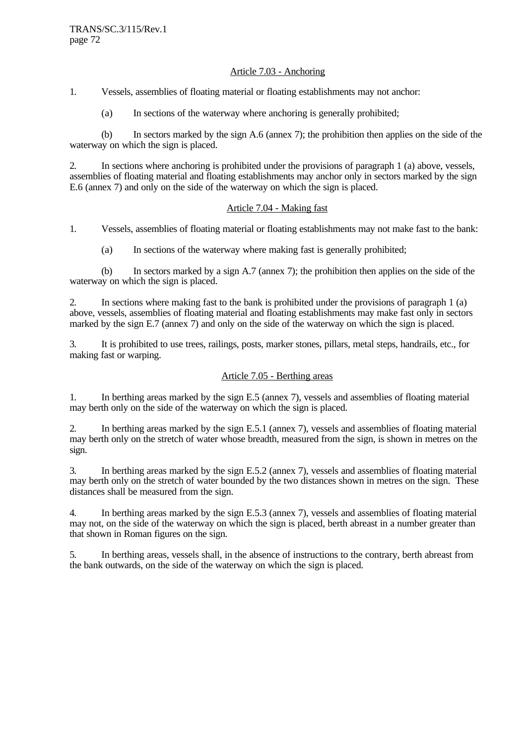### Article 7.03 - Anchoring

1. Vessels, assemblies of floating material or floating establishments may not anchor:

   (a) In sections of the waterway where anchoring is generally prohibited;

   (b) In sectors marked by the sign A.6 (annex 7); the prohibition then applies on the side of the waterway on which the sign is placed.

2. In sections where anchoring is prohibited under the provisions of paragraph 1 (a) above, vessels, assemblies of floating material and floating establishments may anchor only in sectors marked by the sign E.6 (annex 7) and only on the side of the waterway on which the sign is placed.

### Article 7.04 - Making fast

1. Vessels, assemblies of floating material or floating establishments may not make fast to the bank:

   (a) In sections of the waterway where making fast is generally prohibited;

   (b) In sectors marked by a sign A.7 (annex 7); the prohibition then applies on the side of the waterway on which the sign is placed.

2. In sections where making fast to the bank is prohibited under the provisions of paragraph 1 (a) above, vessels, assemblies of floating material and floating establishments may make fast only in sectors marked by the sign E.7 (annex 7) and only on the side of the waterway on which the sign is placed.

3. It is prohibited to use trees, railings, posts, marker stones, pillars, metal steps, handrails, etc., for making fast or warping.

### Article 7.05 - Berthing areas

1. In berthing areas marked by the sign E.5 (annex 7), vessels and assemblies of floating material may berth only on the side of the waterway on which the sign is placed.

2. In berthing areas marked by the sign E.5.1 (annex 7), vessels and assemblies of floating material may berth only on the stretch of water whose breadth, measured from the sign, is shown in metres on the sign.

3. In berthing areas marked by the sign E.5.2 (annex 7), vessels and assemblies of floating material may berth only on the stretch of water bounded by the two distances shown in metres on the sign. These distances shall be measured from the sign.

4. In berthing areas marked by the sign E.5.3 (annex 7), vessels and assemblies of floating material may not, on the side of the waterway on which the sign is placed, berth abreast in a number greater than that shown in Roman figures on the sign.

5. In berthing areas, vessels shall, in the absence of instructions to the contrary, berth abreast from the bank outwards, on the side of the waterway on which the sign is placed.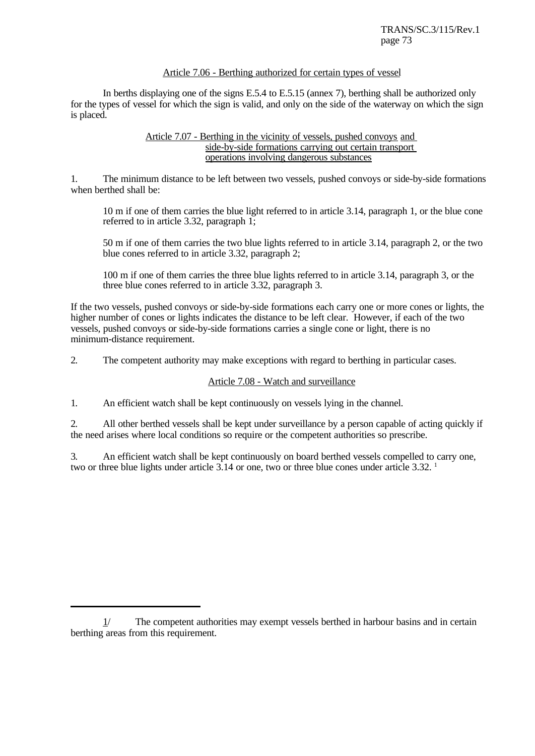### Article 7.06 - Berthing authorized for certain types of vessel

In berths displaying one of the signs E.5.4 to E.5.15 (annex 7), berthing shall be authorized only for the types of vessel for which the sign is valid, and only on the side of the waterway on which the sign is placed.

### Article 7.07 - Berthing in the vicinity of vessels, pushed convoys and side-by-side formations carrying out certain transport operations involving dangerous substances

1. The minimum distance to be left between two vessels, pushed convoys or side-by-side formations when berthed shall be:

   10 m if one of them carries the blue light referred to in article 3.14, paragraph 1, or the blue cone referred to in article 3.32, paragraph 1;

   50 m if one of them carries the two blue lights referred to in article 3.14, paragraph 2, or the two blue cones referred to in article 3.32, paragraph 2;

   100 m if one of them carries the three blue lights referred to in article 3.14, paragraph 3, or the three blue cones referred to in article 3.32, paragraph 3.

If the two vessels, pushed convoys or side-by-side formations each carry one or more cones or lights, the higher number of cones or lights indicates the distance to be left clear. However, if each of the two vessels, pushed convoys or side-by-side formations carries a single cone or light, there is no minimum-distance requirement.

2. The competent authority may make exceptions with regard to berthing in particular cases.

### Article 7.08 - Watch and surveillance

1. An efficient watch shall be kept continuously on vessels lying in the channel.

2. All other berthed vessels shall be kept under surveillance by a person capable of acting quickly if the need arises where local conditions so require or the competent authorities so prescribe.

3. An efficient watch shall be kept continuously on board berthed vessels compelled to carry one, two or three blue lights under article 3.14 or one, two or three blue cones under article 3.32. [1]

---

1/ The competent authorities may exempt vessels berthed in harbour basins and in certain berthing areas from this requirement.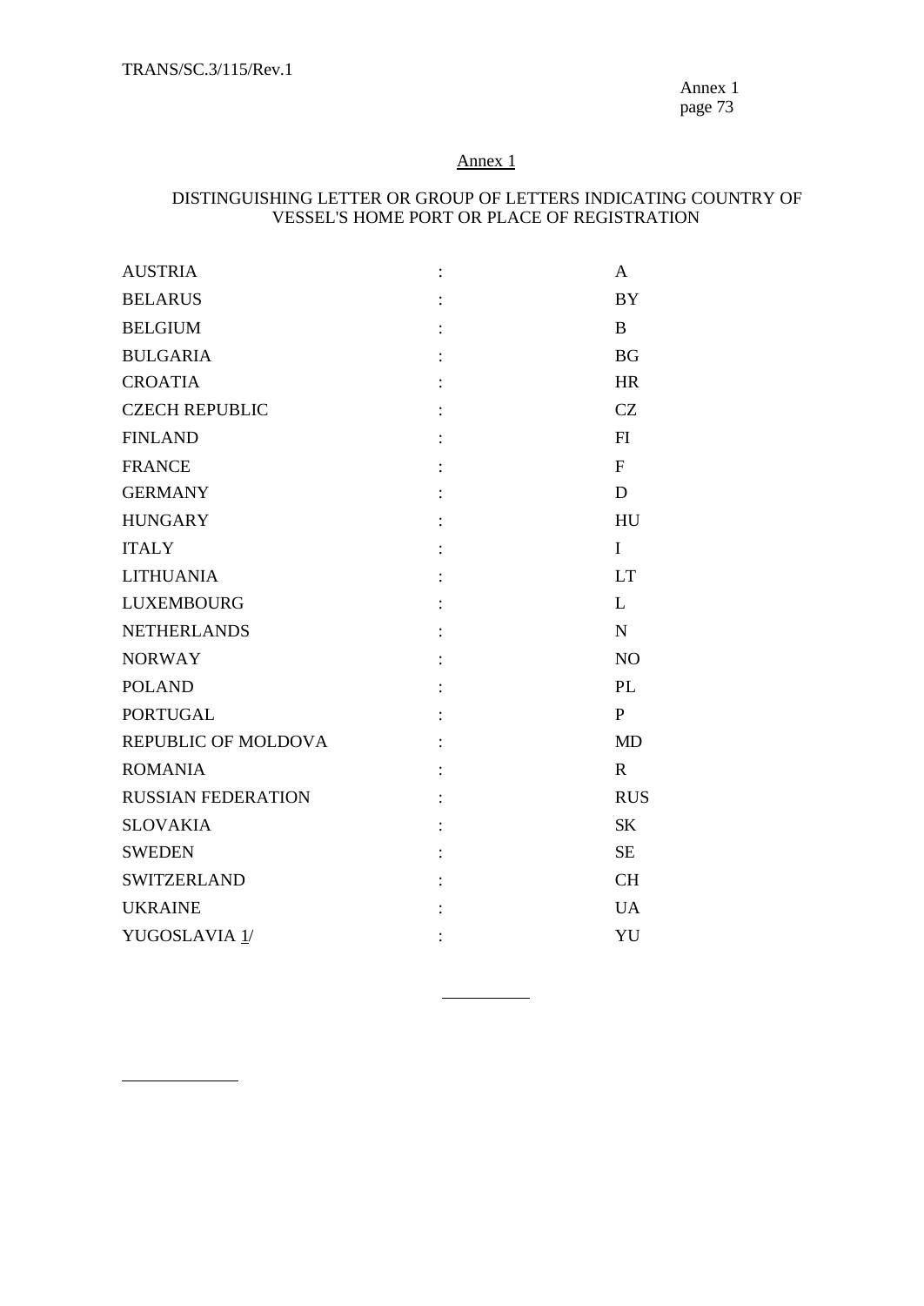## Annex 1

### DISTINGUISHING LETTER OR GROUP OF LETTERS INDICATING COUNTRY OF VESSEL'S HOME PORT OR PLACE OF REGISTRATION

| | | |
|---|---|---|
| AUSTRIA | : | A |
| BELARUS | : | BY |
| BELGIUM | : | B |
| BULGARIA | : | BG |
| CROATIA | : | HR |
| CZECH REPUBLIC | : | CZ |
| FINLAND | : | FI |
| FRANCE | : | F |
| GERMANY | : | D |
| HUNGARY | : | HU |
| ITALY | : | I |
| LITHUANIA | : | LT |
| LUXEMBOURG | : | L |
| NETHERLANDS | : | N |
| NORWAY | : | NO |
| POLAND | : | PL |
| PORTUGAL | : | P |
| REPUBLIC OF MOLDOVA | : | MD |
| ROMANIA | : | R |
| RUSSIAN FEDERATION | : | RUS |
| SLOVAKIA | : | SK |
| SWEDEN | : | SE |
| SWITZERLAND | : | CH |
| UKRAINE | : | UA |
| YUGOSLAVIA 1/ | : | YU |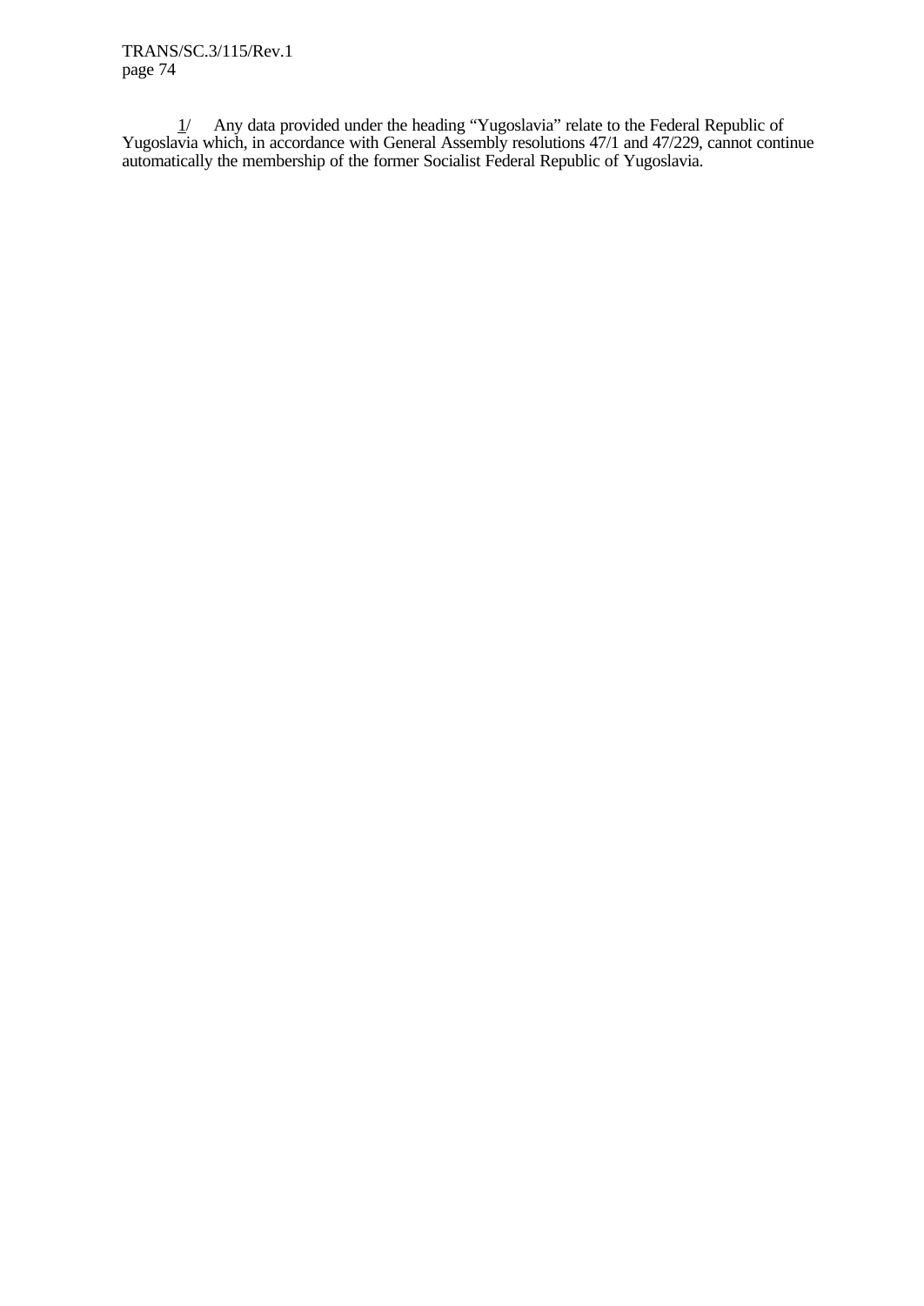1/ Any data provided under the heading "Yugoslavia" relate to the Federal Republic of Yugoslavia which, in accordance with General Assembly resolutions 47/1 and 47/229, cannot continue automatically the membership of the former Socialist Federal Republic of Yugoslavia.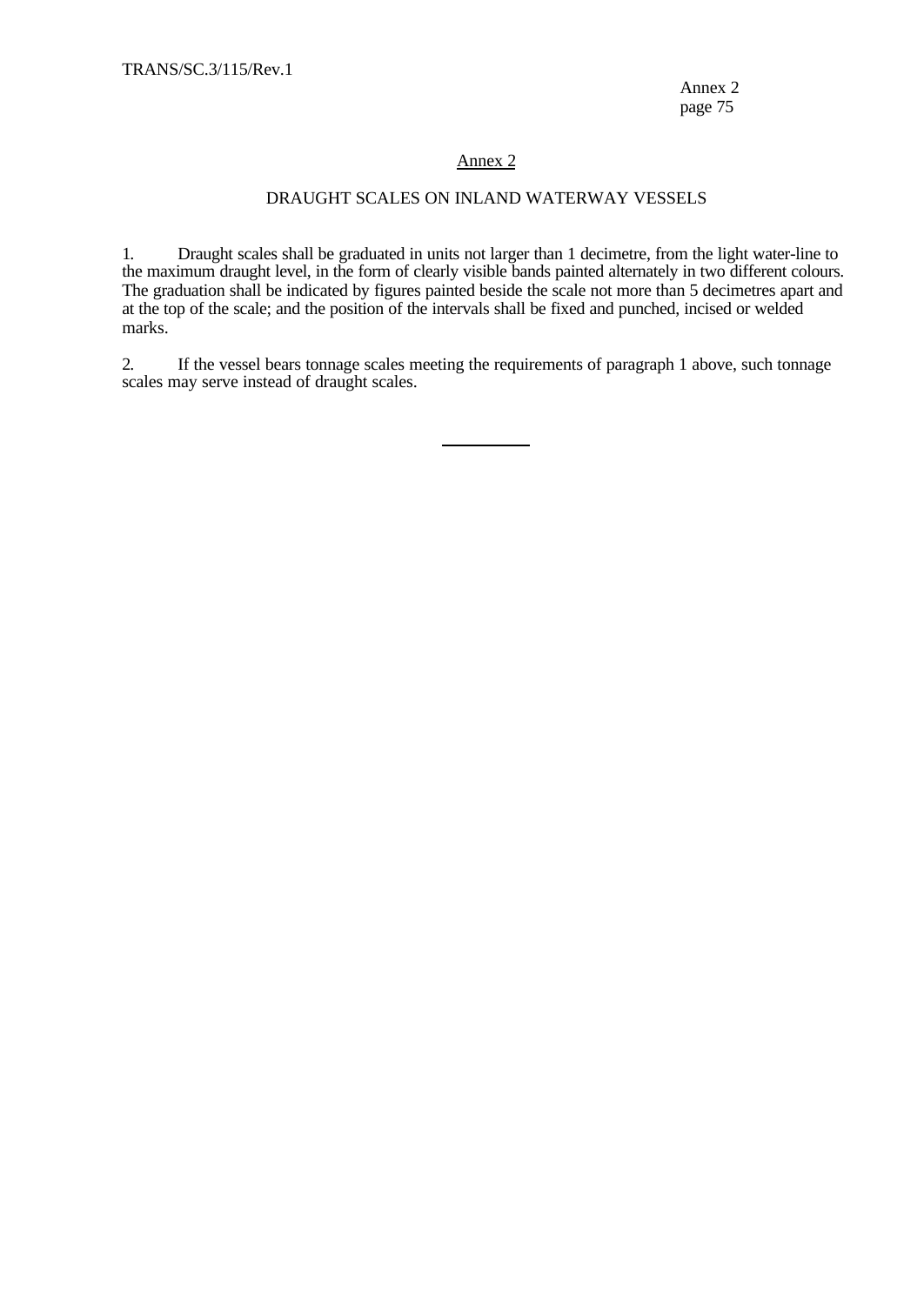## Annex 2

### DRAUGHT SCALES ON INLAND WATERWAY VESSELS

1. Draught scales shall be graduated in units not larger than 1 decimetre, from the light water-line to the maximum draught level, in the form of clearly visible bands painted alternately in two different colours. The graduation shall be indicated by figures painted beside the scale not more than 5 decimetres apart and at the top of the scale; and the position of the intervals shall be fixed and punched, incised or welded marks.

2. If the vessel bears tonnage scales meeting the requirements of paragraph 1 above, such tonnage scales may serve instead of draught scales.

---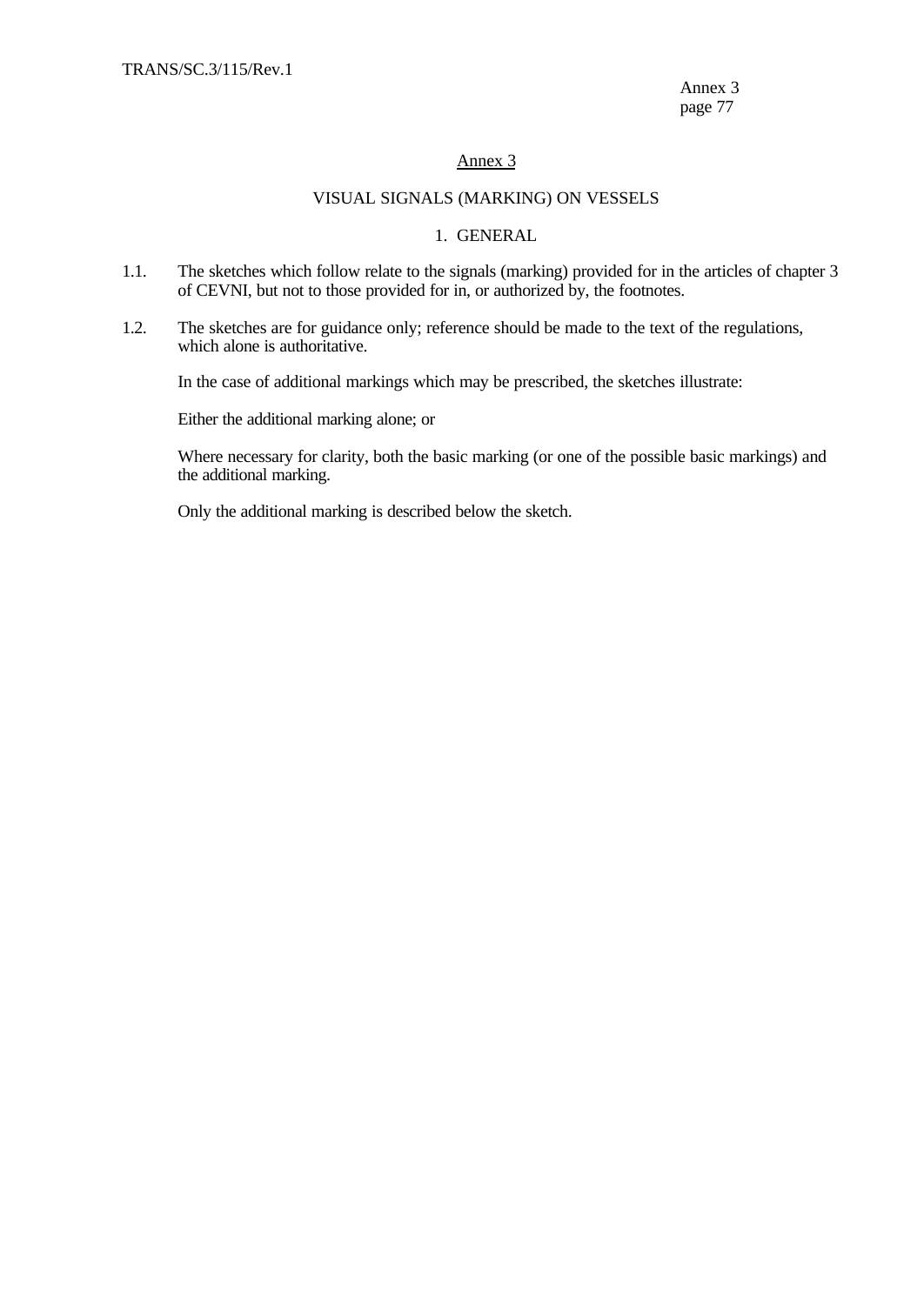# Annex 3

## VISUAL SIGNALS (MARKING) ON VESSELS

### 1. GENERAL

1.1. The sketches which follow relate to the signals (marking) provided for in the articles of chapter 3 of CEVNI, but not to those provided for in, or authorized by, the footnotes.

1.2. The sketches are for guidance only; reference should be made to the text of the regulations, which alone is authoritative.

In the case of additional markings which may be prescribed, the sketches illustrate:

Either the additional marking alone; or

Where necessary for clarity, both the basic marking (or one of the possible basic markings) and the additional marking.

Only the additional marking is described below the sketch.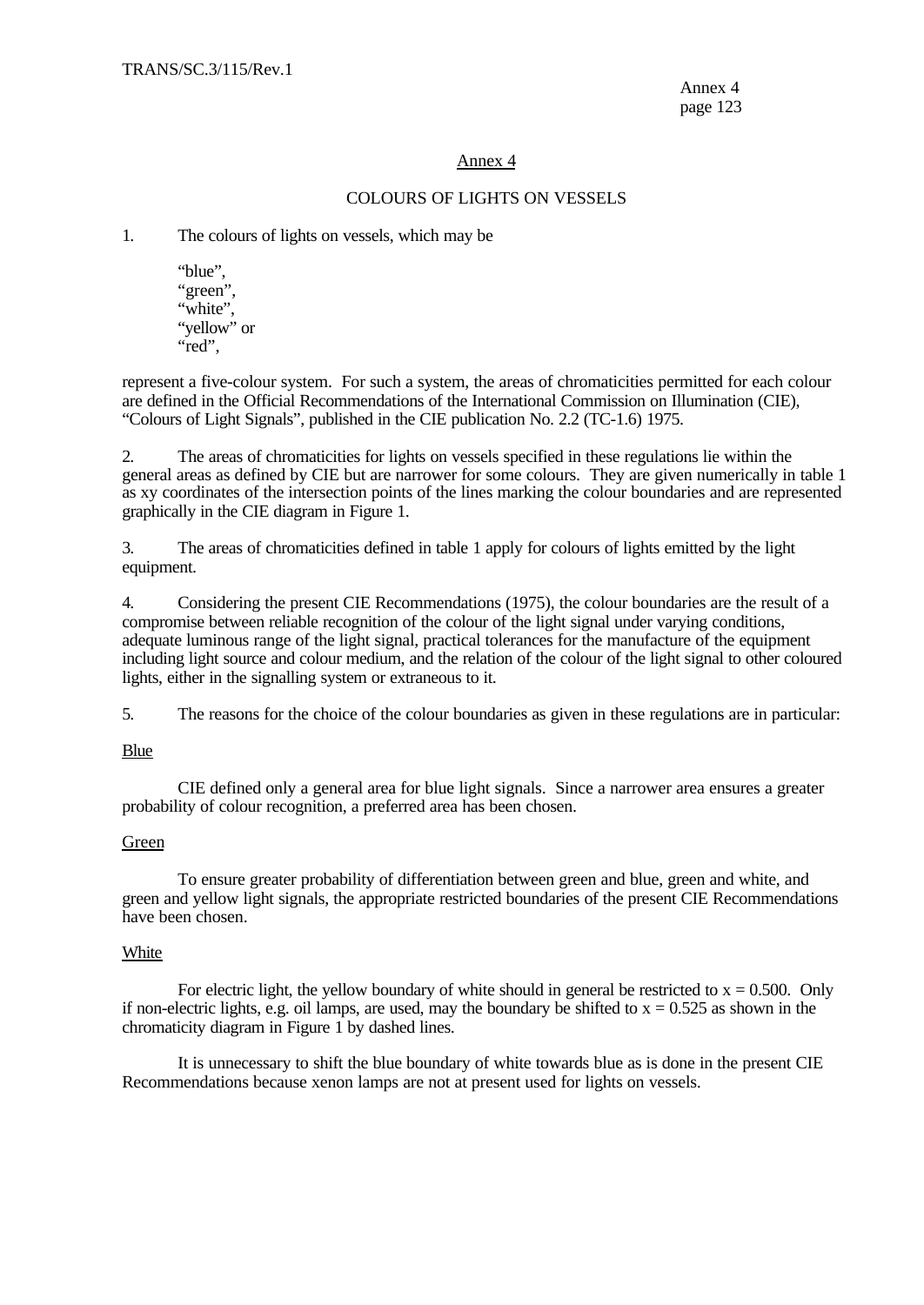## Annex 4

## COLOURS OF LIGHTS ON VESSELS

1. The colours of lights on vessels, which may be

   "blue",
   "green",
   "white",
   "yellow" or
   "red",

represent a five-colour system. For such a system, the areas of chromaticities permitted for each colour are defined in the Official Recommendations of the International Commission on Illumination (CIE), "Colours of Light Signals", published in the CIE publication No. 2.2 (TC-1.6) 1975.

2. The areas of chromaticities for lights on vessels specified in these regulations lie within the general areas as defined by CIE but are narrower for some colours. They are given numerically in table 1 as xy coordinates of the intersection points of the lines marking the colour boundaries and are represented graphically in the CIE diagram in Figure 1.

3. The areas of chromaticities defined in table 1 apply for colours of lights emitted by the light equipment.

4. Considering the present CIE Recommendations (1975), the colour boundaries are the result of a compromise between reliable recognition of the colour of the light signal under varying conditions, adequate luminous range of the light signal, practical tolerances for the manufacture of the equipment including light source and colour medium, and the relation of the colour of the light signal to other coloured lights, either in the signalling system or extraneous to it.

5. The reasons for the choice of the colour boundaries as given in these regulations are in particular:

Blue

CIE defined only a general area for blue light signals. Since a narrower area ensures a greater probability of colour recognition, a preferred area has been chosen.

Green

To ensure greater probability of differentiation between green and blue, green and white, and green and yellow light signals, the appropriate restricted boundaries of the present CIE Recommendations have been chosen.

White

For electric light, the yellow boundary of white should in general be restricted to $x = 0.500$. Only if non-electric lights, e.g. oil lamps, are used, may the boundary be shifted to $x = 0.525$ as shown in the chromaticity diagram in Figure 1 by dashed lines.

It is unnecessary to shift the blue boundary of white towards blue as is done in the present CIE Recommendations because xenon lamps are not at present used for lights on vessels.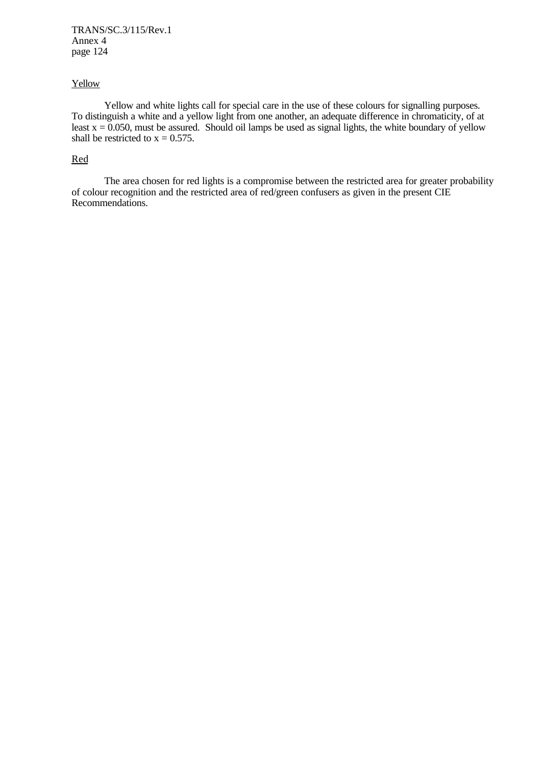Yellow

Yellow and white lights call for special care in the use of these colours for signalling purposes. To distinguish a white and a yellow light from one another, an adequate difference in chromaticity, of at least $x = 0.050$, must be assured. Should oil lamps be used as signal lights, the white boundary of yellow shall be restricted to $x = 0.575$.

Red

The area chosen for red lights is a compromise between the restricted area for greater probability of colour recognition and the restricted area of red/green confusers as given in the present CIE Recommendations.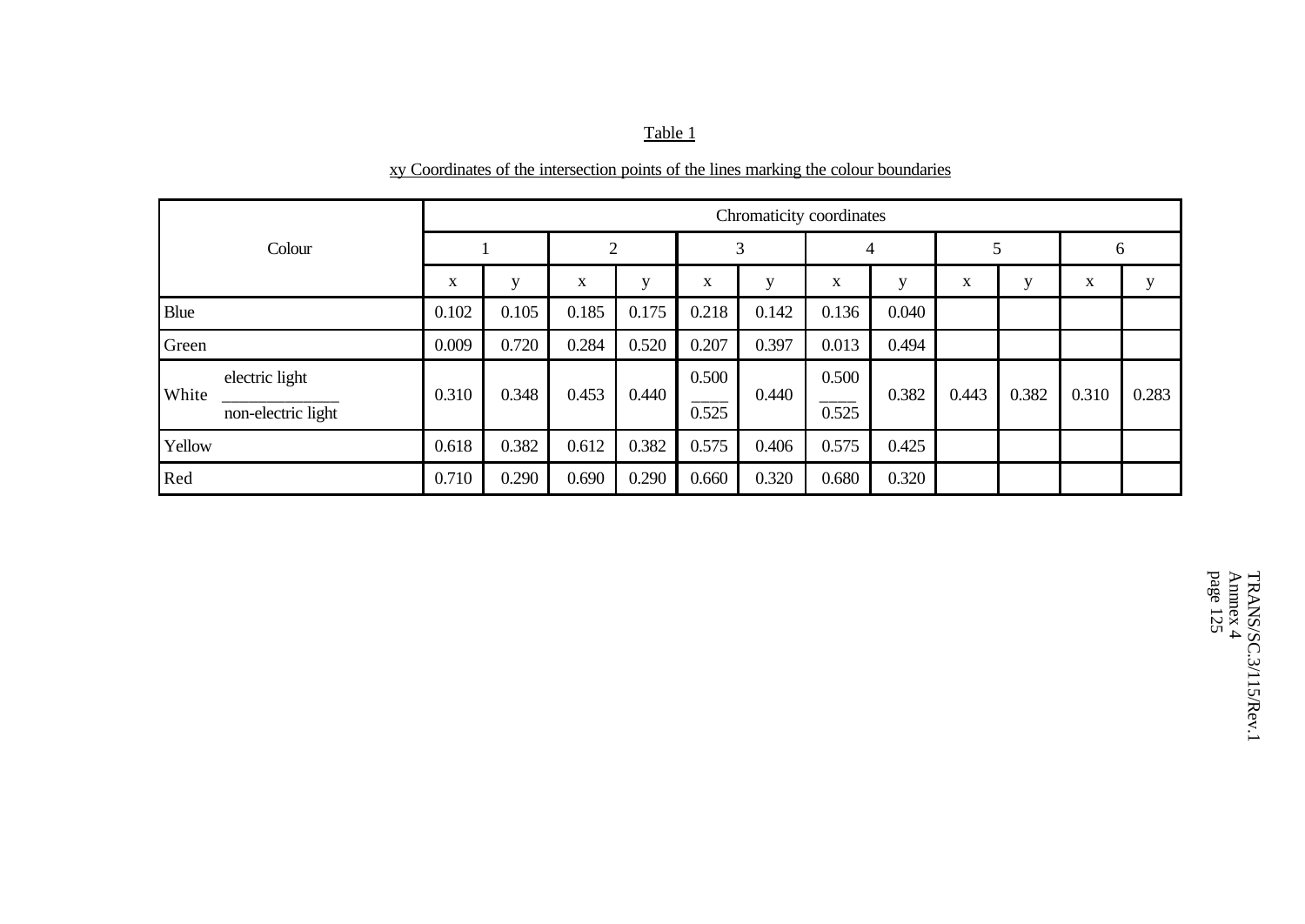Table 1

xy Coordinates of the intersection points of the lines marking the colour boundaries

| Colour | Chromaticity coordinates | | | | | | | | | | | |
|---|---|---|---|---|---|---|---|---|---|---|---|---|
| | 1 | | 2 | | 3 | | 4 | | 5 | | 6 | |
| | x | y | x | y | x | y | x | y | x | y | x | y |
| Blue | 0.102 | 0.105 | 0.185 | 0.175 | 0.218 | 0.142 | 0.136 | 0.040 | | | | |
| Green | 0.009 | 0.720 | 0.284 | 0.520 | 0.207 | 0.397 | 0.013 | 0.494 | | | | |
| White electric light / non-electric light | 0.310 | 0.348 | 0.453 | 0.440 | 0.500 / 0.525 | 0.440 | 0.500 / 0.525 | 0.382 | 0.443 | 0.382 | 0.310 | 0.283 |
| Yellow | 0.618 | 0.382 | 0.612 | 0.382 | 0.575 | 0.406 | 0.575 | 0.425 | | | | |
| Red | 0.710 | 0.290 | 0.690 | 0.290 | 0.660 | 0.320 | 0.680 | 0.320 | | | | |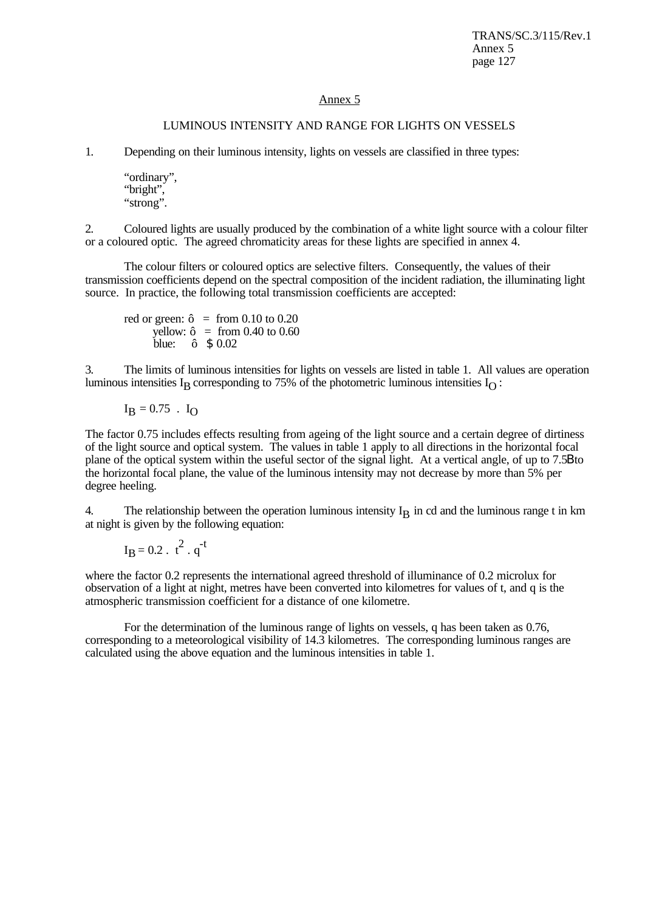Annex 5

## LUMINOUS INTENSITY AND RANGE FOR LIGHTS ON VESSELS

1. Depending on their luminous intensity, lights on vessels are classified in three types:

   "ordinary",
   "bright",
   "strong".

2. Coloured lights are usually produced by the combination of a white light source with a colour filter or a coloured optic. The agreed chromaticity areas for these lights are specified in annex 4.

   The colour filters or coloured optics are selective filters. Consequently, the values of their transmission coefficients depend on the spectral composition of the incident radiation, the illuminating light source. In practice, the following total transmission coefficients are accepted:

   red or green: $\tau$ = from 0.10 to 0.20
   yellow: $\tau$ = from 0.40 to 0.60
   blue: $\tau \geq 0.02$

3. The limits of luminous intensities for lights on vessels are listed in table 1. All values are operation luminous intensities $I_B$ corresponding to 75% of the photometric luminous intensities $I_O$ :

$$I_B = 0.75 \cdot I_O$$

The factor 0.75 includes effects resulting from ageing of the light source and a certain degree of dirtiness of the light source and optical system. The values in table 1 apply to all directions in the horizontal focal plane of the optical system within the useful sector of the signal light. At a vertical angle, of up to 7.5° to the horizontal focal plane, the value of the luminous intensity may not decrease by more than 5% per degree heeling.

4. The relationship between the operation luminous intensity $I_B$ in cd and the luminous range t in km at night is given by the following equation:

$$I_B = 0.2 \cdot t^2 \cdot q^{-t}$$

where the factor 0.2 represents the international agreed threshold of illuminance of 0.2 microlux for observation of a light at night, metres have been converted into kilometres for values of t, and q is the atmospheric transmission coefficient for a distance of one kilometre.

For the determination of the luminous range of lights on vessels, q has been taken as 0.76, corresponding to a meteorological visibility of 14.3 kilometres. The corresponding luminous ranges are calculated using the above equation and the luminous intensities in table 1.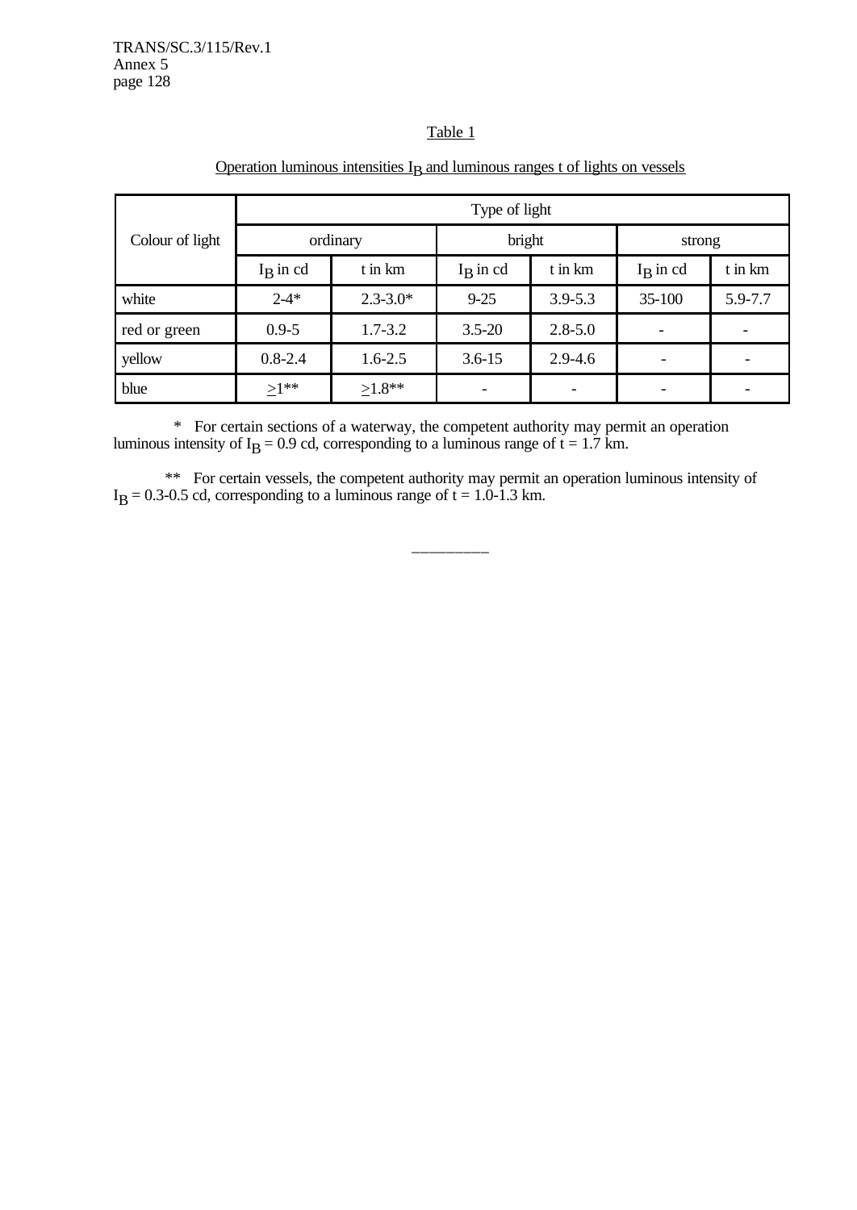Table 1

Operation luminous intensities $I_B$ and luminous ranges t of lights on vessels

| Colour of light | Type of light | | | | | |
|---|---|---|---|---|---|---|
| | ordinary | | bright | | strong | |
| | $I_B$ in cd | t in km | $I_B$ in cd | t in km | $I_B$ in cd | t in km |
| white | 2-4* | 2.3-3.0* | 9-25 | 3.9-5.3 | 35-100 | 5.9-7.7 |
| red or green | 0.9-5 | 1.7-3.2 | 3.5-20 | 2.8-5.0 | - | - |
| yellow | 0.8-2.4 | 1.6-2.5 | 3.6-15 | 2.9-4.6 | - | - |
| blue | $\geq$1** | $\geq$1.8** | - | - | - | - |

\* For certain sections of a waterway, the competent authority may permit an operation luminous intensity of $I_B$ = 0.9 cd, corresponding to a luminous range of t = 1.7 km.

\** For certain vessels, the competent authority may permit an operation luminous intensity of $I_B$ = 0.3-0.5 cd, corresponding to a luminous range of t = 1.0-1.3 km.

__________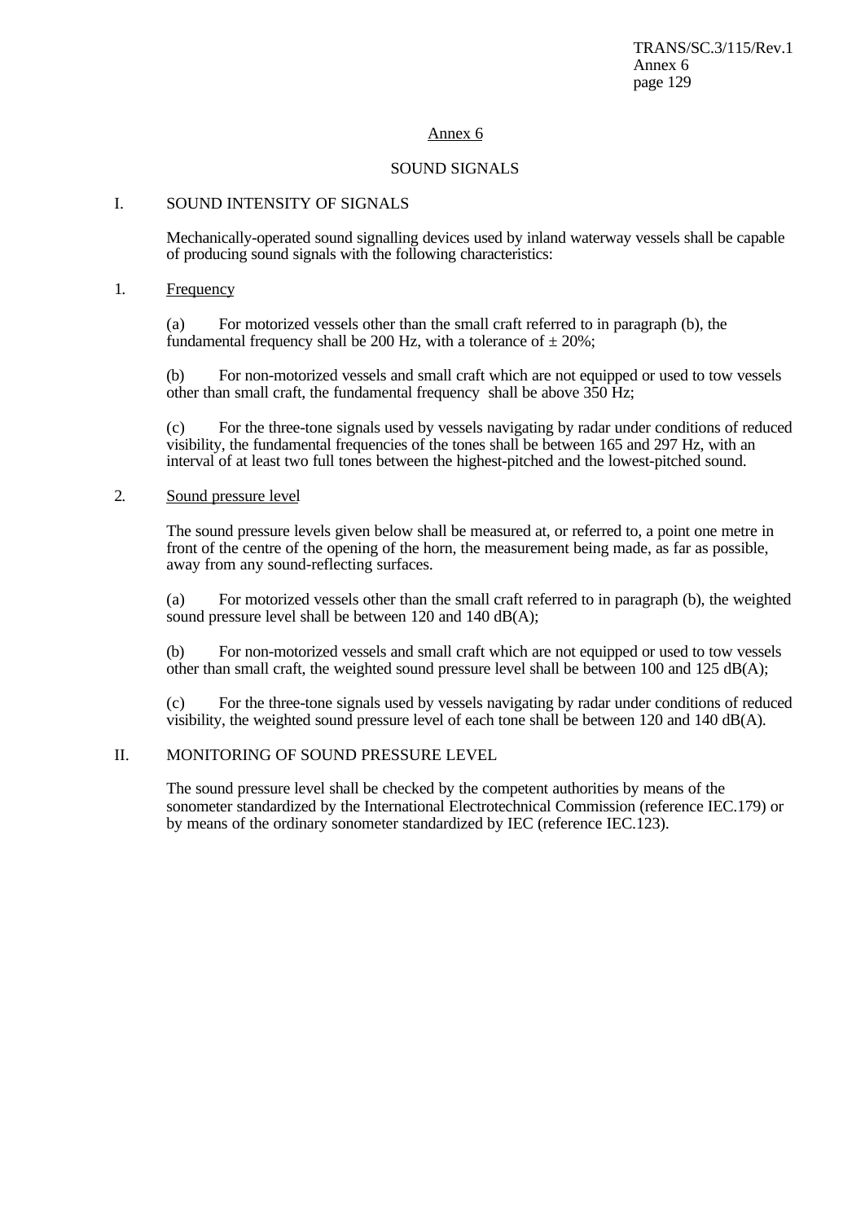# Annex 6

## SOUND SIGNALS

## I. SOUND INTENSITY OF SIGNALS

Mechanically-operated sound signalling devices used by inland waterway vessels shall be capable of producing sound signals with the following characteristics:

### 1. Frequency

(a) For motorized vessels other than the small craft referred to in paragraph (b), the fundamental frequency shall be 200 Hz, with a tolerance of ± 20%;

(b) For non-motorized vessels and small craft which are not equipped or used to tow vessels other than small craft, the fundamental frequency shall be above 350 Hz;

(c) For the three-tone signals used by vessels navigating by radar under conditions of reduced visibility, the fundamental frequencies of the tones shall be between 165 and 297 Hz, with an interval of at least two full tones between the highest-pitched and the lowest-pitched sound.

### 2. Sound pressure level

The sound pressure levels given below shall be measured at, or referred to, a point one metre in front of the centre of the opening of the horn, the measurement being made, as far as possible, away from any sound-reflecting surfaces.

(a) For motorized vessels other than the small craft referred to in paragraph (b), the weighted sound pressure level shall be between 120 and 140 dB(A);

(b) For non-motorized vessels and small craft which are not equipped or used to tow vessels other than small craft, the weighted sound pressure level shall be between 100 and 125 dB(A);

(c) For the three-tone signals used by vessels navigating by radar under conditions of reduced visibility, the weighted sound pressure level of each tone shall be between 120 and 140 dB(A).

## II. MONITORING OF SOUND PRESSURE LEVEL

The sound pressure level shall be checked by the competent authorities by means of the sonometer standardized by the International Electrotechnical Commission (reference IEC.179) or by means of the ordinary sonometer standardized by IEC (reference IEC.123).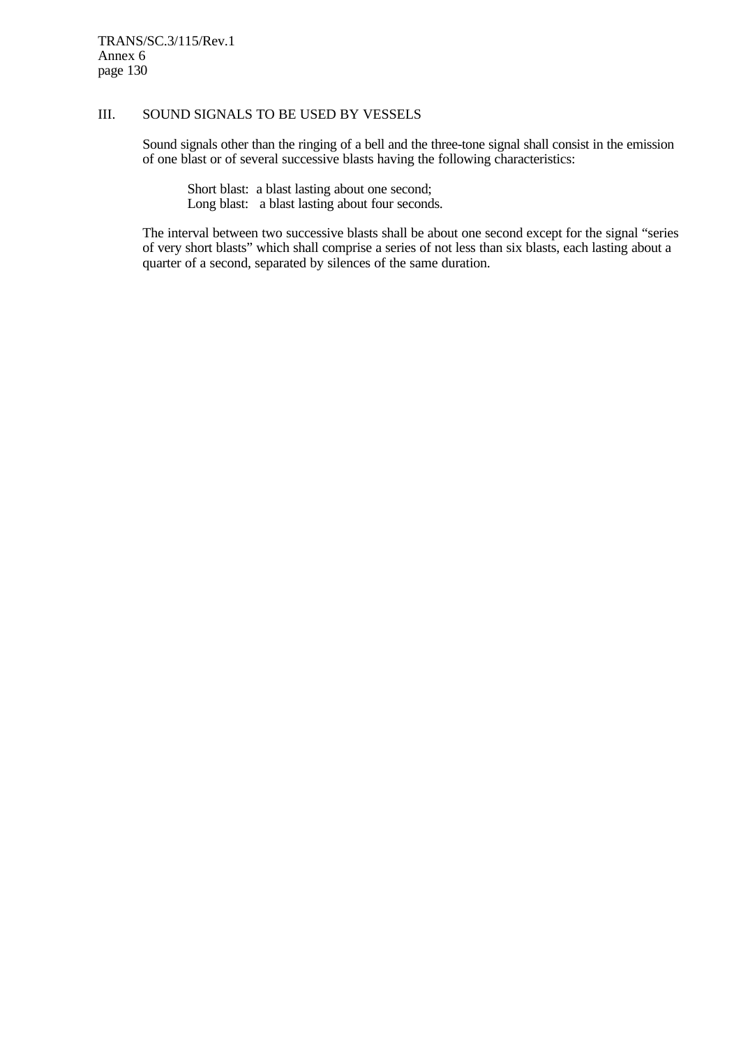## III. SOUND SIGNALS TO BE USED BY VESSELS

Sound signals other than the ringing of a bell and the three-tone signal shall consist in the emission of one blast or of several successive blasts having the following characteristics:

Short blast: a blast lasting about one second;
Long blast: a blast lasting about four seconds.

The interval between two successive blasts shall be about one second except for the signal “series of very short blasts” which shall comprise a series of not less than six blasts, each lasting about a quarter of a second, separated by silences of the same duration.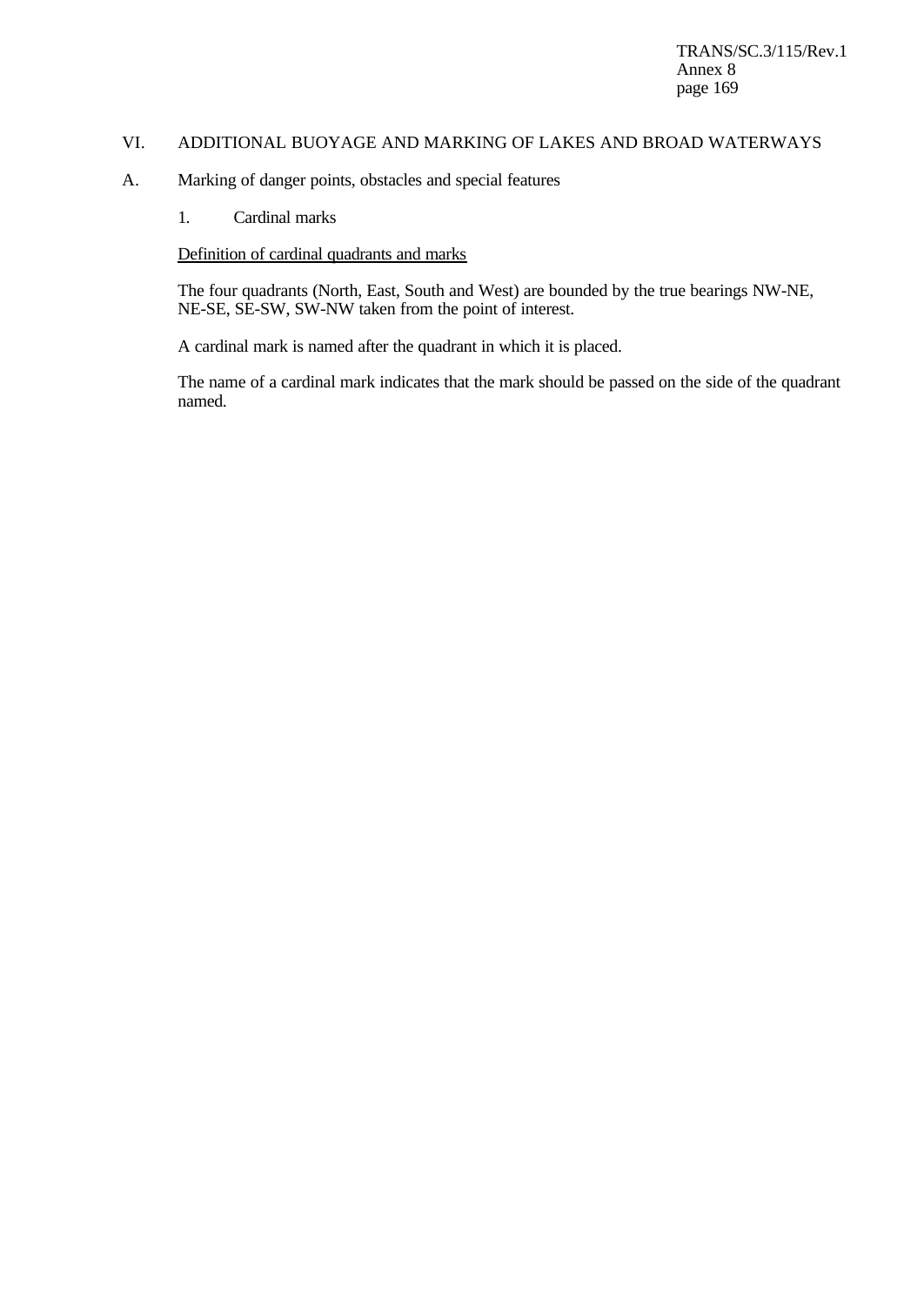## VI. ADDITIONAL BUOYAGE AND MARKING OF LAKES AND BROAD WATERWAYS

### A. Marking of danger points, obstacles and special features

#### 1. Cardinal marks

Definition of cardinal quadrants and marks

The four quadrants (North, East, South and West) are bounded by the true bearings NW-NE, NE-SE, SE-SW, SW-NW taken from the point of interest.

A cardinal mark is named after the quadrant in which it is placed.

The name of a cardinal mark indicates that the mark should be passed on the side of the quadrant named.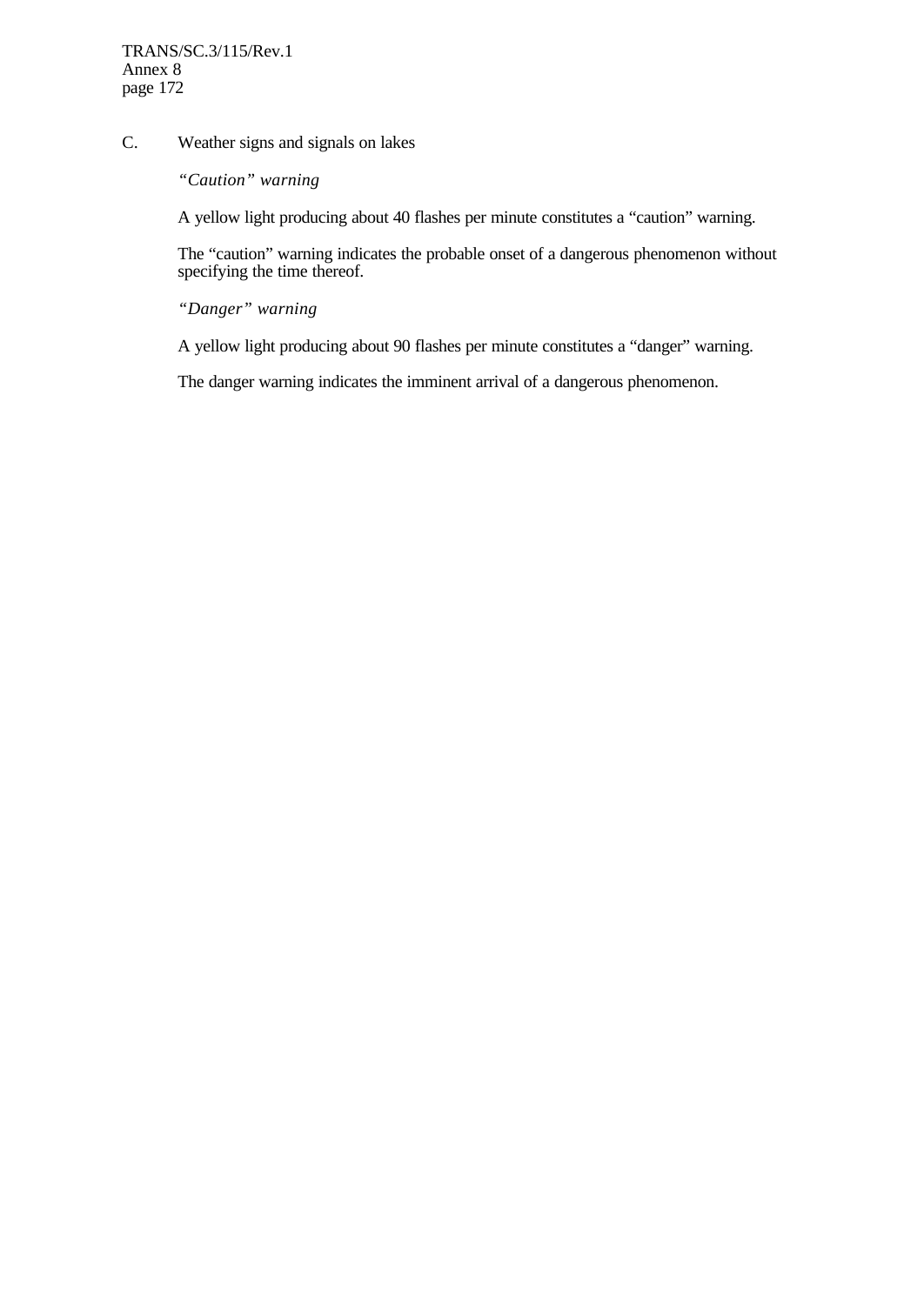## C. Weather signs and signals on lakes

*"Caution" warning*

A yellow light producing about 40 flashes per minute constitutes a "caution" warning.

The "caution" warning indicates the probable onset of a dangerous phenomenon without specifying the time thereof.

*"Danger" warning*

A yellow light producing about 90 flashes per minute constitutes a "danger" warning.

The danger warning indicates the imminent arrival of a dangerous phenomenon.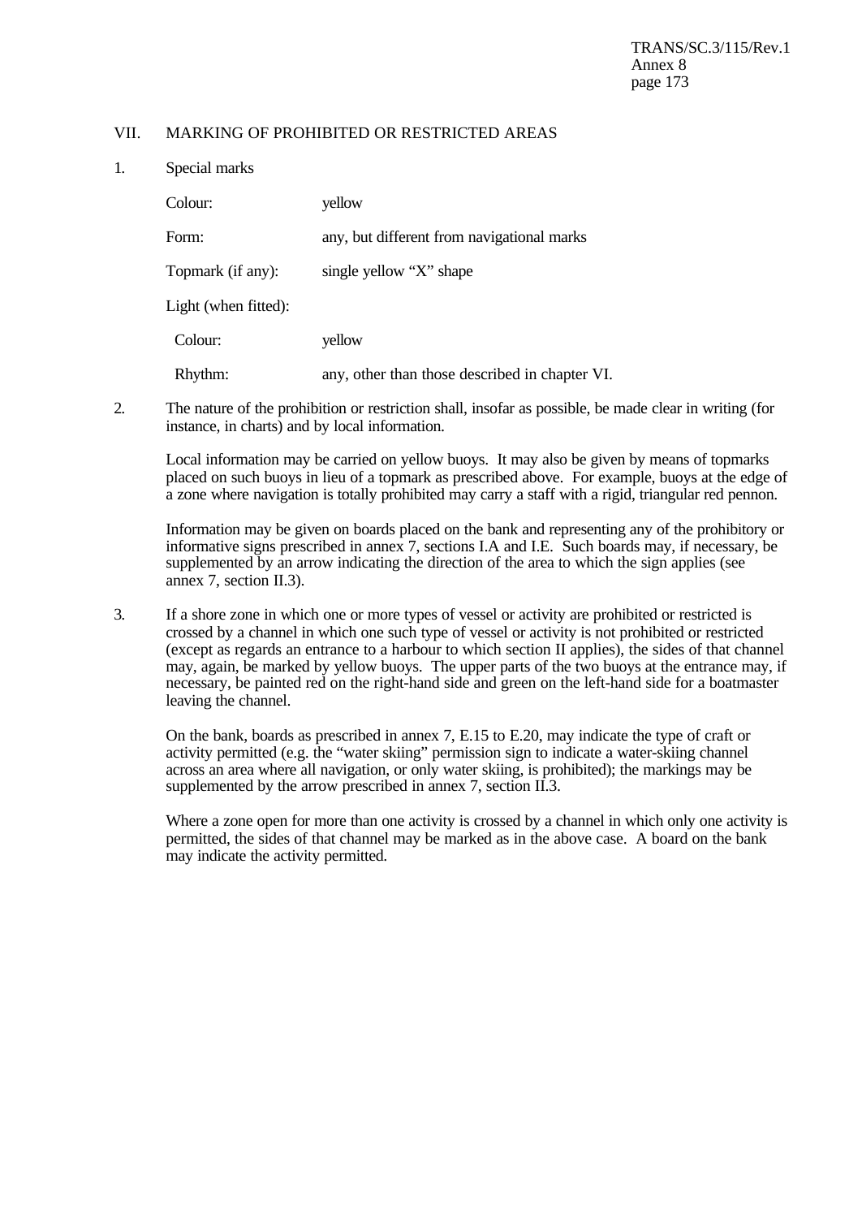## VII. MARKING OF PROHIBITED OR RESTRICTED AREAS

1. Special marks

| | |
|---|---|
| Colour: | yellow |
| Form: | any, but different from navigational marks |
| Topmark (if any): | single yellow "X" shape |
| Light (when fitted): | |
| Colour: | yellow |
| Rhythm: | any, other than those described in chapter VI. |

2. The nature of the prohibition or restriction shall, insofar as possible, be made clear in writing (for instance, in charts) and by local information.

   Local information may be carried on yellow buoys. It may also be given by means of topmarks placed on such buoys in lieu of a topmark as prescribed above. For example, buoys at the edge of a zone where navigation is totally prohibited may carry a staff with a rigid, triangular red pennon.

   Information may be given on boards placed on the bank and representing any of the prohibitory or informative signs prescribed in annex 7, sections I.A and I.E. Such boards may, if necessary, be supplemented by an arrow indicating the direction of the area to which the sign applies (see annex 7, section II.3).

3. If a shore zone in which one or more types of vessel or activity are prohibited or restricted is crossed by a channel in which one such type of vessel or activity is not prohibited or restricted (except as regards an entrance to a harbour to which section II applies), the sides of that channel may, again, be marked by yellow buoys. The upper parts of the two buoys at the entrance may, if necessary, be painted red on the right-hand side and green on the left-hand side for a boatmaster leaving the channel.

   On the bank, boards as prescribed in annex 7, E.15 to E.20, may indicate the type of craft or activity permitted (e.g. the "water skiing" permission sign to indicate a water-skiing channel across an area where all navigation, or only water skiing, is prohibited); the markings may be supplemented by the arrow prescribed in annex 7, section II.3.

   Where a zone open for more than one activity is crossed by a channel in which only one activity is permitted, the sides of that channel may be marked as in the above case. A board on the bank may indicate the activity permitted.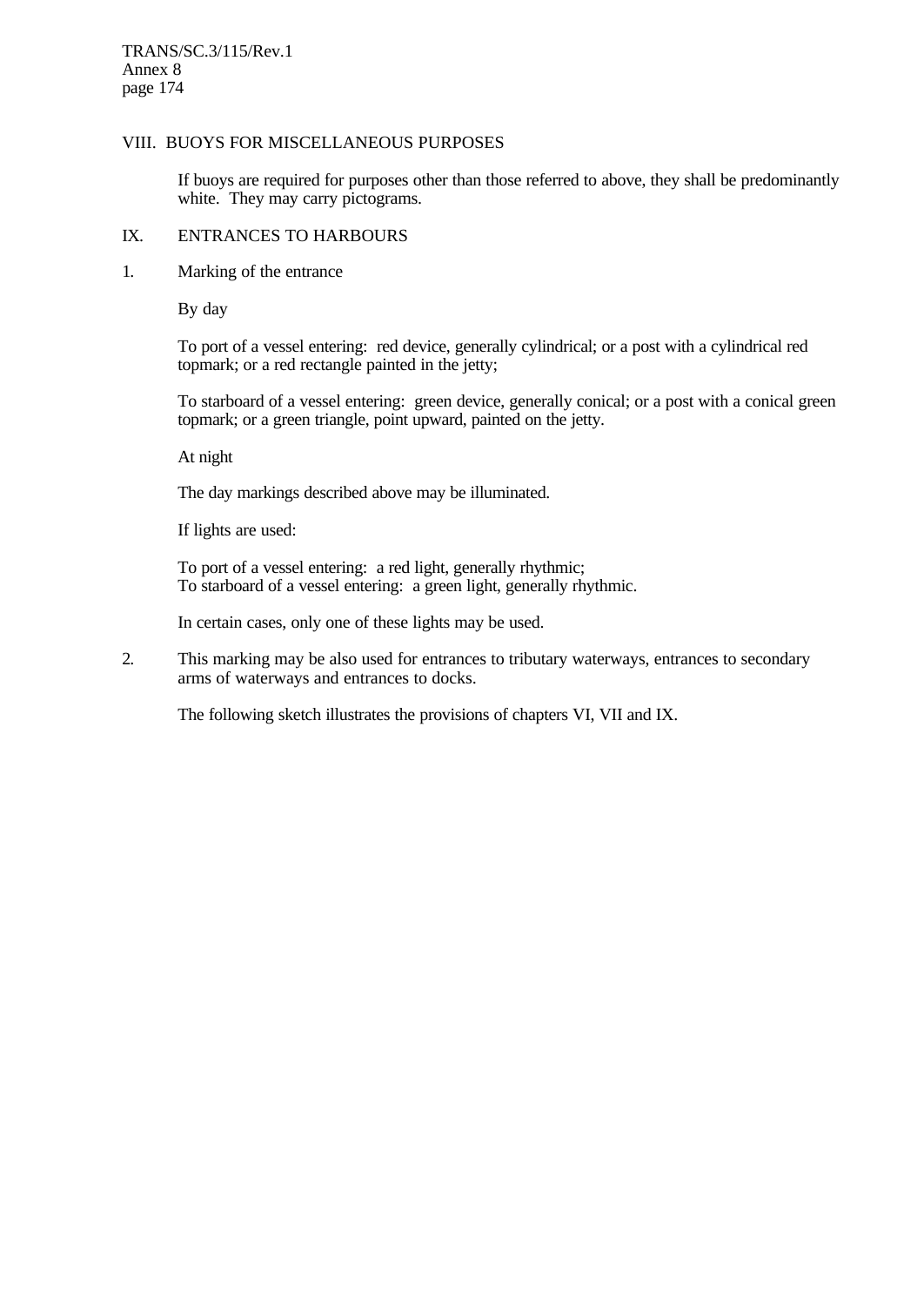## VIII. BUOYS FOR MISCELLANEOUS PURPOSES

If buoys are required for purposes other than those referred to above, they shall be predominantly white. They may carry pictograms.

## IX. ENTRANCES TO HARBOURS

1. Marking of the entrance

By day

To port of a vessel entering: red device, generally cylindrical; or a post with a cylindrical red topmark; or a red rectangle painted in the jetty;

To starboard of a vessel entering: green device, generally conical; or a post with a conical green topmark; or a green triangle, point upward, painted on the jetty.

At night

The day markings described above may be illuminated.

If lights are used:

To port of a vessel entering: a red light, generally rhythmic;
To starboard of a vessel entering: a green light, generally rhythmic.

In certain cases, only one of these lights may be used.

2. This marking may be also used for entrances to tributary waterways, entrances to secondary arms of waterways and entrances to docks.

The following sketch illustrates the provisions of chapters VI, VII and IX.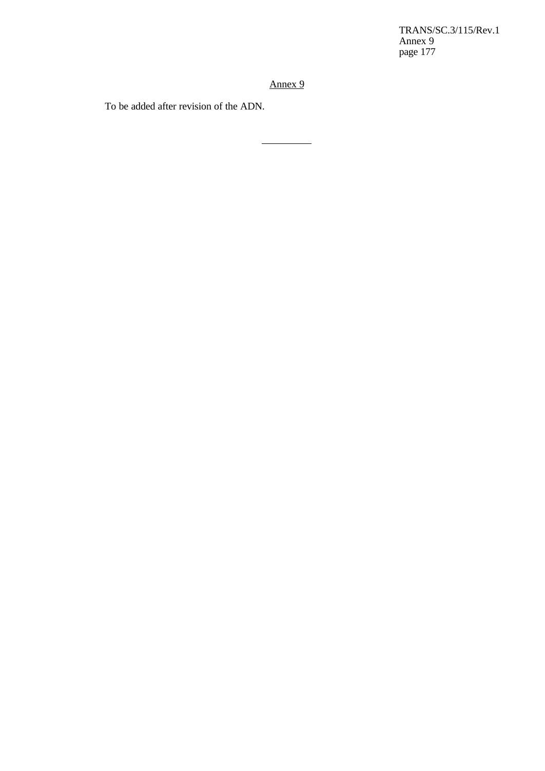Annex 9

To be added after revision of the ADN.

__________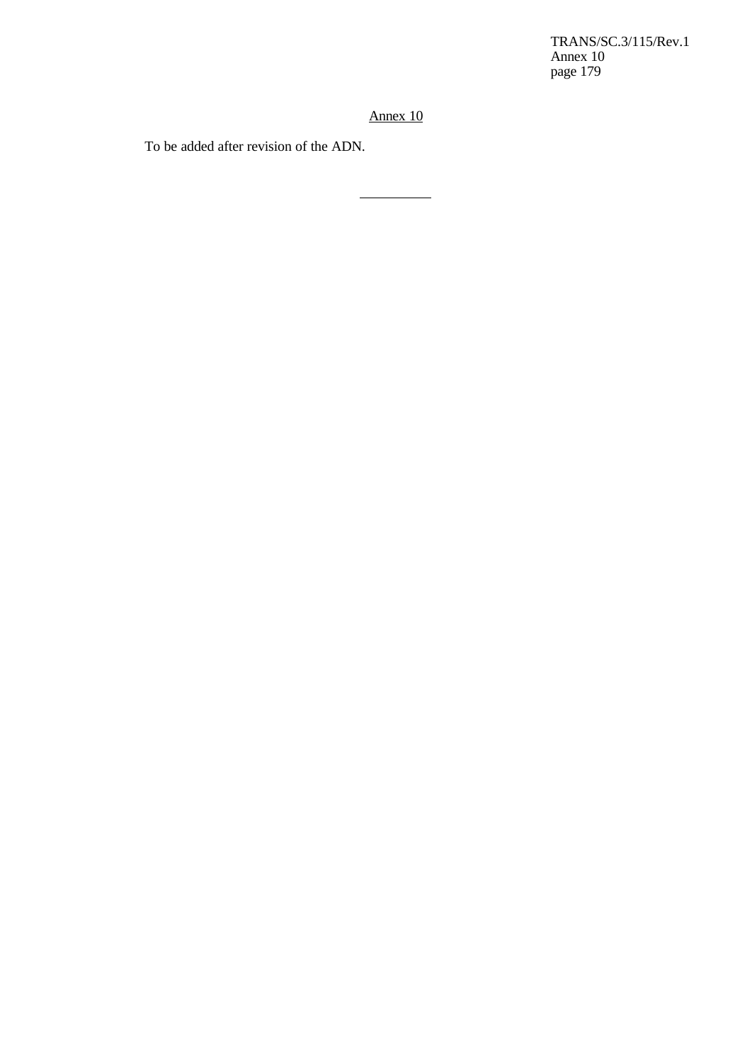# Annex 10

To be added after revision of the ADN.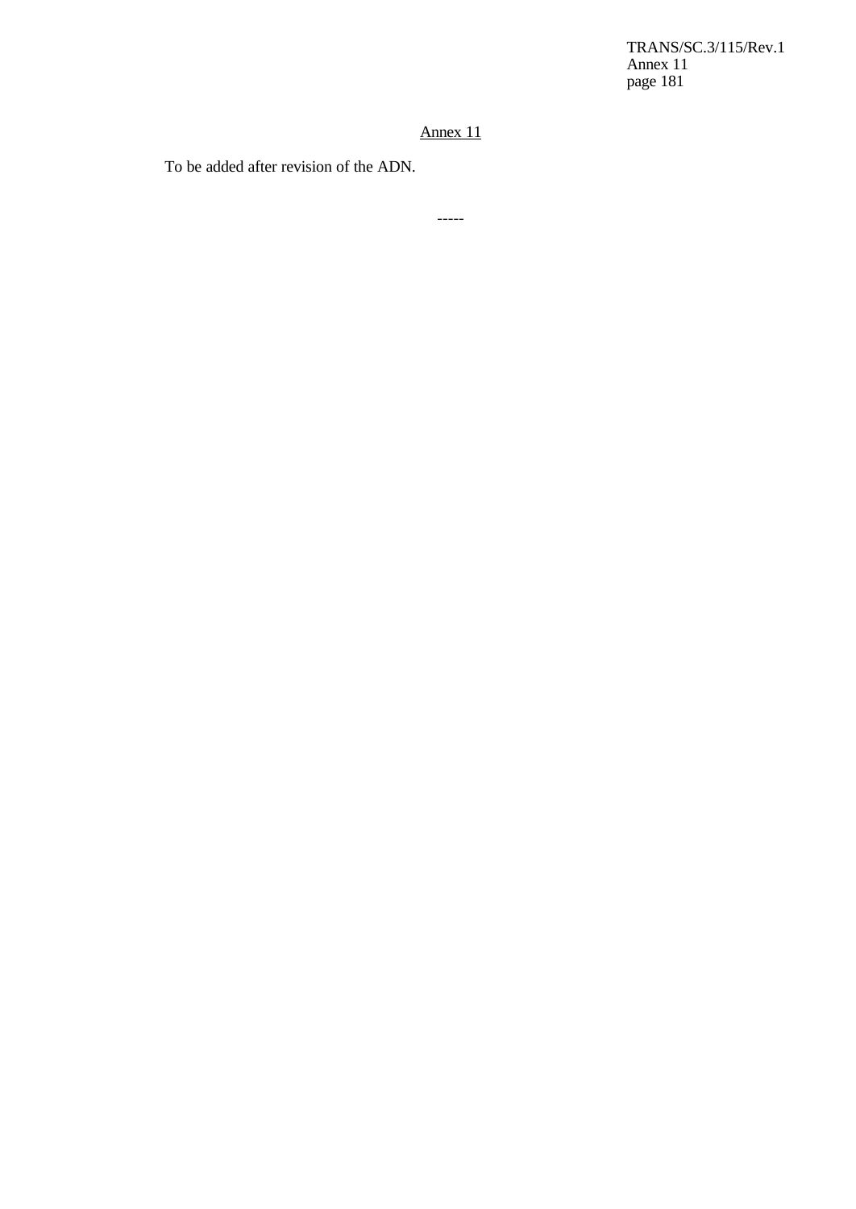## Annex 11

To be added after revision of the ADN.

-----